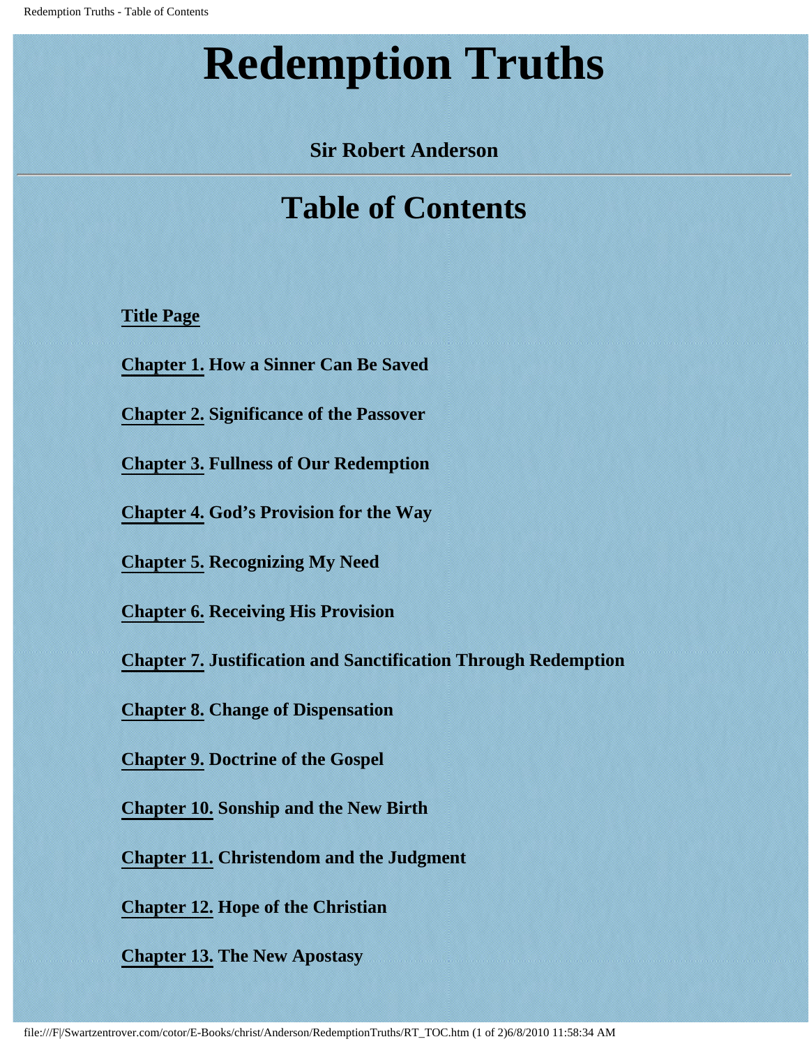# Redemption Truths

**Sir Robert Anderson**

---

## Table of Contents

**Title Page**

**Chapter 1. How a Sinner Can Be Saved**

**Chapter 2. Significance of the Passover**

**Chapter 3. Fullness of Our Redemption**

**Chapter 4. God's Provision for the Way**

**Chapter 5. Recognizing My Need**

**Chapter 6. Receiving His Provision**

**Chapter 7. Justification and Sanctification Through Redemption**

**Chapter 8. Change of Dispensation**

**Chapter 9. Doctrine of the Gospel**

**Chapter 10. Sonship and the New Birth**

**Chapter 11. Christendom and the Judgment**

**Chapter 12. Hope of the Christian**

**Chapter 13. The New Apostasy**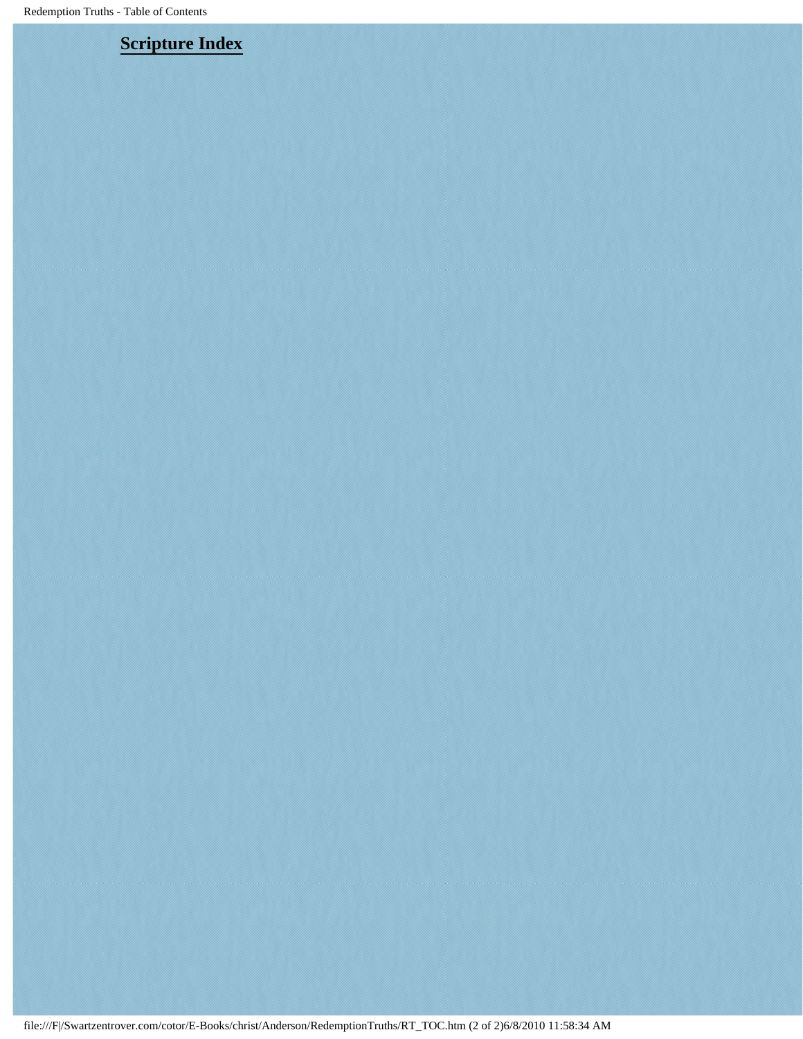**Scripture Index**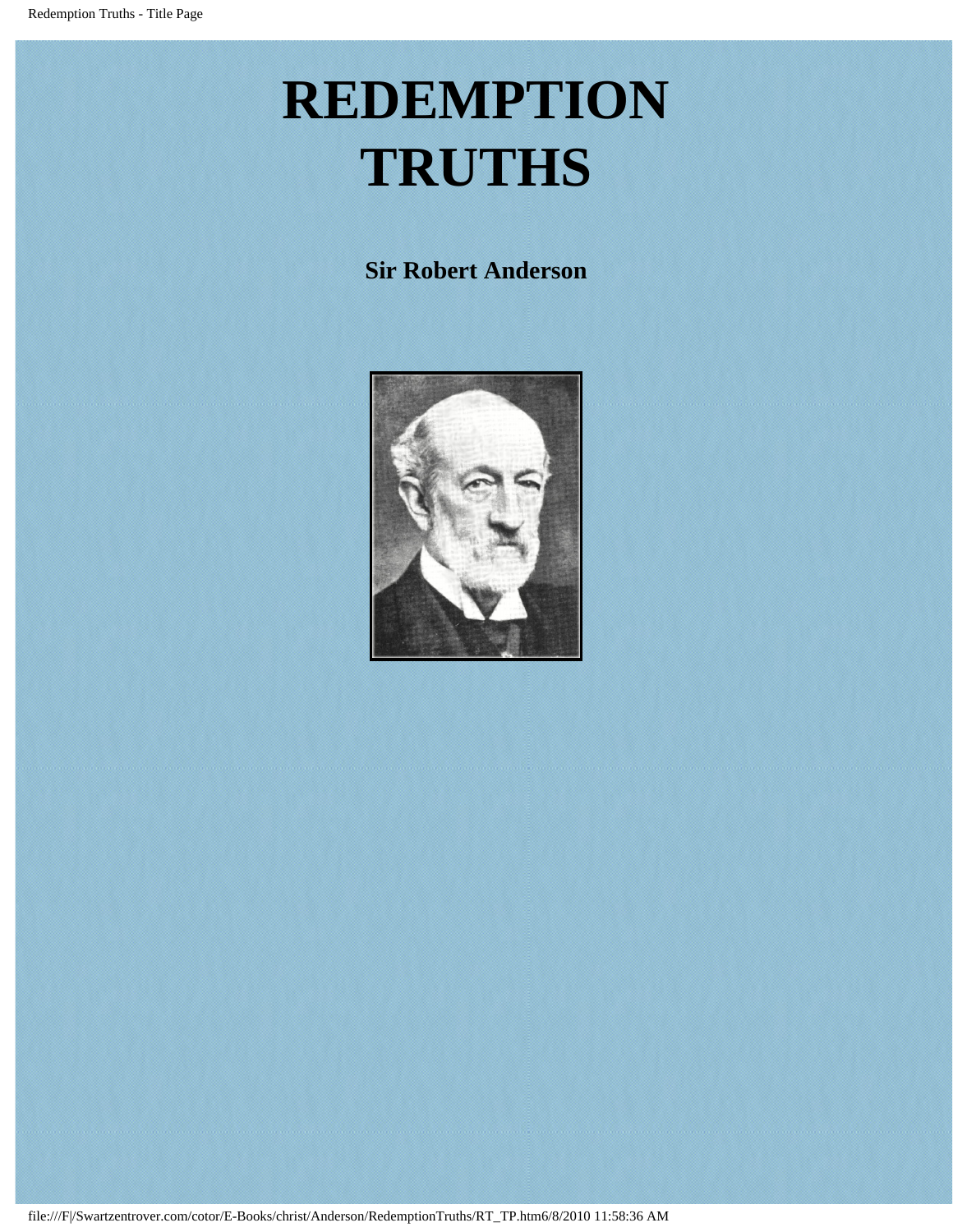# REDEMPTION TRUTHS

**Sir Robert Anderson**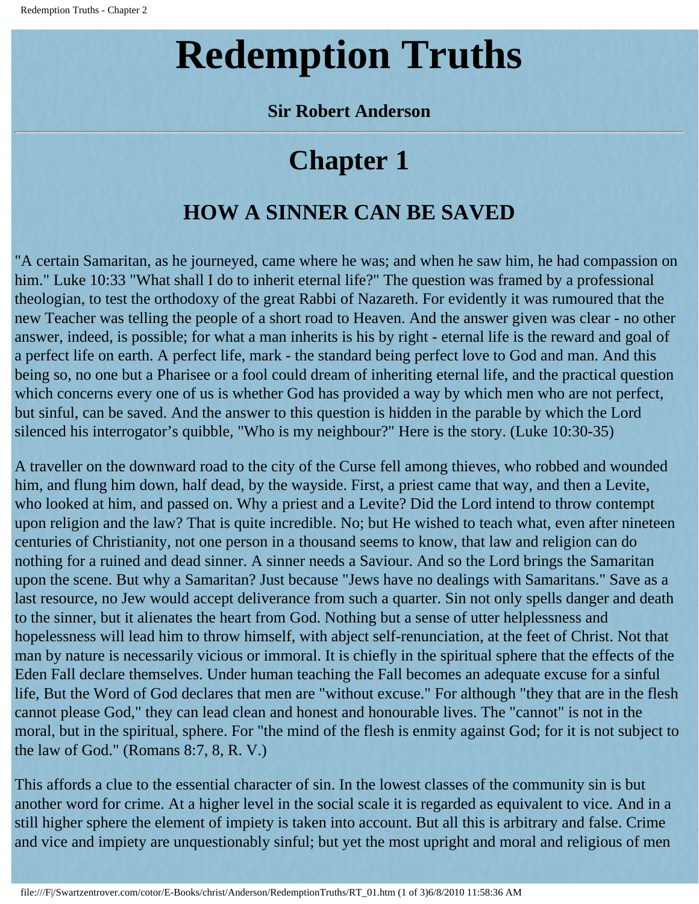# Redemption Truths

**Sir Robert Anderson**

---

# Chapter 1

## HOW A SINNER CAN BE SAVED

"A certain Samaritan, as he journeyed, came where he was; and when he saw him, he had compassion on him." Luke 10:33 "What shall I do to inherit eternal life?" The question was framed by a professional theologian, to test the orthodoxy of the great Rabbi of Nazareth. For evidently it was rumoured that the new Teacher was telling the people of a short road to Heaven. And the answer given was clear - no other answer, indeed, is possible; for what a man inherits is his by right - eternal life is the reward and goal of a perfect life on earth. A perfect life, mark - the standard being perfect love to God and man. And this being so, no one but a Pharisee or a fool could dream of inheriting eternal life, and the practical question which concerns every one of us is whether God has provided a way by which men who are not perfect, but sinful, can be saved. And the answer to this question is hidden in the parable by which the Lord silenced his interrogator's quibble, "Who is my neighbour?" Here is the story. (Luke 10:30-35)

A traveller on the downward road to the city of the Curse fell among thieves, who robbed and wounded him, and flung him down, half dead, by the wayside. First, a priest came that way, and then a Levite, who looked at him, and passed on. Why a priest and a Levite? Did the Lord intend to throw contempt upon religion and the law? That is quite incredible. No; but He wished to teach what, even after nineteen centuries of Christianity, not one person in a thousand seems to know, that law and religion can do nothing for a ruined and dead sinner. A sinner needs a Saviour. And so the Lord brings the Samaritan upon the scene. But why a Samaritan? Just because "Jews have no dealings with Samaritans." Save as a last resource, no Jew would accept deliverance from such a quarter. Sin not only spells danger and death to the sinner, but it alienates the heart from God. Nothing but a sense of utter helplessness and hopelessness will lead him to throw himself, with abject self-renunciation, at the feet of Christ. Not that man by nature is necessarily vicious or immoral. It is chiefly in the spiritual sphere that the effects of the Eden Fall declare themselves. Under human teaching the Fall becomes an adequate excuse for a sinful life, But the Word of God declares that men are "without excuse." For although "they that are in the flesh cannot please God," they can lead clean and honest and honourable lives. The "cannot" is not in the moral, but in the spiritual, sphere. For "the mind of the flesh is enmity against God; for it is not subject to the law of God." (Romans 8:7, 8, R. V.)

This affords a clue to the essential character of sin. In the lowest classes of the community sin is but another word for crime. At a higher level in the social scale it is regarded as equivalent to vice. And in a still higher sphere the element of impiety is taken into account. But all this is arbitrary and false. Crime and vice and impiety are unquestionably sinful; but yet the most upright and moral and religious of men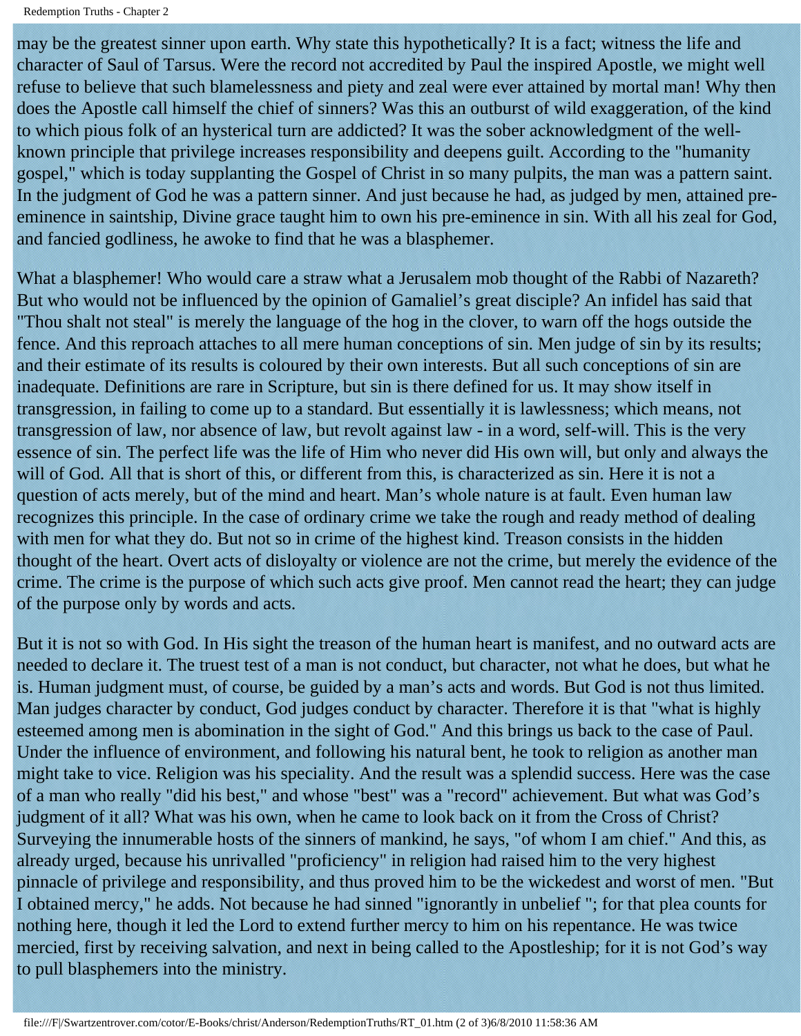may be the greatest sinner upon earth. Why state this hypothetically? It is a fact; witness the life and character of Saul of Tarsus. Were the record not accredited by Paul the inspired Apostle, we might well refuse to believe that such blamelessness and piety and zeal were ever attained by mortal man! Why then does the Apostle call himself the chief of sinners? Was this an outburst of wild exaggeration, of the kind to which pious folk of an hysterical turn are addicted? It was the sober acknowledgment of the well-known principle that privilege increases responsibility and deepens guilt. According to the "humanity gospel," which is today supplanting the Gospel of Christ in so many pulpits, the man was a pattern saint. In the judgment of God he was a pattern sinner. And just because he had, as judged by men, attained pre-eminence in saintship, Divine grace taught him to own his pre-eminence in sin. With all his zeal for God, and fancied godliness, he awoke to find that he was a blasphemer.

What a blasphemer! Who would care a straw what a Jerusalem mob thought of the Rabbi of Nazareth? But who would not be influenced by the opinion of Gamaliel's great disciple? An infidel has said that "Thou shalt not steal" is merely the language of the hog in the clover, to warn off the hogs outside the fence. And this reproach attaches to all mere human conceptions of sin. Men judge of sin by its results; and their estimate of its results is coloured by their own interests. But all such conceptions of sin are inadequate. Definitions are rare in Scripture, but sin is there defined for us. It may show itself in transgression, in failing to come up to a standard. But essentially it is lawlessness; which means, not transgression of law, nor absence of law, but revolt against law - in a word, self-will. This is the very essence of sin. The perfect life was the life of Him who never did His own will, but only and always the will of God. All that is short of this, or different from this, is characterized as sin. Here it is not a question of acts merely, but of the mind and heart. Man's whole nature is at fault. Even human law recognizes this principle. In the case of ordinary crime we take the rough and ready method of dealing with men for what they do. But not so in crime of the highest kind. Treason consists in the hidden thought of the heart. Overt acts of disloyalty or violence are not the crime, but merely the evidence of the crime. The crime is the purpose of which such acts give proof. Men cannot read the heart; they can judge of the purpose only by words and acts.

But it is not so with God. In His sight the treason of the human heart is manifest, and no outward acts are needed to declare it. The truest test of a man is not conduct, but character, not what he does, but what he is. Human judgment must, of course, be guided by a man's acts and words. But God is not thus limited. Man judges character by conduct, God judges conduct by character. Therefore it is that "what is highly esteemed among men is abomination in the sight of God." And this brings us back to the case of Paul. Under the influence of environment, and following his natural bent, he took to religion as another man might take to vice. Religion was his speciality. And the result was a splendid success. Here was the case of a man who really "did his best," and whose "best" was a "record" achievement. But what was God's judgment of it all? What was his own, when he came to look back on it from the Cross of Christ? Surveying the innumerable hosts of the sinners of mankind, he says, "of whom I am chief." And this, as already urged, because his unrivalled "proficiency" in religion had raised him to the very highest pinnacle of privilege and responsibility, and thus proved him to be the wickedest and worst of men. "But I obtained mercy," he adds. Not because he had sinned "ignorantly in unbelief "; for that plea counts for nothing here, though it led the Lord to extend further mercy to him on his repentance. He was twice mercied, first by receiving salvation, and next in being called to the Apostleship; for it is not God's way to pull blasphemers into the ministry.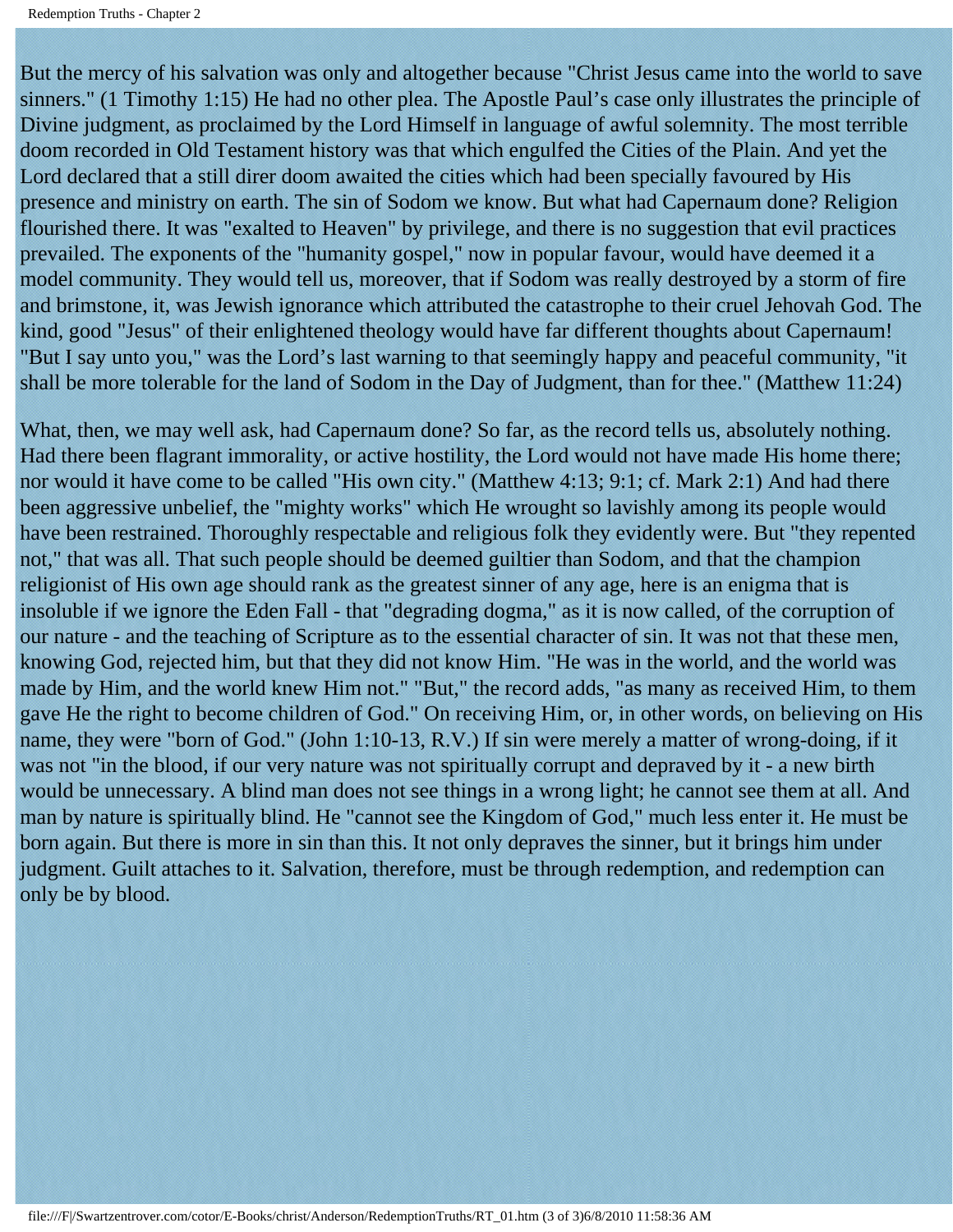But the mercy of his salvation was only and altogether because "Christ Jesus came into the world to save sinners." (1 Timothy 1:15) He had no other plea. The Apostle Paul's case only illustrates the principle of Divine judgment, as proclaimed by the Lord Himself in language of awful solemnity. The most terrible doom recorded in Old Testament history was that which engulfed the Cities of the Plain. And yet the Lord declared that a still direr doom awaited the cities which had been specially favoured by His presence and ministry on earth. The sin of Sodom we know. But what had Capernaum done? Religion flourished there. It was "exalted to Heaven" by privilege, and there is no suggestion that evil practices prevailed. The exponents of the "humanity gospel," now in popular favour, would have deemed it a model community. They would tell us, moreover, that if Sodom was really destroyed by a storm of fire and brimstone, it, was Jewish ignorance which attributed the catastrophe to their cruel Jehovah God. The kind, good "Jesus" of their enlightened theology would have far different thoughts about Capernaum! "But I say unto you," was the Lord's last warning to that seemingly happy and peaceful community, "it shall be more tolerable for the land of Sodom in the Day of Judgment, than for thee." (Matthew 11:24)

What, then, we may well ask, had Capernaum done? So far, as the record tells us, absolutely nothing. Had there been flagrant immorality, or active hostility, the Lord would not have made His home there; nor would it have come to be called "His own city." (Matthew 4:13; 9:1; cf. Mark 2:1) And had there been aggressive unbelief, the "mighty works" which He wrought so lavishly among its people would have been restrained. Thoroughly respectable and religious folk they evidently were. But "they repented not," that was all. That such people should be deemed guiltier than Sodom, and that the champion religionist of His own age should rank as the greatest sinner of any age, here is an enigma that is insoluble if we ignore the Eden Fall - that "degrading dogma," as it is now called, of the corruption of our nature - and the teaching of Scripture as to the essential character of sin. It was not that these men, knowing God, rejected him, but that they did not know Him. "He was in the world, and the world was made by Him, and the world knew Him not." "But," the record adds, "as many as received Him, to them gave He the right to become children of God." On receiving Him, or, in other words, on believing on His name, they were "born of God." (John 1:10-13, R.V.) If sin were merely a matter of wrong-doing, if it was not "in the blood, if our very nature was not spiritually corrupt and depraved by it - a new birth would be unnecessary. A blind man does not see things in a wrong light; he cannot see them at all. And man by nature is spiritually blind. He "cannot see the Kingdom of God," much less enter it. He must be born again. But there is more in sin than this. It not only depraves the sinner, but it brings him under judgment. Guilt attaches to it. Salvation, therefore, must be through redemption, and redemption can only be by blood.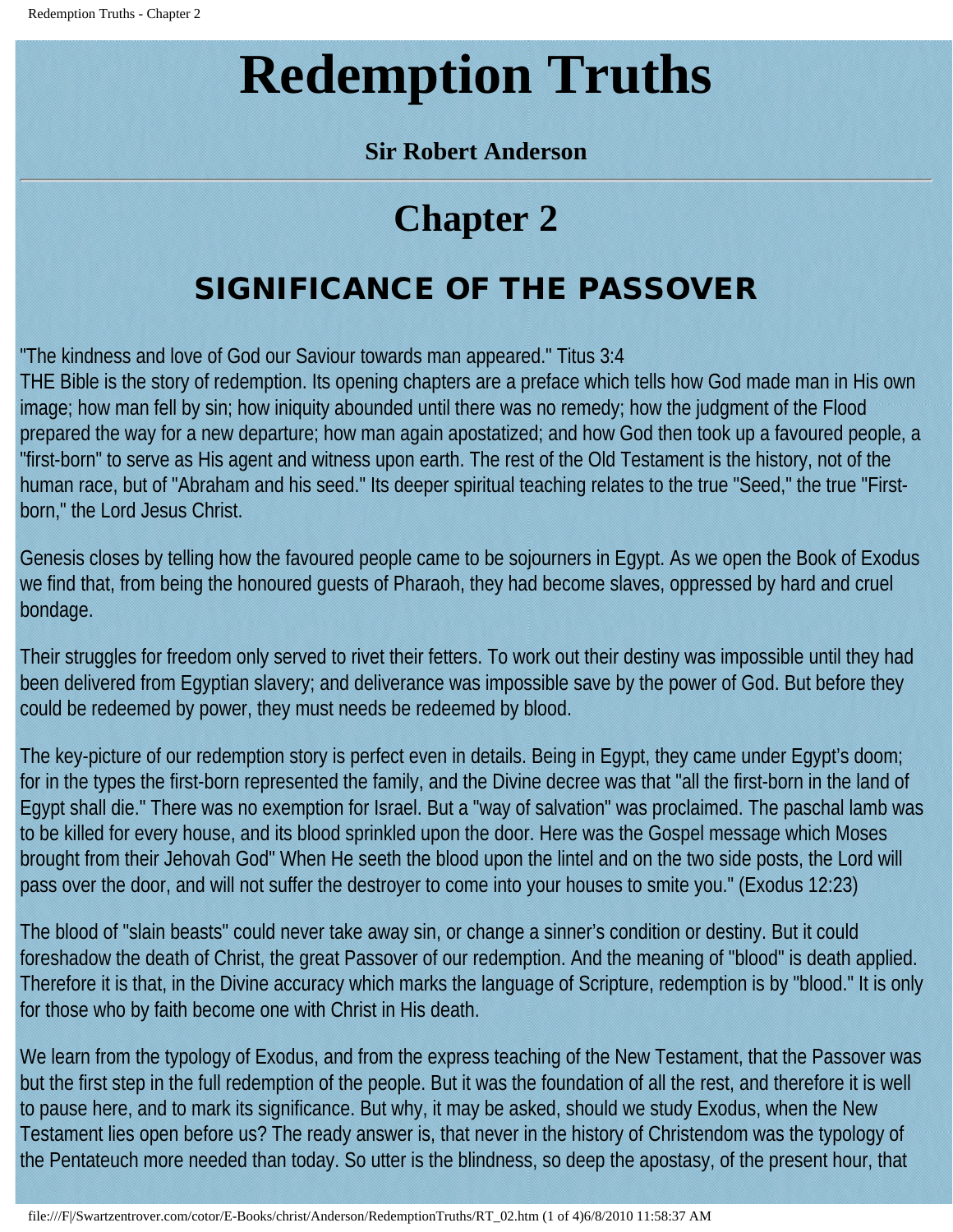# Redemption Truths

**Sir Robert Anderson**

## Chapter 2

### SIGNIFICANCE OF THE PASSOVER

"The kindness and love of God our Saviour towards man appeared." Titus 3:4

THE Bible is the story of redemption. Its opening chapters are a preface which tells how God made man in His own image; how man fell by sin; how iniquity abounded until there was no remedy; how the judgment of the Flood prepared the way for a new departure; how man again apostatized; and how God then took up a favoured people, a "first-born" to serve as His agent and witness upon earth. The rest of the Old Testament is the history, not of the human race, but of "Abraham and his seed." Its deeper spiritual teaching relates to the true "Seed," the true "First-born," the Lord Jesus Christ.

Genesis closes by telling how the favoured people came to be sojourners in Egypt. As we open the Book of Exodus we find that, from being the honoured guests of Pharaoh, they had become slaves, oppressed by hard and cruel bondage.

Their struggles for freedom only served to rivet their fetters. To work out their destiny was impossible until they had been delivered from Egyptian slavery; and deliverance was impossible save by the power of God. But before they could be redeemed by power, they must needs be redeemed by blood.

The key-picture of our redemption story is perfect even in details. Being in Egypt, they came under Egypt's doom; for in the types the first-born represented the family, and the Divine decree was that "all the first-born in the land of Egypt shall die." There was no exemption for Israel. But a "way of salvation" was proclaimed. The paschal lamb was to be killed for every house, and its blood sprinkled upon the door. Here was the Gospel message which Moses brought from their Jehovah God" When He seeth the blood upon the lintel and on the two side posts, the Lord will pass over the door, and will not suffer the destroyer to come into your houses to smite you." (Exodus 12:23)

The blood of "slain beasts" could never take away sin, or change a sinner's condition or destiny. But it could foreshadow the death of Christ, the great Passover of our redemption. And the meaning of "blood" is death applied. Therefore it is that, in the Divine accuracy which marks the language of Scripture, redemption is by "blood." It is only for those who by faith become one with Christ in His death.

We learn from the typology of Exodus, and from the express teaching of the New Testament, that the Passover was but the first step in the full redemption of the people. But it was the foundation of all the rest, and therefore it is well to pause here, and to mark its significance. But why, it may be asked, should we study Exodus, when the New Testament lies open before us? The ready answer is, that never in the history of Christendom was the typology of the Pentateuch more needed than today. So utter is the blindness, so deep the apostasy, of the present hour, that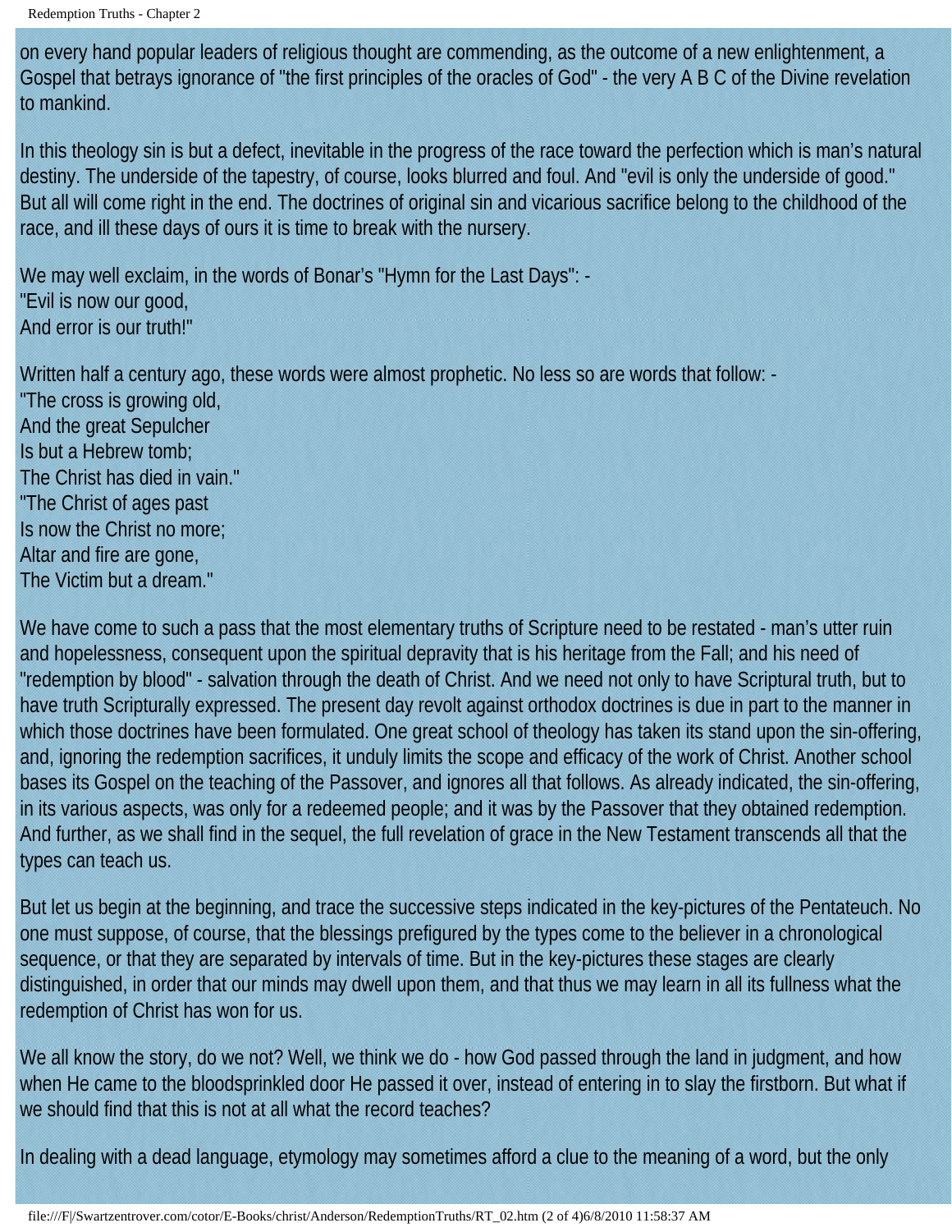on every hand popular leaders of religious thought are commending, as the outcome of a new enlightenment, a Gospel that betrays ignorance of "the first principles of the oracles of God" - the very A B C of the Divine revelation to mankind.

In this theology sin is but a defect, inevitable in the progress of the race toward the perfection which is man's natural destiny. The underside of the tapestry, of course, looks blurred and foul. And "evil is only the underside of good." But all will come right in the end. The doctrines of original sin and vicarious sacrifice belong to the childhood of the race, and ill these days of ours it is time to break with the nursery.

We may well exclaim, in the words of Bonar's "Hymn for the Last Days": -
"Evil is now our good,
And error is our truth!"

Written half a century ago, these words were almost prophetic. No less so are words that follow: -
"The cross is growing old,
And the great Sepulcher
Is but a Hebrew tomb;
The Christ has died in vain."
"The Christ of ages past
Is now the Christ no more;
Altar and fire are gone,
The Victim but a dream."

We have come to such a pass that the most elementary truths of Scripture need to be restated - man's utter ruin and hopelessness, consequent upon the spiritual depravity that is his heritage from the Fall; and his need of "redemption by blood" - salvation through the death of Christ. And we need not only to have Scriptural truth, but to have truth Scripturally expressed. The present day revolt against orthodox doctrines is due in part to the manner in which those doctrines have been formulated. One great school of theology has taken its stand upon the sin-offering, and, ignoring the redemption sacrifices, it unduly limits the scope and efficacy of the work of Christ. Another school bases its Gospel on the teaching of the Passover, and ignores all that follows. As already indicated, the sin-offering, in its various aspects, was only for a redeemed people; and it was by the Passover that they obtained redemption. And further, as we shall find in the sequel, the full revelation of grace in the New Testament transcends all that the types can teach us.

But let us begin at the beginning, and trace the successive steps indicated in the key-pictures of the Pentateuch. No one must suppose, of course, that the blessings prefigured by the types come to the believer in a chronological sequence, or that they are separated by intervals of time. But in the key-pictures these stages are clearly distinguished, in order that our minds may dwell upon them, and that thus we may learn in all its fullness what the redemption of Christ has won for us.

We all know the story, do we not? Well, we think we do - how God passed through the land in judgment, and how when He came to the bloodsprinkled door He passed it over, instead of entering in to slay the firstborn. But what if we should find that this is not at all what the record teaches?

In dealing with a dead language, etymology may sometimes afford a clue to the meaning of a word, but the only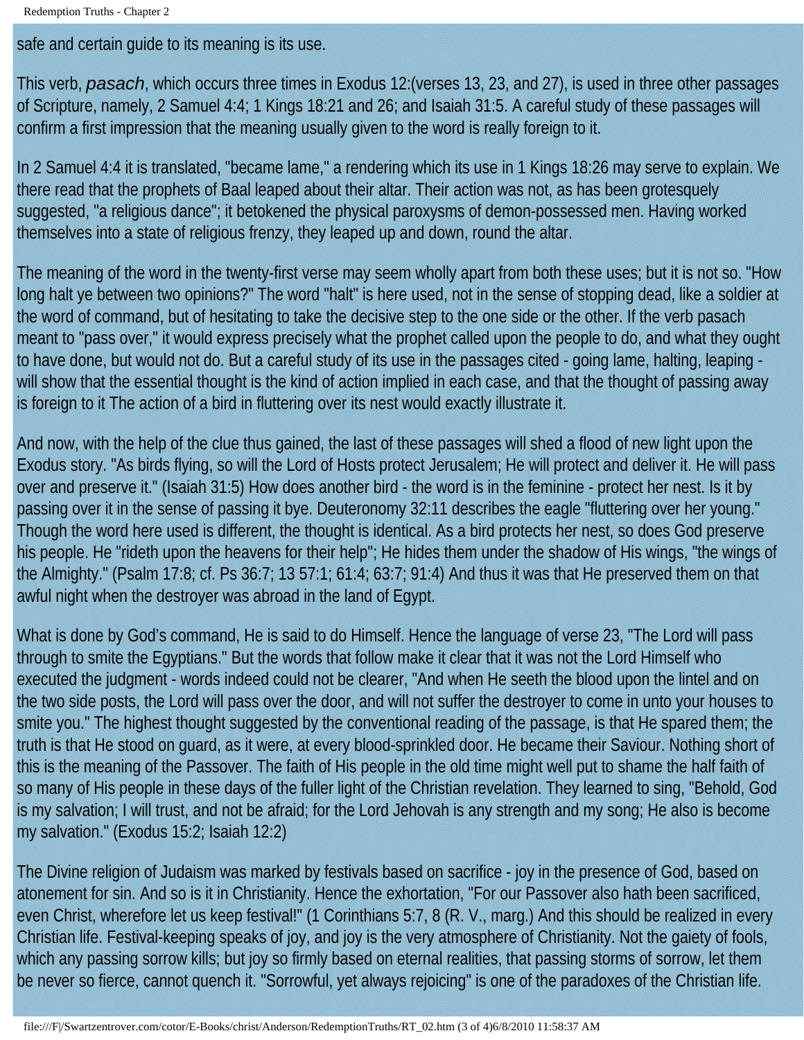safe and certain guide to its meaning is its use.

This verb, *pasach*, which occurs three times in Exodus 12:(verses 13, 23, and 27), is used in three other passages of Scripture, namely, 2 Samuel 4:4; 1 Kings 18:21 and 26; and Isaiah 31:5. A careful study of these passages will confirm a first impression that the meaning usually given to the word is really foreign to it.

In 2 Samuel 4:4 it is translated, "became lame," a rendering which its use in 1 Kings 18:26 may serve to explain. We there read that the prophets of Baal leaped about their altar. Their action was not, as has been grotesquely suggested, "a religious dance"; it betokened the physical paroxysms of demon-possessed men. Having worked themselves into a state of religious frenzy, they leaped up and down, round the altar.

The meaning of the word in the twenty-first verse may seem wholly apart from both these uses; but it is not so. "How long halt ye between two opinions?" The word "halt" is here used, not in the sense of stopping dead, like a soldier at the word of command, but of hesitating to take the decisive step to the one side or the other. If the verb pasach meant to "pass over," it would express precisely what the prophet called upon the people to do, and what they ought to have done, but would not do. But a careful study of its use in the passages cited - going lame, halting, leaping - will show that the essential thought is the kind of action implied in each case, and that the thought of passing away is foreign to it The action of a bird in fluttering over its nest would exactly illustrate it.

And now, with the help of the clue thus gained, the last of these passages will shed a flood of new light upon the Exodus story. "As birds flying, so will the Lord of Hosts protect Jerusalem; He will protect and deliver it. He will pass over and preserve it." (Isaiah 31:5) How does another bird - the word is in the feminine - protect her nest. Is it by passing over it in the sense of passing it bye. Deuteronomy 32:11 describes the eagle "fluttering over her young." Though the word here used is different, the thought is identical. As a bird protects her nest, so does God preserve his people. He "rideth upon the heavens for their help"; He hides them under the shadow of His wings, "the wings of the Almighty." (Psalm 17:8; cf. Ps 36:7; 13 57:1; 61:4; 63:7; 91:4) And thus it was that He preserved them on that awful night when the destroyer was abroad in the land of Egypt.

What is done by God's command, He is said to do Himself. Hence the language of verse 23, "The Lord will pass through to smite the Egyptians." But the words that follow make it clear that it was not the Lord Himself who executed the judgment - words indeed could not be clearer, "And when He seeth the blood upon the lintel and on the two side posts, the Lord will pass over the door, and will not suffer the destroyer to come in unto your houses to smite you." The highest thought suggested by the conventional reading of the passage, is that He spared them; the truth is that He stood on guard, as it were, at every blood-sprinkled door. He became their Saviour. Nothing short of this is the meaning of the Passover. The faith of His people in the old time might well put to shame the half faith of so many of His people in these days of the fuller light of the Christian revelation. They learned to sing, "Behold, God is my salvation; I will trust, and not be afraid; for the Lord Jehovah is any strength and my song; He also is become my salvation." (Exodus 15:2; Isaiah 12:2)

The Divine religion of Judaism was marked by festivals based on sacrifice - joy in the presence of God, based on atonement for sin. And so is it in Christianity. Hence the exhortation, "For our Passover also hath been sacrificed, even Christ, wherefore let us keep festival!" (1 Corinthians 5:7, 8 (R. V., marg.) And this should be realized in every Christian life. Festival-keeping speaks of joy, and joy is the very atmosphere of Christianity. Not the gaiety of fools, which any passing sorrow kills; but joy so firmly based on eternal realities, that passing storms of sorrow, let them be never so fierce, cannot quench it. "Sorrowful, yet always rejoicing" is one of the paradoxes of the Christian life.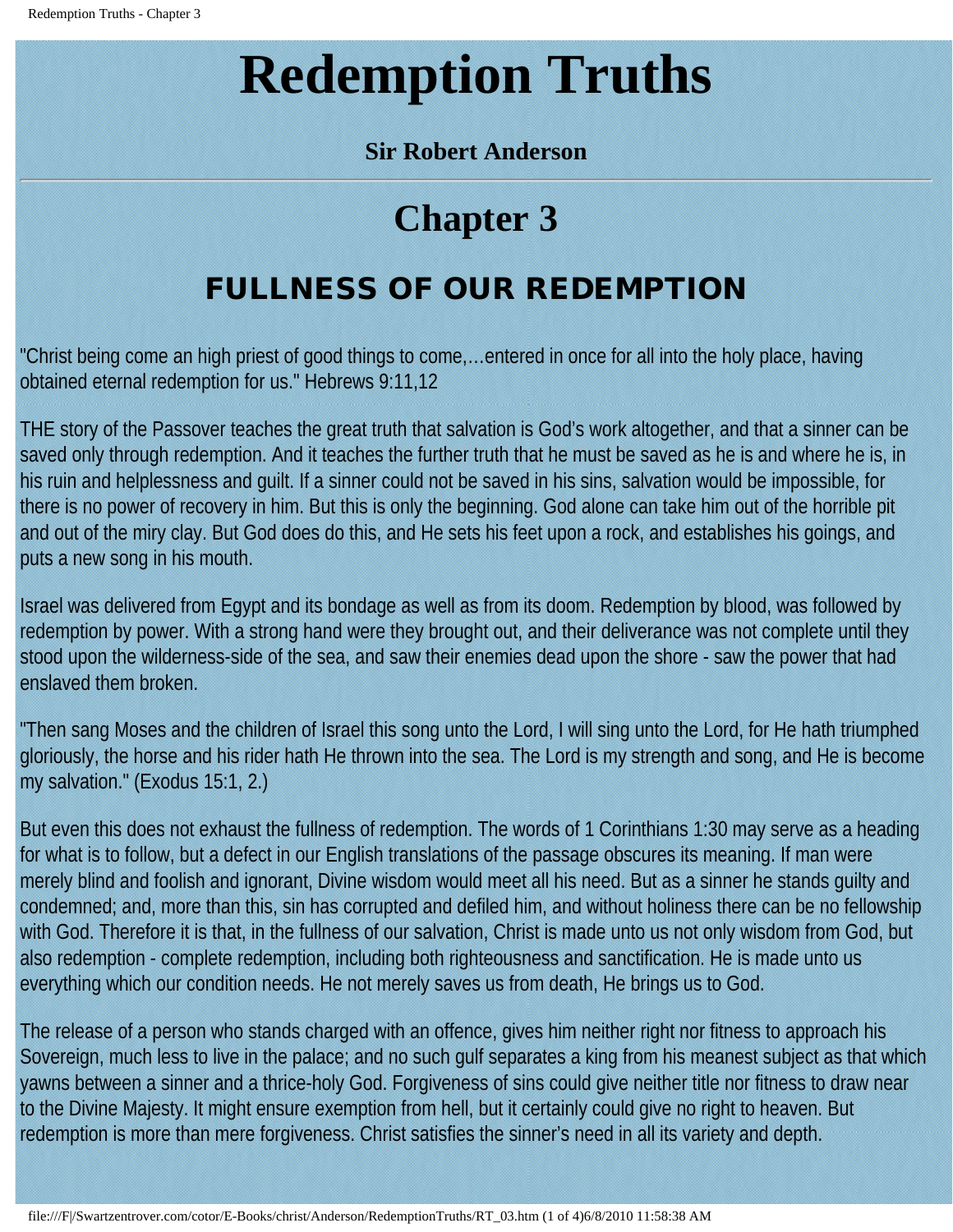# Redemption Truths

**Sir Robert Anderson**

---

# Chapter 3

## FULLNESS OF OUR REDEMPTION

"Christ being come an high priest of good things to come,…entered in once for all into the holy place, having obtained eternal redemption for us." Hebrews 9:11,12

THE story of the Passover teaches the great truth that salvation is God's work altogether, and that a sinner can be saved only through redemption. And it teaches the further truth that he must be saved as he is and where he is, in his ruin and helplessness and guilt. If a sinner could not be saved in his sins, salvation would be impossible, for there is no power of recovery in him. But this is only the beginning. God alone can take him out of the horrible pit and out of the miry clay. But God does do this, and He sets his feet upon a rock, and establishes his goings, and puts a new song in his mouth.

Israel was delivered from Egypt and its bondage as well as from its doom. Redemption by blood, was followed by redemption by power. With a strong hand were they brought out, and their deliverance was not complete until they stood upon the wilderness-side of the sea, and saw their enemies dead upon the shore - saw the power that had enslaved them broken.

"Then sang Moses and the children of Israel this song unto the Lord, I will sing unto the Lord, for He hath triumphed gloriously, the horse and his rider hath He thrown into the sea. The Lord is my strength and song, and He is become my salvation." (Exodus 15:1, 2.)

But even this does not exhaust the fullness of redemption. The words of 1 Corinthians 1:30 may serve as a heading for what is to follow, but a defect in our English translations of the passage obscures its meaning. If man were merely blind and foolish and ignorant, Divine wisdom would meet all his need. But as a sinner he stands guilty and condemned; and, more than this, sin has corrupted and defiled him, and without holiness there can be no fellowship with God. Therefore it is that, in the fullness of our salvation, Christ is made unto us not only wisdom from God, but also redemption - complete redemption, including both righteousness and sanctification. He is made unto us everything which our condition needs. He not merely saves us from death, He brings us to God.

The release of a person who stands charged with an offence, gives him neither right nor fitness to approach his Sovereign, much less to live in the palace; and no such gulf separates a king from his meanest subject as that which yawns between a sinner and a thrice-holy God. Forgiveness of sins could give neither title nor fitness to draw near to the Divine Majesty. It might ensure exemption from hell, but it certainly could give no right to heaven. But redemption is more than mere forgiveness. Christ satisfies the sinner's need in all its variety and depth.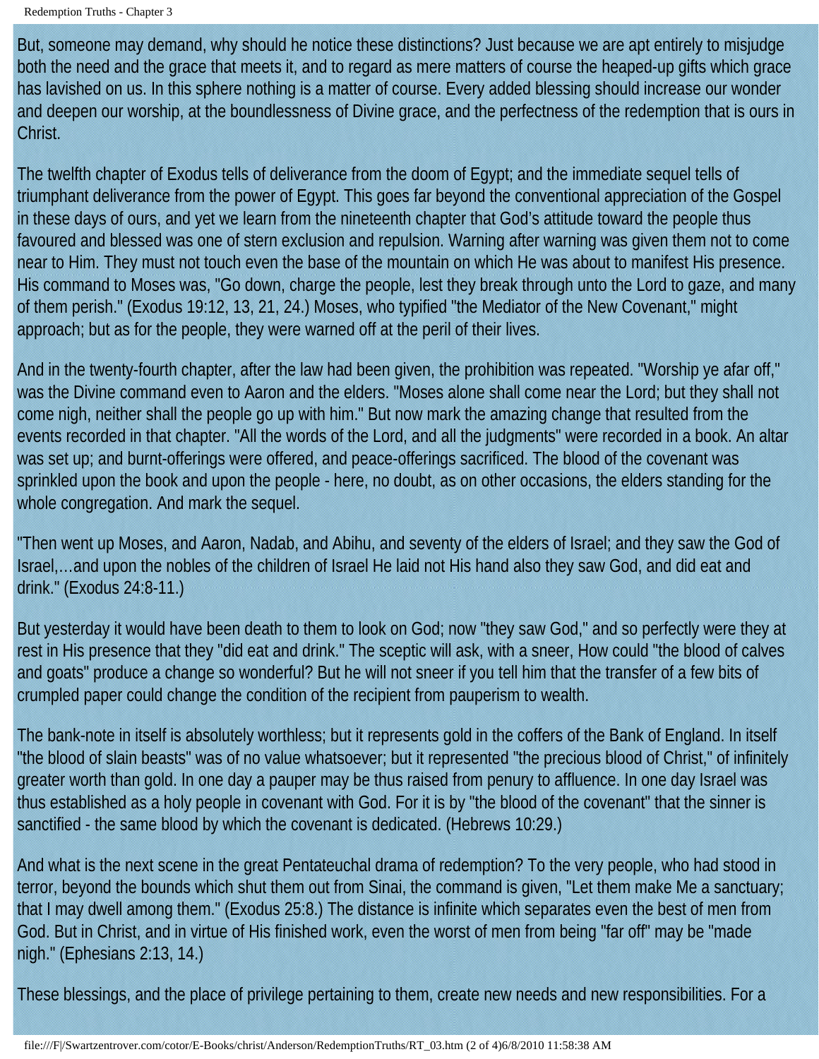But, someone may demand, why should he notice these distinctions? Just because we are apt entirely to misjudge both the need and the grace that meets it, and to regard as mere matters of course the heaped-up gifts which grace has lavished on us. In this sphere nothing is a matter of course. Every added blessing should increase our wonder and deepen our worship, at the boundlessness of Divine grace, and the perfectness of the redemption that is ours in Christ.

The twelfth chapter of Exodus tells of deliverance from the doom of Egypt; and the immediate sequel tells of triumphant deliverance from the power of Egypt. This goes far beyond the conventional appreciation of the Gospel in these days of ours, and yet we learn from the nineteenth chapter that God's attitude toward the people thus favoured and blessed was one of stern exclusion and repulsion. Warning after warning was given them not to come near to Him. They must not touch even the base of the mountain on which He was about to manifest His presence. His command to Moses was, "Go down, charge the people, lest they break through unto the Lord to gaze, and many of them perish." (Exodus 19:12, 13, 21, 24.) Moses, who typified "the Mediator of the New Covenant," might approach; but as for the people, they were warned off at the peril of their lives.

And in the twenty-fourth chapter, after the law had been given, the prohibition was repeated. "Worship ye afar off," was the Divine command even to Aaron and the elders. "Moses alone shall come near the Lord; but they shall not come nigh, neither shall the people go up with him." But now mark the amazing change that resulted from the events recorded in that chapter. "All the words of the Lord, and all the judgments" were recorded in a book. An altar was set up; and burnt-offerings were offered, and peace-offerings sacrificed. The blood of the covenant was sprinkled upon the book and upon the people - here, no doubt, as on other occasions, the elders standing for the whole congregation. And mark the sequel.

"Then went up Moses, and Aaron, Nadab, and Abihu, and seventy of the elders of Israel; and they saw the God of Israel,…and upon the nobles of the children of Israel He laid not His hand also they saw God, and did eat and drink." (Exodus 24:8-11.)

But yesterday it would have been death to them to look on God; now "they saw God," and so perfectly were they at rest in His presence that they "did eat and drink." The sceptic will ask, with a sneer, How could "the blood of calves and goats" produce a change so wonderful? But he will not sneer if you tell him that the transfer of a few bits of crumpled paper could change the condition of the recipient from pauperism to wealth.

The bank-note in itself is absolutely worthless; but it represents gold in the coffers of the Bank of England. In itself "the blood of slain beasts" was of no value whatsoever; but it represented "the precious blood of Christ," of infinitely greater worth than gold. In one day a pauper may be thus raised from penury to affluence. In one day Israel was thus established as a holy people in covenant with God. For it is by "the blood of the covenant" that the sinner is sanctified - the same blood by which the covenant is dedicated. (Hebrews 10:29.)

And what is the next scene in the great Pentateuchal drama of redemption? To the very people, who had stood in terror, beyond the bounds which shut them out from Sinai, the command is given, "Let them make Me a sanctuary; that I may dwell among them." (Exodus 25:8.) The distance is infinite which separates even the best of men from God. But in Christ, and in virtue of His finished work, even the worst of men from being "far off" may be "made nigh." (Ephesians 2:13, 14.)

These blessings, and the place of privilege pertaining to them, create new needs and new responsibilities. For a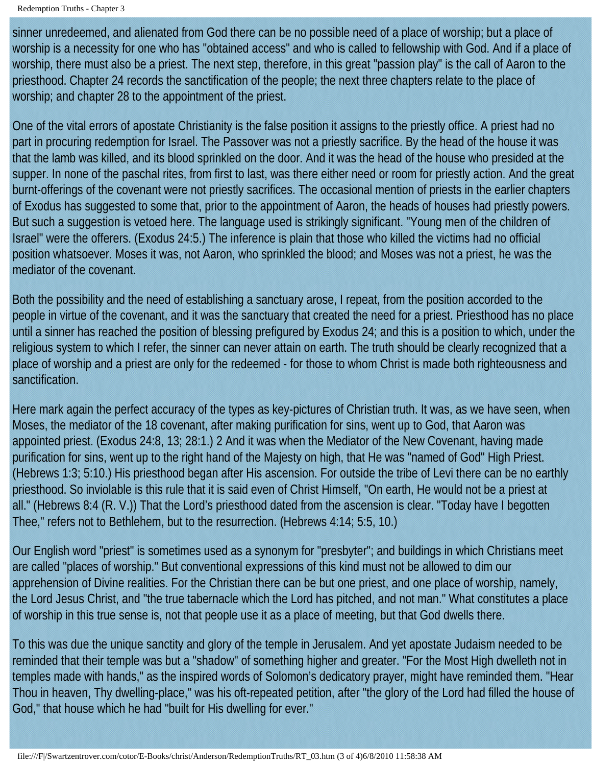sinner unredeemed, and alienated from God there can be no possible need of a place of worship; but a place of worship is a necessity for one who has "obtained access" and who is called to fellowship with God. And if a place of worship, there must also be a priest. The next step, therefore, in this great "passion play" is the call of Aaron to the priesthood. Chapter 24 records the sanctification of the people; the next three chapters relate to the place of worship; and chapter 28 to the appointment of the priest.

One of the vital errors of apostate Christianity is the false position it assigns to the priestly office. A priest had no part in procuring redemption for Israel. The Passover was not a priestly sacrifice. By the head of the house it was that the lamb was killed, and its blood sprinkled on the door. And it was the head of the house who presided at the supper. In none of the paschal rites, from first to last, was there either need or room for priestly action. And the great burnt-offerings of the covenant were not priestly sacrifices. The occasional mention of priests in the earlier chapters of Exodus has suggested to some that, prior to the appointment of Aaron, the heads of houses had priestly powers. But such a suggestion is vetoed here. The language used is strikingly significant. "Young men of the children of Israel" were the offerers. (Exodus 24:5.) The inference is plain that those who killed the victims had no official position whatsoever. Moses it was, not Aaron, who sprinkled the blood; and Moses was not a priest, he was the mediator of the covenant.

Both the possibility and the need of establishing a sanctuary arose, I repeat, from the position accorded to the people in virtue of the covenant, and it was the sanctuary that created the need for a priest. Priesthood has no place until a sinner has reached the position of blessing prefigured by Exodus 24; and this is a position to which, under the religious system to which I refer, the sinner can never attain on earth. The truth should be clearly recognized that a place of worship and a priest are only for the redeemed - for those to whom Christ is made both righteousness and sanctification.

Here mark again the perfect accuracy of the types as key-pictures of Christian truth. It was, as we have seen, when Moses, the mediator of the 18 covenant, after making purification for sins, went up to God, that Aaron was appointed priest. (Exodus 24:8, 13; 28:1.) 2 And it was when the Mediator of the New Covenant, having made purification for sins, went up to the right hand of the Majesty on high, that He was "named of God" High Priest. (Hebrews 1:3; 5:10.) His priesthood began after His ascension. For outside the tribe of Levi there can be no earthly priesthood. So inviolable is this rule that it is said even of Christ Himself, "On earth, He would not be a priest at all." (Hebrews 8:4 (R. V.)) That the Lord's priesthood dated from the ascension is clear. "Today have I begotten Thee," refers not to Bethlehem, but to the resurrection. (Hebrews 4:14; 5:5, 10.)

Our English word "priest" is sometimes used as a synonym for "presbyter"; and buildings in which Christians meet are called "places of worship." But conventional expressions of this kind must not be allowed to dim our apprehension of Divine realities. For the Christian there can be but one priest, and one place of worship, namely, the Lord Jesus Christ, and "the true tabernacle which the Lord has pitched, and not man." What constitutes a place of worship in this true sense is, not that people use it as a place of meeting, but that God dwells there.

To this was due the unique sanctity and glory of the temple in Jerusalem. And yet apostate Judaism needed to be reminded that their temple was but a "shadow" of something higher and greater. "For the Most High dwelleth not in temples made with hands," as the inspired words of Solomon's dedicatory prayer, might have reminded them. "Hear Thou in heaven, Thy dwelling-place," was his oft-repeated petition, after "the glory of the Lord had filled the house of God," that house which he had "built for His dwelling for ever."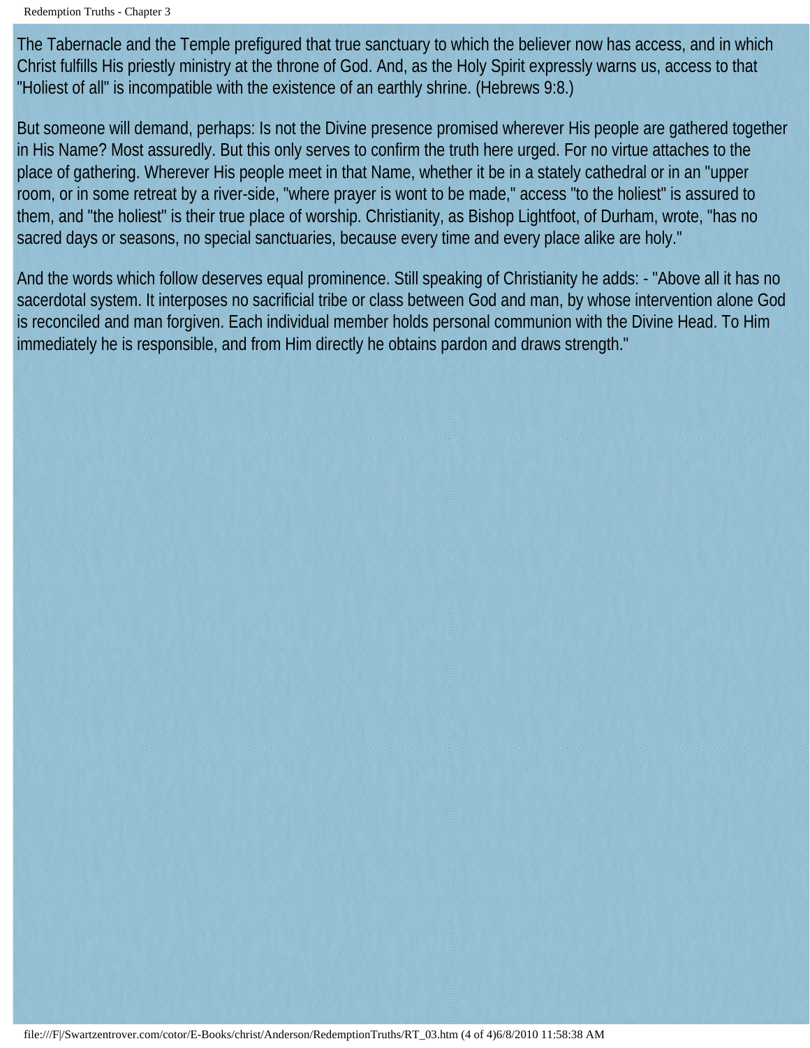The Tabernacle and the Temple prefigured that true sanctuary to which the believer now has access, and in which Christ fulfills His priestly ministry at the throne of God. And, as the Holy Spirit expressly warns us, access to that "Holiest of all" is incompatible with the existence of an earthly shrine. (Hebrews 9:8.)

But someone will demand, perhaps: Is not the Divine presence promised wherever His people are gathered together in His Name? Most assuredly. But this only serves to confirm the truth here urged. For no virtue attaches to the place of gathering. Wherever His people meet in that Name, whether it be in a stately cathedral or in an "upper room, or in some retreat by a river-side, "where prayer is wont to be made," access "to the holiest" is assured to them, and "the holiest" is their true place of worship. Christianity, as Bishop Lightfoot, of Durham, wrote, "has no sacred days or seasons, no special sanctuaries, because every time and every place alike are holy."

And the words which follow deserves equal prominence. Still speaking of Christianity he adds: - "Above all it has no sacerdotal system. It interposes no sacrificial tribe or class between God and man, by whose intervention alone God is reconciled and man forgiven. Each individual member holds personal communion with the Divine Head. To Him immediately he is responsible, and from Him directly he obtains pardon and draws strength."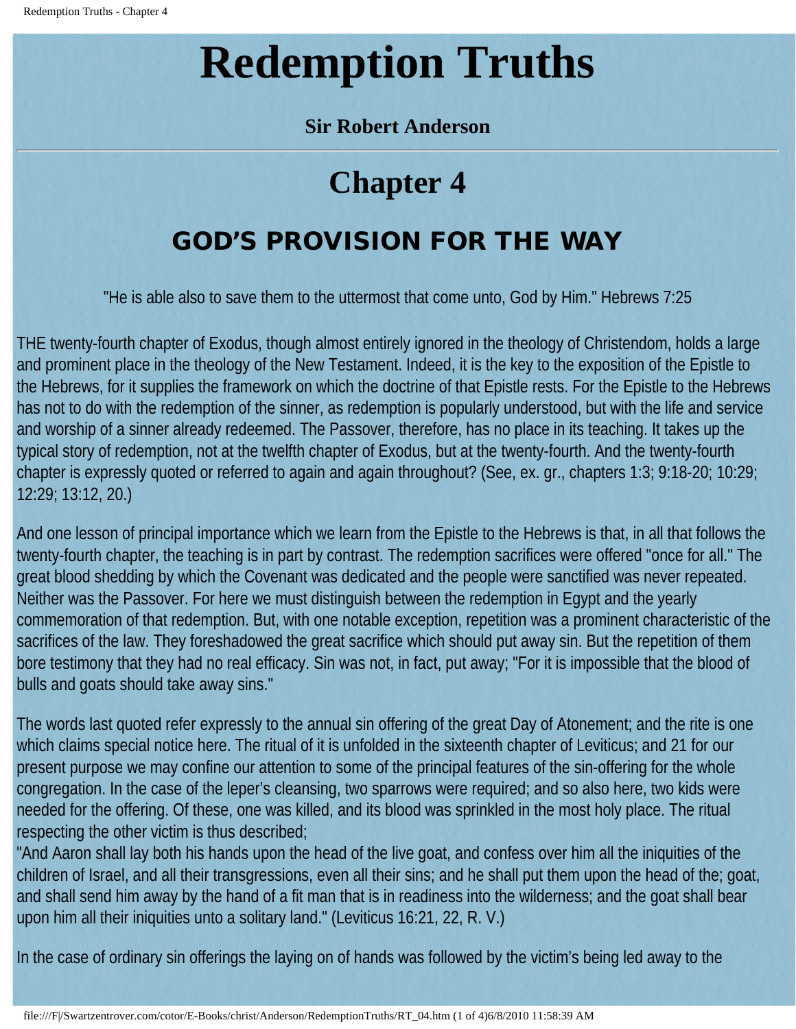# Redemption Truths

**Sir Robert Anderson**

## Chapter 4

### GOD'S PROVISION FOR THE WAY

"He is able also to save them to the uttermost that come unto, God by Him." Hebrews 7:25

THE twenty-fourth chapter of Exodus, though almost entirely ignored in the theology of Christendom, holds a large and prominent place in the theology of the New Testament. Indeed, it is the key to the exposition of the Epistle to the Hebrews, for it supplies the framework on which the doctrine of that Epistle rests. For the Epistle to the Hebrews has not to do with the redemption of the sinner, as redemption is popularly understood, but with the life and service and worship of a sinner already redeemed. The Passover, therefore, has no place in its teaching. It takes up the typical story of redemption, not at the twelfth chapter of Exodus, but at the twenty-fourth. And the twenty-fourth chapter is expressly quoted or referred to again and again throughout? (See, ex. gr., chapters 1:3; 9:18-20; 10:29; 12:29; 13:12, 20.)

And one lesson of principal importance which we learn from the Epistle to the Hebrews is that, in all that follows the twenty-fourth chapter, the teaching is in part by contrast. The redemption sacrifices were offered "once for all." The great blood shedding by which the Covenant was dedicated and the people were sanctified was never repeated. Neither was the Passover. For here we must distinguish between the redemption in Egypt and the yearly commemoration of that redemption. But, with one notable exception, repetition was a prominent characteristic of the sacrifices of the law. They foreshadowed the great sacrifice which should put away sin. But the repetition of them bore testimony that they had no real efficacy. Sin was not, in fact, put away; "For it is impossible that the blood of bulls and goats should take away sins."

The words last quoted refer expressly to the annual sin offering of the great Day of Atonement; and the rite is one which claims special notice here. The ritual of it is unfolded in the sixteenth chapter of Leviticus; and 21 for our present purpose we may confine our attention to some of the principal features of the sin-offering for the whole congregation. In the case of the leper's cleansing, two sparrows were required; and so also here, two kids were needed for the offering. Of these, one was killed, and its blood was sprinkled in the most holy place. The ritual respecting the other victim is thus described;

"And Aaron shall lay both his hands upon the head of the live goat, and confess over him all the iniquities of the children of Israel, and all their transgressions, even all their sins; and he shall put them upon the head of the; goat, and shall send him away by the hand of a fit man that is in readiness into the wilderness; and the goat shall bear upon him all their iniquities unto a solitary land." (Leviticus 16:21, 22, R. V.)

In the case of ordinary sin offerings the laying on of hands was followed by the victim's being led away to the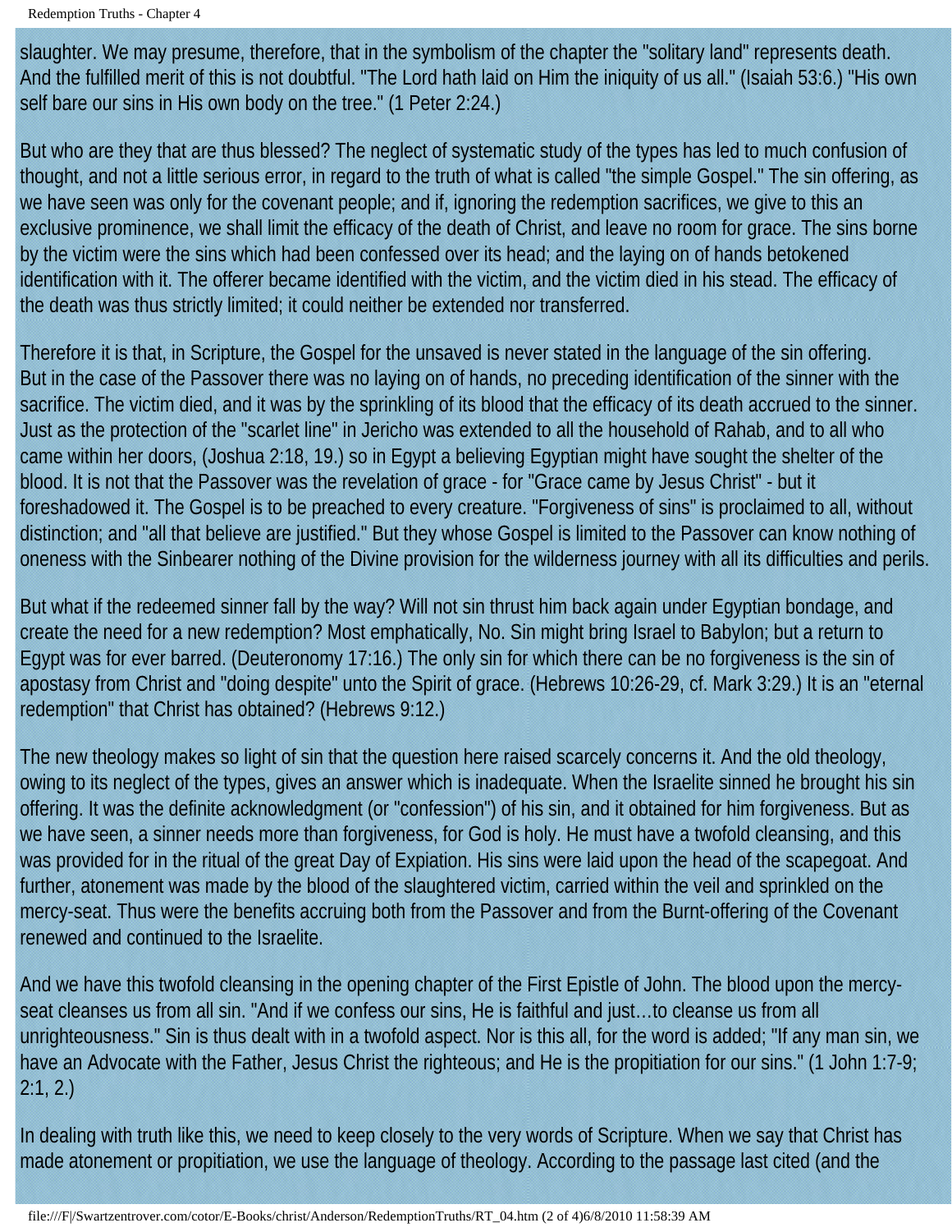slaughter. We may presume, therefore, that in the symbolism of the chapter the "solitary land" represents death. And the fulfilled merit of this is not doubtful. "The Lord hath laid on Him the iniquity of us all." (Isaiah 53:6.) "His own self bare our sins in His own body on the tree." (1 Peter 2:24.)

But who are they that are thus blessed? The neglect of systematic study of the types has led to much confusion of thought, and not a little serious error, in regard to the truth of what is called "the simple Gospel." The sin offering, as we have seen was only for the covenant people; and if, ignoring the redemption sacrifices, we give to this an exclusive prominence, we shall limit the efficacy of the death of Christ, and leave no room for grace. The sins borne by the victim were the sins which had been confessed over its head; and the laying on of hands betokened identification with it. The offerer became identified with the victim, and the victim died in his stead. The efficacy of the death was thus strictly limited; it could neither be extended nor transferred.

Therefore it is that, in Scripture, the Gospel for the unsaved is never stated in the language of the sin offering. But in the case of the Passover there was no laying on of hands, no preceding identification of the sinner with the sacrifice. The victim died, and it was by the sprinkling of its blood that the efficacy of its death accrued to the sinner. Just as the protection of the "scarlet line" in Jericho was extended to all the household of Rahab, and to all who came within her doors, (Joshua 2:18, 19.) so in Egypt a believing Egyptian might have sought the shelter of the blood. It is not that the Passover was the revelation of grace - for "Grace came by Jesus Christ" - but it foreshadowed it. The Gospel is to be preached to every creature. "Forgiveness of sins" is proclaimed to all, without distinction; and "all that believe are justified." But they whose Gospel is limited to the Passover can know nothing of oneness with the Sinbearer nothing of the Divine provision for the wilderness journey with all its difficulties and perils.

But what if the redeemed sinner fall by the way? Will not sin thrust him back again under Egyptian bondage, and create the need for a new redemption? Most emphatically, No. Sin might bring Israel to Babylon; but a return to Egypt was for ever barred. (Deuteronomy 17:16.) The only sin for which there can be no forgiveness is the sin of apostasy from Christ and "doing despite" unto the Spirit of grace. (Hebrews 10:26-29, cf. Mark 3:29.) It is an "eternal redemption" that Christ has obtained? (Hebrews 9:12.)

The new theology makes so light of sin that the question here raised scarcely concerns it. And the old theology, owing to its neglect of the types, gives an answer which is inadequate. When the Israelite sinned he brought his sin offering. It was the definite acknowledgment (or "confession") of his sin, and it obtained for him forgiveness. But as we have seen, a sinner needs more than forgiveness, for God is holy. He must have a twofold cleansing, and this was provided for in the ritual of the great Day of Expiation. His sins were laid upon the head of the scapegoat. And further, atonement was made by the blood of the slaughtered victim, carried within the veil and sprinkled on the mercy-seat. Thus were the benefits accruing both from the Passover and from the Burnt-offering of the Covenant renewed and continued to the Israelite.

And we have this twofold cleansing in the opening chapter of the First Epistle of John. The blood upon the mercy-seat cleanses us from all sin. "And if we confess our sins, He is faithful and just…to cleanse us from all unrighteousness." Sin is thus dealt with in a twofold aspect. Nor is this all, for the word is added; "If any man sin, we have an Advocate with the Father, Jesus Christ the righteous; and He is the propitiation for our sins." (1 John 1:7-9; 2:1, 2.)

In dealing with truth like this, we need to keep closely to the very words of Scripture. When we say that Christ has made atonement or propitiation, we use the language of theology. According to the passage last cited (and the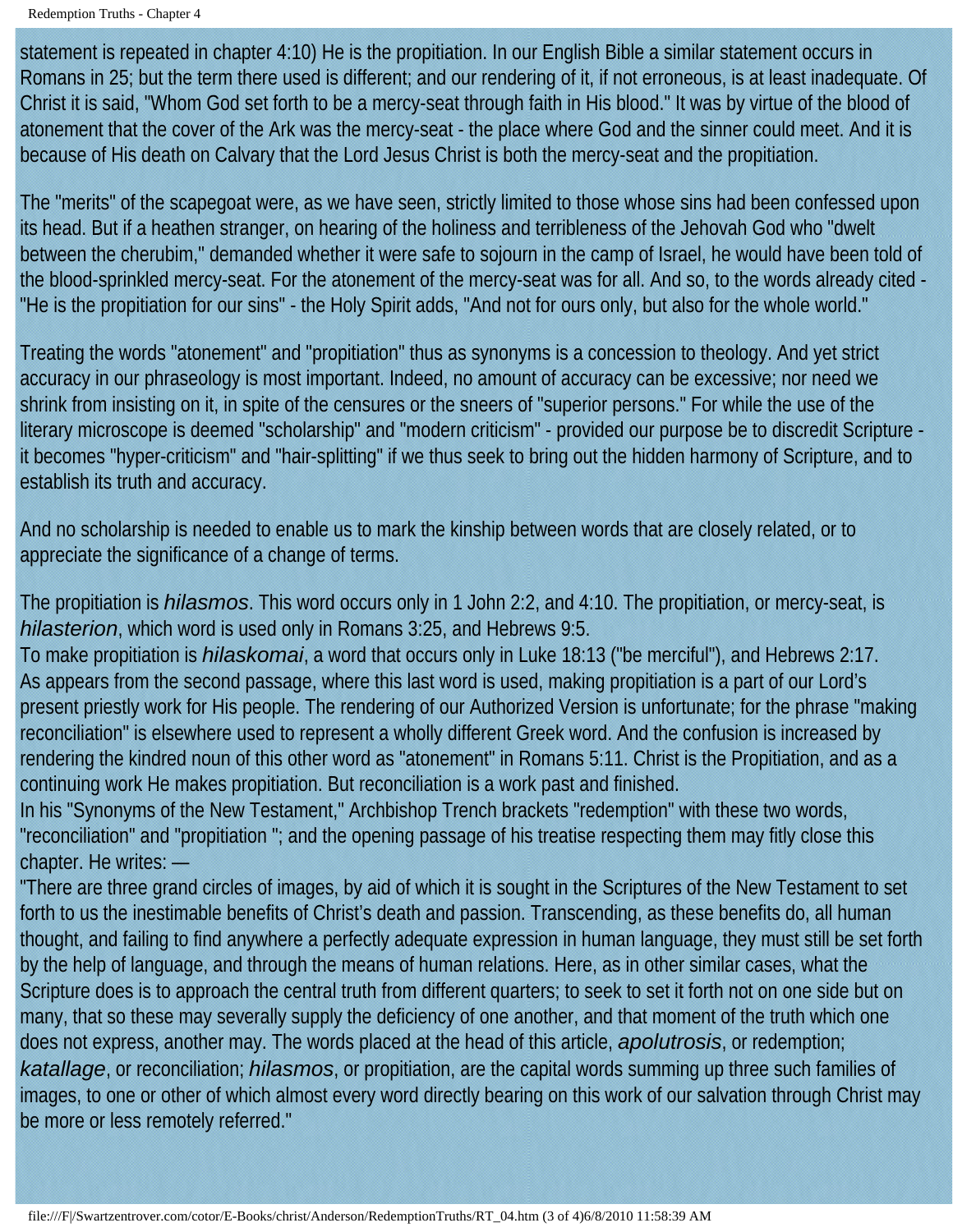statement is repeated in chapter 4:10) He is the propitiation. In our English Bible a similar statement occurs in Romans in 25; but the term there used is different; and our rendering of it, if not erroneous, is at least inadequate. Of Christ it is said, "Whom God set forth to be a mercy-seat through faith in His blood." It was by virtue of the blood of atonement that the cover of the Ark was the mercy-seat - the place where God and the sinner could meet. And it is because of His death on Calvary that the Lord Jesus Christ is both the mercy-seat and the propitiation.

The "merits" of the scapegoat were, as we have seen, strictly limited to those whose sins had been confessed upon its head. But if a heathen stranger, on hearing of the holiness and terribleness of the Jehovah God who "dwelt between the cherubim," demanded whether it were safe to sojourn in the camp of Israel, he would have been told of the blood-sprinkled mercy-seat. For the atonement of the mercy-seat was for all. And so, to the words already cited - "He is the propitiation for our sins" - the Holy Spirit adds, "And not for ours only, but also for the whole world."

Treating the words "atonement" and "propitiation" thus as synonyms is a concession to theology. And yet strict accuracy in our phraseology is most important. Indeed, no amount of accuracy can be excessive; nor need we shrink from insisting on it, in spite of the censures or the sneers of "superior persons." For while the use of the literary microscope is deemed "scholarship" and "modern criticism" - provided our purpose be to discredit Scripture - it becomes "hyper-criticism" and "hair-splitting" if we thus seek to bring out the hidden harmony of Scripture, and to establish its truth and accuracy.

And no scholarship is needed to enable us to mark the kinship between words that are closely related, or to appreciate the significance of a change of terms.

The propitiation is *hilasmos*. This word occurs only in 1 John 2:2, and 4:10. The propitiation, or mercy-seat, is *hilasterion*, which word is used only in Romans 3:25, and Hebrews 9:5.
To make propitiation is *hilaskomai*, a word that occurs only in Luke 18:13 ("be merciful"), and Hebrews 2:17.
As appears from the second passage, where this last word is used, making propitiation is a part of our Lord's present priestly work for His people. The rendering of our Authorized Version is unfortunate; for the phrase "making reconciliation" is elsewhere used to represent a wholly different Greek word. And the confusion is increased by rendering the kindred noun of this other word as "atonement" in Romans 5:11. Christ is the Propitiation, and as a continuing work He makes propitiation. But reconciliation is a work past and finished.
In his "Synonyms of the New Testament," Archbishop Trench brackets "redemption" with these two words, "reconciliation" and "propitiation "; and the opening passage of his treatise respecting them may fitly close this chapter. He writes: —
"There are three grand circles of images, by aid of which it is sought in the Scriptures of the New Testament to set forth to us the inestimable benefits of Christ's death and passion. Transcending, as these benefits do, all human thought, and failing to find anywhere a perfectly adequate expression in human language, they must still be set forth by the help of language, and through the means of human relations. Here, as in other similar cases, what the Scripture does is to approach the central truth from different quarters; to seek to set it forth not on one side but on many, that so these may severally supply the deficiency of one another, and that moment of the truth which one does not express, another may. The words placed at the head of this article, *apolutrosis*, or redemption; *katallage*, or reconciliation; *hilasmos*, or propitiation, are the capital words summing up three such families of images, to one or other of which almost every word directly bearing on this work of our salvation through Christ may be more or less remotely referred."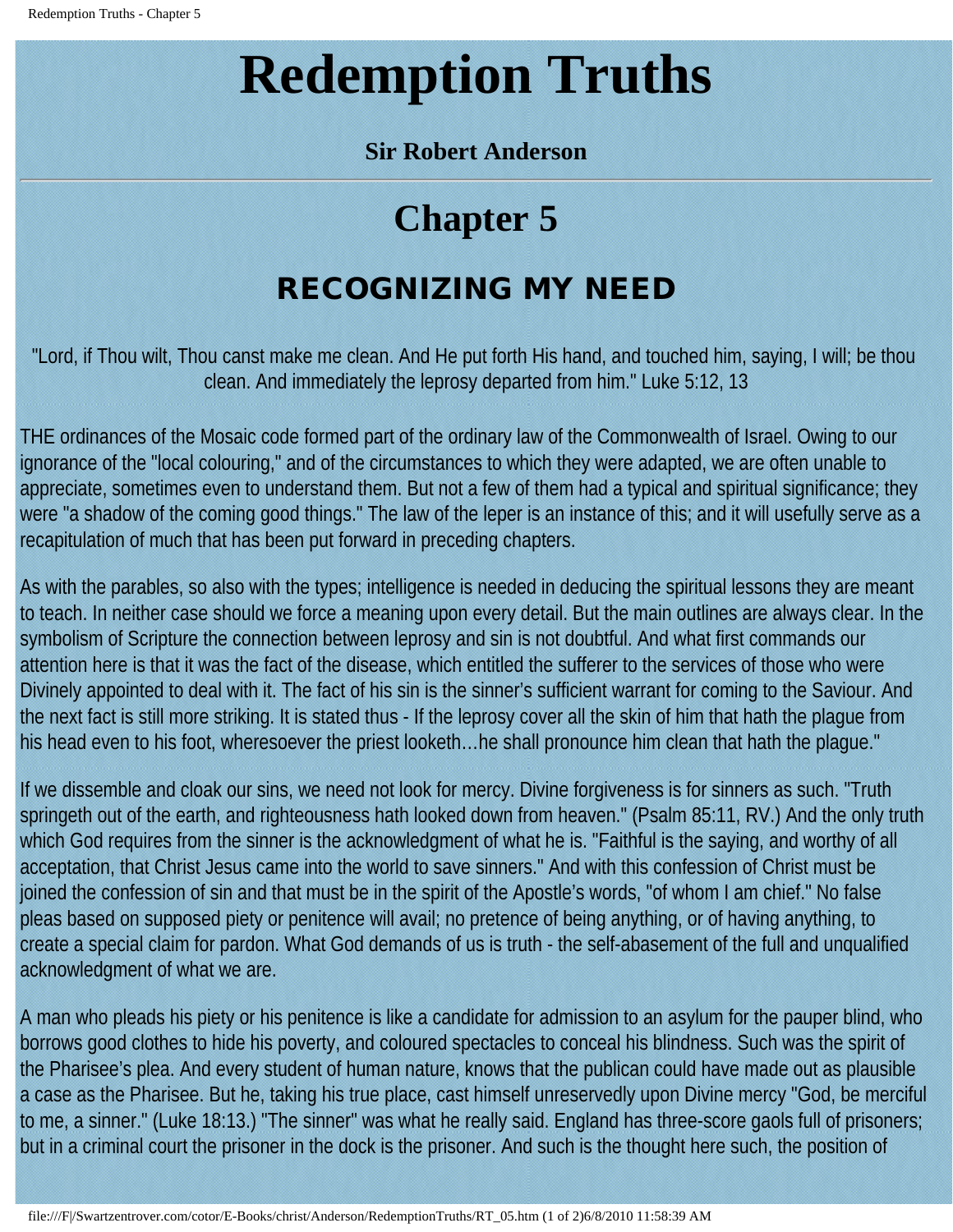# Redemption Truths

**Sir Robert Anderson**

## Chapter 5

### RECOGNIZING MY NEED

"Lord, if Thou wilt, Thou canst make me clean. And He put forth His hand, and touched him, saying, I will; be thou clean. And immediately the leprosy departed from him." Luke 5:12, 13

THE ordinances of the Mosaic code formed part of the ordinary law of the Commonwealth of Israel. Owing to our ignorance of the "local colouring," and of the circumstances to which they were adapted, we are often unable to appreciate, sometimes even to understand them. But not a few of them had a typical and spiritual significance; they were "a shadow of the coming good things." The law of the leper is an instance of this; and it will usefully serve as a recapitulation of much that has been put forward in preceding chapters.

As with the parables, so also with the types; intelligence is needed in deducing the spiritual lessons they are meant to teach. In neither case should we force a meaning upon every detail. But the main outlines are always clear. In the symbolism of Scripture the connection between leprosy and sin is not doubtful. And what first commands our attention here is that it was the fact of the disease, which entitled the sufferer to the services of those who were Divinely appointed to deal with it. The fact of his sin is the sinner's sufficient warrant for coming to the Saviour. And the next fact is still more striking. It is stated thus - If the leprosy cover all the skin of him that hath the plague from his head even to his foot, wheresoever the priest looketh…he shall pronounce him clean that hath the plague."

If we dissemble and cloak our sins, we need not look for mercy. Divine forgiveness is for sinners as such. "Truth springeth out of the earth, and righteousness hath looked down from heaven." (Psalm 85:11, RV.) And the only truth which God requires from the sinner is the acknowledgment of what he is. "Faithful is the saying, and worthy of all acceptation, that Christ Jesus came into the world to save sinners." And with this confession of Christ must be joined the confession of sin and that must be in the spirit of the Apostle's words, "of whom I am chief." No false pleas based on supposed piety or penitence will avail; no pretence of being anything, or of having anything, to create a special claim for pardon. What God demands of us is truth - the self-abasement of the full and unqualified acknowledgment of what we are.

A man who pleads his piety or his penitence is like a candidate for admission to an asylum for the pauper blind, who borrows good clothes to hide his poverty, and coloured spectacles to conceal his blindness. Such was the spirit of the Pharisee's plea. And every student of human nature, knows that the publican could have made out as plausible a case as the Pharisee. But he, taking his true place, cast himself unreservedly upon Divine mercy "God, be merciful to me, a sinner." (Luke 18:13.) "The sinner" was what he really said. England has three-score gaols full of prisoners; but in a criminal court the prisoner in the dock is the prisoner. And such is the thought here such, the position of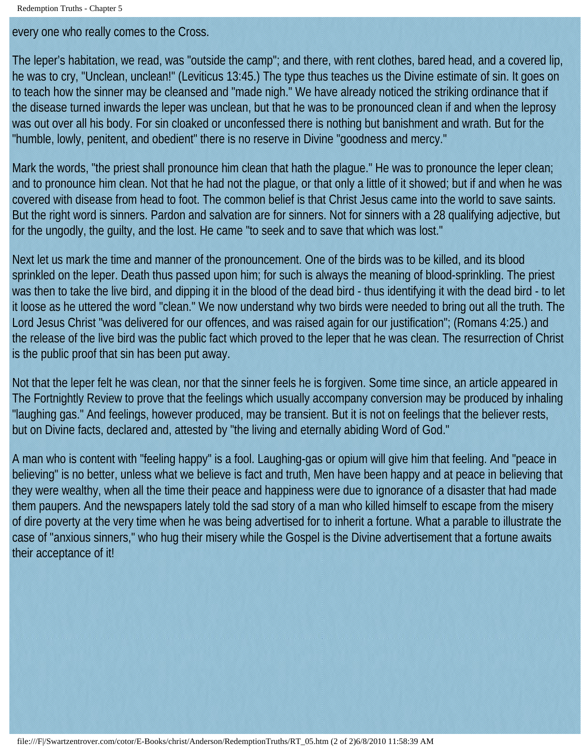every one who really comes to the Cross.

The leper's habitation, we read, was "outside the camp"; and there, with rent clothes, bared head, and a covered lip, he was to cry, "Unclean, unclean!" (Leviticus 13:45.) The type thus teaches us the Divine estimate of sin. It goes on to teach how the sinner may be cleansed and "made nigh." We have already noticed the striking ordinance that if the disease turned inwards the leper was unclean, but that he was to be pronounced clean if and when the leprosy was out over all his body. For sin cloaked or unconfessed there is nothing but banishment and wrath. But for the "humble, lowly, penitent, and obedient" there is no reserve in Divine "goodness and mercy."

Mark the words, "the priest shall pronounce him clean that hath the plague." He was to pronounce the leper clean; and to pronounce him clean. Not that he had not the plague, or that only a little of it showed; but if and when he was covered with disease from head to foot. The common belief is that Christ Jesus came into the world to save saints. But the right word is sinners. Pardon and salvation are for sinners. Not for sinners with a 28 qualifying adjective, but for the ungodly, the guilty, and the lost. He came "to seek and to save that which was lost."

Next let us mark the time and manner of the pronouncement. One of the birds was to be killed, and its blood sprinkled on the leper. Death thus passed upon him; for such is always the meaning of blood-sprinkling. The priest was then to take the live bird, and dipping it in the blood of the dead bird - thus identifying it with the dead bird - to let it loose as he uttered the word "clean." We now understand why two birds were needed to bring out all the truth. The Lord Jesus Christ "was delivered for our offences, and was raised again for our justification"; (Romans 4:25.) and the release of the live bird was the public fact which proved to the leper that he was clean. The resurrection of Christ is the public proof that sin has been put away.

Not that the leper felt he was clean, nor that the sinner feels he is forgiven. Some time since, an article appeared in The Fortnightly Review to prove that the feelings which usually accompany conversion may be produced by inhaling "laughing gas." And feelings, however produced, may be transient. But it is not on feelings that the believer rests, but on Divine facts, declared and, attested by "the living and eternally abiding Word of God."

A man who is content with "feeling happy" is a fool. Laughing-gas or opium will give him that feeling. And "peace in believing" is no better, unless what we believe is fact and truth, Men have been happy and at peace in believing that they were wealthy, when all the time their peace and happiness were due to ignorance of a disaster that had made them paupers. And the newspapers lately told the sad story of a man who killed himself to escape from the misery of dire poverty at the very time when he was being advertised for to inherit a fortune. What a parable to illustrate the case of "anxious sinners," who hug their misery while the Gospel is the Divine advertisement that a fortune awaits their acceptance of it!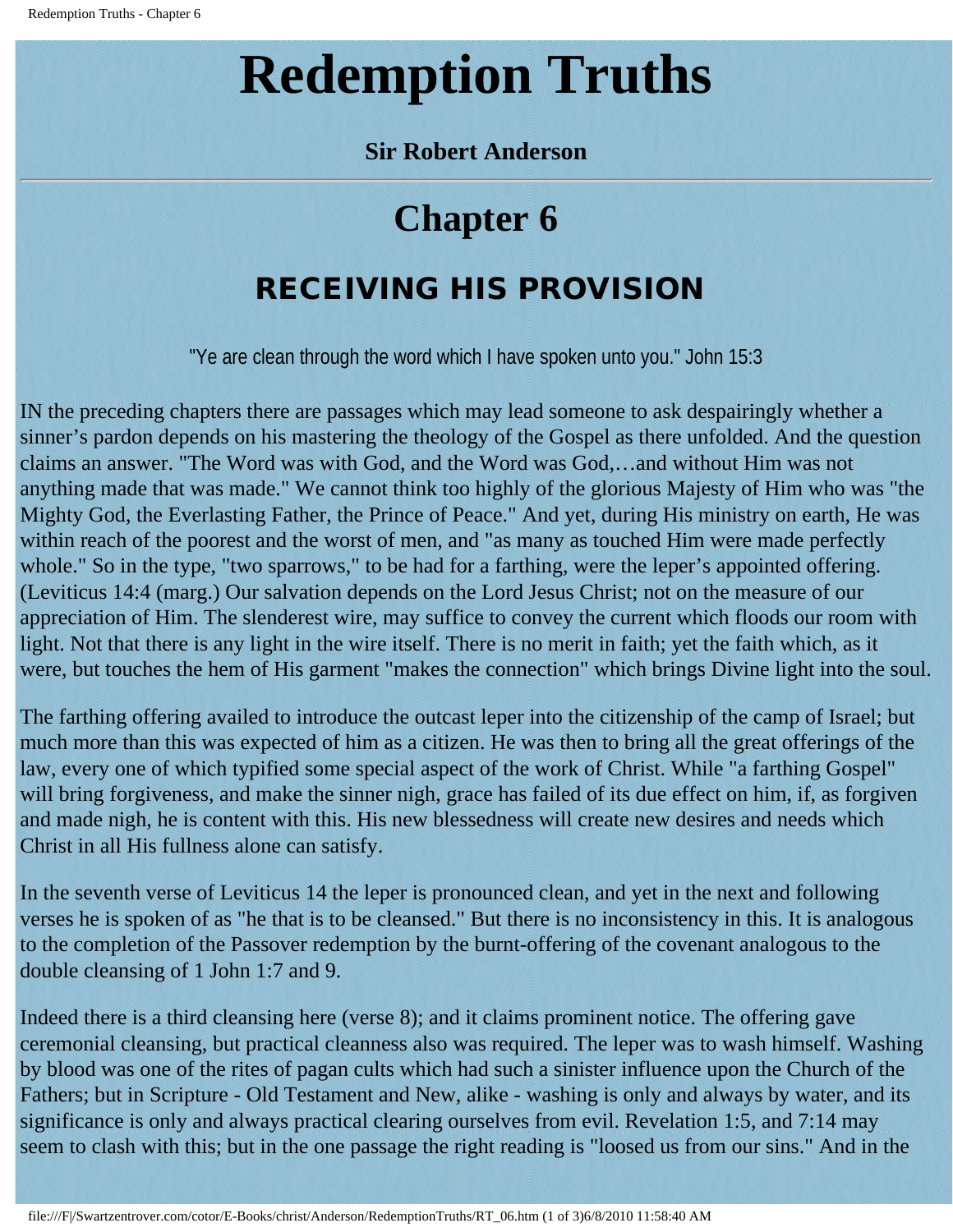# Redemption Truths

**Sir Robert Anderson**

# Chapter 6

## RECEIVING HIS PROVISION

"Ye are clean through the word which I have spoken unto you." John 15:3

IN the preceding chapters there are passages which may lead someone to ask despairingly whether a sinner's pardon depends on his mastering the theology of the Gospel as there unfolded. And the question claims an answer. "The Word was with God, and the Word was God,…and without Him was not anything made that was made." We cannot think too highly of the glorious Majesty of Him who was "the Mighty God, the Everlasting Father, the Prince of Peace." And yet, during His ministry on earth, He was within reach of the poorest and the worst of men, and "as many as touched Him were made perfectly whole." So in the type, "two sparrows," to be had for a farthing, were the leper's appointed offering. (Leviticus 14:4 (marg.) Our salvation depends on the Lord Jesus Christ; not on the measure of our appreciation of Him. The slenderest wire, may suffice to convey the current which floods our room with light. Not that there is any light in the wire itself. There is no merit in faith; yet the faith which, as it were, but touches the hem of His garment "makes the connection" which brings Divine light into the soul.

The farthing offering availed to introduce the outcast leper into the citizenship of the camp of Israel; but much more than this was expected of him as a citizen. He was then to bring all the great offerings of the law, every one of which typified some special aspect of the work of Christ. While "a farthing Gospel" will bring forgiveness, and make the sinner nigh, grace has failed of its due effect on him, if, as forgiven and made nigh, he is content with this. His new blessedness will create new desires and needs which Christ in all His fullness alone can satisfy.

In the seventh verse of Leviticus 14 the leper is pronounced clean, and yet in the next and following verses he is spoken of as "he that is to be cleansed." But there is no inconsistency in this. It is analogous to the completion of the Passover redemption by the burnt-offering of the covenant analogous to the double cleansing of 1 John 1:7 and 9.

Indeed there is a third cleansing here (verse 8); and it claims prominent notice. The offering gave ceremonial cleansing, but practical cleanness also was required. The leper was to wash himself. Washing by blood was one of the rites of pagan cults which had such a sinister influence upon the Church of the Fathers; but in Scripture - Old Testament and New, alike - washing is only and always by water, and its significance is only and always practical clearing ourselves from evil. Revelation 1:5, and 7:14 may seem to clash with this; but in the one passage the right reading is "loosed us from our sins." And in the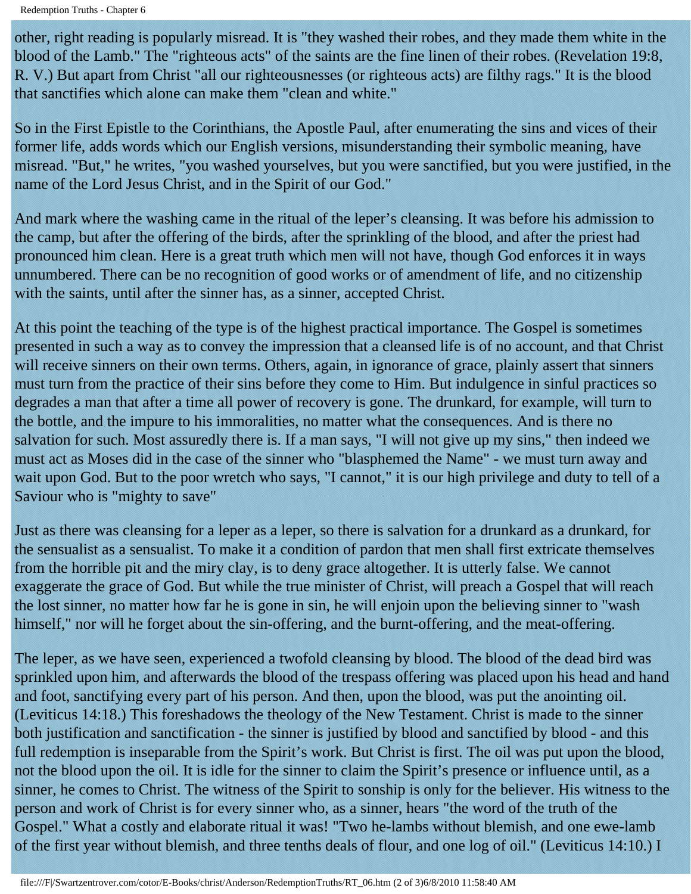other, right reading is popularly misread. It is "they washed their robes, and they made them white in the blood of the Lamb." The "righteous acts" of the saints are the fine linen of their robes. (Revelation 19:8, R. V.) But apart from Christ "all our righteousnesses (or righteous acts) are filthy rags." It is the blood that sanctifies which alone can make them "clean and white."

So in the First Epistle to the Corinthians, the Apostle Paul, after enumerating the sins and vices of their former life, adds words which our English versions, misunderstanding their symbolic meaning, have misread. "But," he writes, "you washed yourselves, but you were sanctified, but you were justified, in the name of the Lord Jesus Christ, and in the Spirit of our God."

And mark where the washing came in the ritual of the leper's cleansing. It was before his admission to the camp, but after the offering of the birds, after the sprinkling of the blood, and after the priest had pronounced him clean. Here is a great truth which men will not have, though God enforces it in ways unnumbered. There can be no recognition of good works or of amendment of life, and no citizenship with the saints, until after the sinner has, as a sinner, accepted Christ.

At this point the teaching of the type is of the highest practical importance. The Gospel is sometimes presented in such a way as to convey the impression that a cleansed life is of no account, and that Christ will receive sinners on their own terms. Others, again, in ignorance of grace, plainly assert that sinners must turn from the practice of their sins before they come to Him. But indulgence in sinful practices so degrades a man that after a time all power of recovery is gone. The drunkard, for example, will turn to the bottle, and the impure to his immoralities, no matter what the consequences. And is there no salvation for such. Most assuredly there is. If a man says, "I will not give up my sins," then indeed we must act as Moses did in the case of the sinner who "blasphemed the Name" - we must turn away and wait upon God. But to the poor wretch who says, "I cannot," it is our high privilege and duty to tell of a Saviour who is "mighty to save"

Just as there was cleansing for a leper as a leper, so there is salvation for a drunkard as a drunkard, for the sensualist as a sensualist. To make it a condition of pardon that men shall first extricate themselves from the horrible pit and the miry clay, is to deny grace altogether. It is utterly false. We cannot exaggerate the grace of God. But while the true minister of Christ, will preach a Gospel that will reach the lost sinner, no matter how far he is gone in sin, he will enjoin upon the believing sinner to "wash himself," nor will he forget about the sin-offering, and the burnt-offering, and the meat-offering.

The leper, as we have seen, experienced a twofold cleansing by blood. The blood of the dead bird was sprinkled upon him, and afterwards the blood of the trespass offering was placed upon his head and hand and foot, sanctifying every part of his person. And then, upon the blood, was put the anointing oil. (Leviticus 14:18.) This foreshadows the theology of the New Testament. Christ is made to the sinner both justification and sanctification - the sinner is justified by blood and sanctified by blood - and this full redemption is inseparable from the Spirit's work. But Christ is first. The oil was put upon the blood, not the blood upon the oil. It is idle for the sinner to claim the Spirit's presence or influence until, as a sinner, he comes to Christ. The witness of the Spirit to sonship is only for the believer. His witness to the person and work of Christ is for every sinner who, as a sinner, hears "the word of the truth of the Gospel." What a costly and elaborate ritual it was! "Two he-lambs without blemish, and one ewe-lamb of the first year without blemish, and three tenths deals of flour, and one log of oil." (Leviticus 14:10.) I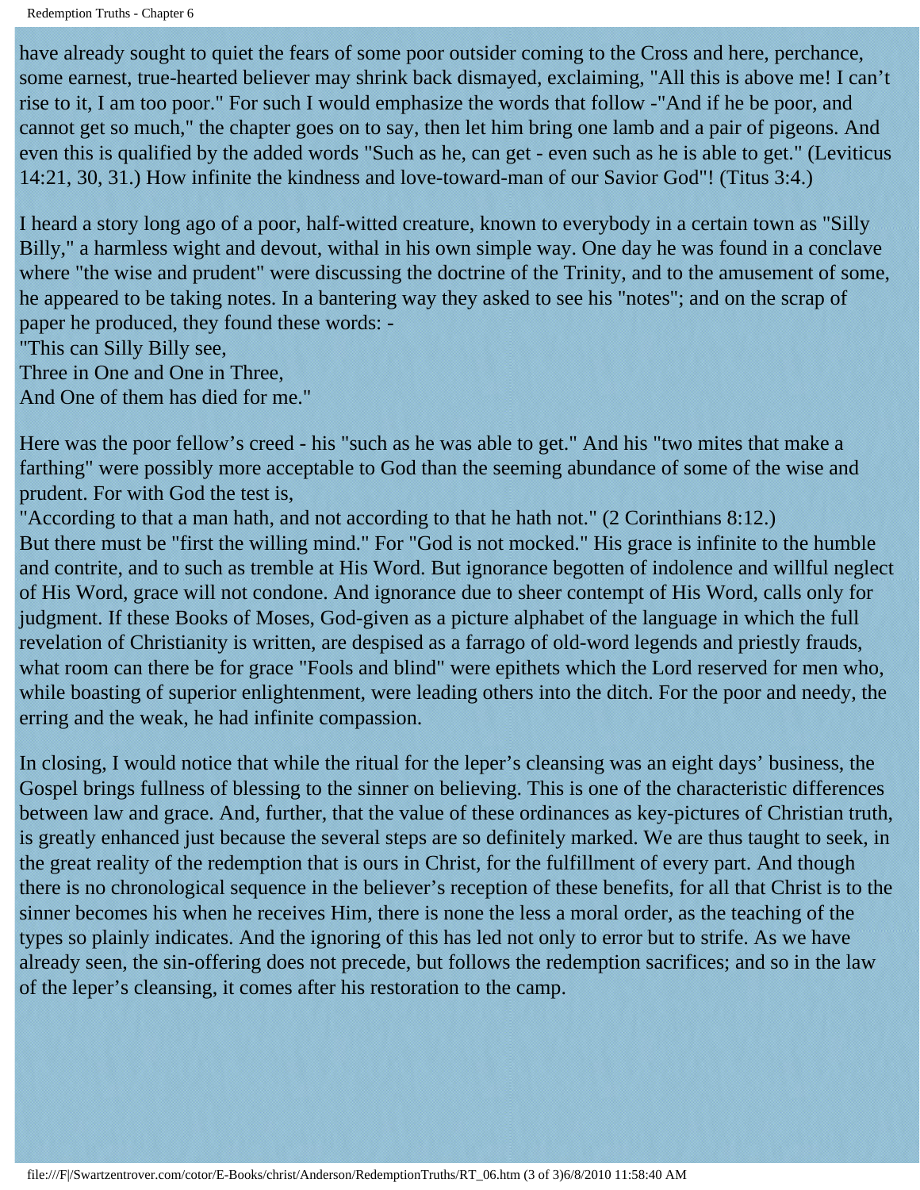have already sought to quiet the fears of some poor outsider coming to the Cross and here, perchance, some earnest, true-hearted believer may shrink back dismayed, exclaiming, "All this is above me! I can't rise to it, I am too poor." For such I would emphasize the words that follow -"And if he be poor, and cannot get so much," the chapter goes on to say, then let him bring one lamb and a pair of pigeons. And even this is qualified by the added words "Such as he, can get - even such as he is able to get." (Leviticus 14:21, 30, 31.) How infinite the kindness and love-toward-man of our Savior God"! (Titus 3:4.)

I heard a story long ago of a poor, half-witted creature, known to everybody in a certain town as "Silly Billy," a harmless wight and devout, withal in his own simple way. One day he was found in a conclave where "the wise and prudent" were discussing the doctrine of the Trinity, and to the amusement of some, he appeared to be taking notes. In a bantering way they asked to see his "notes"; and on the scrap of paper he produced, they found these words: -

"This can Silly Billy see,  
Three in One and One in Three,  
And One of them has died for me."

Here was the poor fellow's creed - his "such as he was able to get." And his "two mites that make a farthing" were possibly more acceptable to God than the seeming abundance of some of the wise and prudent. For with God the test is,

"According to that a man hath, and not according to that he hath not." (2 Corinthians 8:12.)

But there must be "first the willing mind." For "God is not mocked." His grace is infinite to the humble and contrite, and to such as tremble at His Word. But ignorance begotten of indolence and willful neglect of His Word, grace will not condone. And ignorance due to sheer contempt of His Word, calls only for judgment. If these Books of Moses, God-given as a picture alphabet of the language in which the full revelation of Christianity is written, are despised as a farrago of old-word legends and priestly frauds, what room can there be for grace "Fools and blind" were epithets which the Lord reserved for men who, while boasting of superior enlightenment, were leading others into the ditch. For the poor and needy, the erring and the weak, he had infinite compassion.

In closing, I would notice that while the ritual for the leper's cleansing was an eight days' business, the Gospel brings fullness of blessing to the sinner on believing. This is one of the characteristic differences between law and grace. And, further, that the value of these ordinances as key-pictures of Christian truth, is greatly enhanced just because the several steps are so definitely marked. We are thus taught to seek, in the great reality of the redemption that is ours in Christ, for the fulfillment of every part. And though there is no chronological sequence in the believer's reception of these benefits, for all that Christ is to the sinner becomes his when he receives Him, there is none the less a moral order, as the teaching of the types so plainly indicates. And the ignoring of this has led not only to error but to strife. As we have already seen, the sin-offering does not precede, but follows the redemption sacrifices; and so in the law of the leper's cleansing, it comes after his restoration to the camp.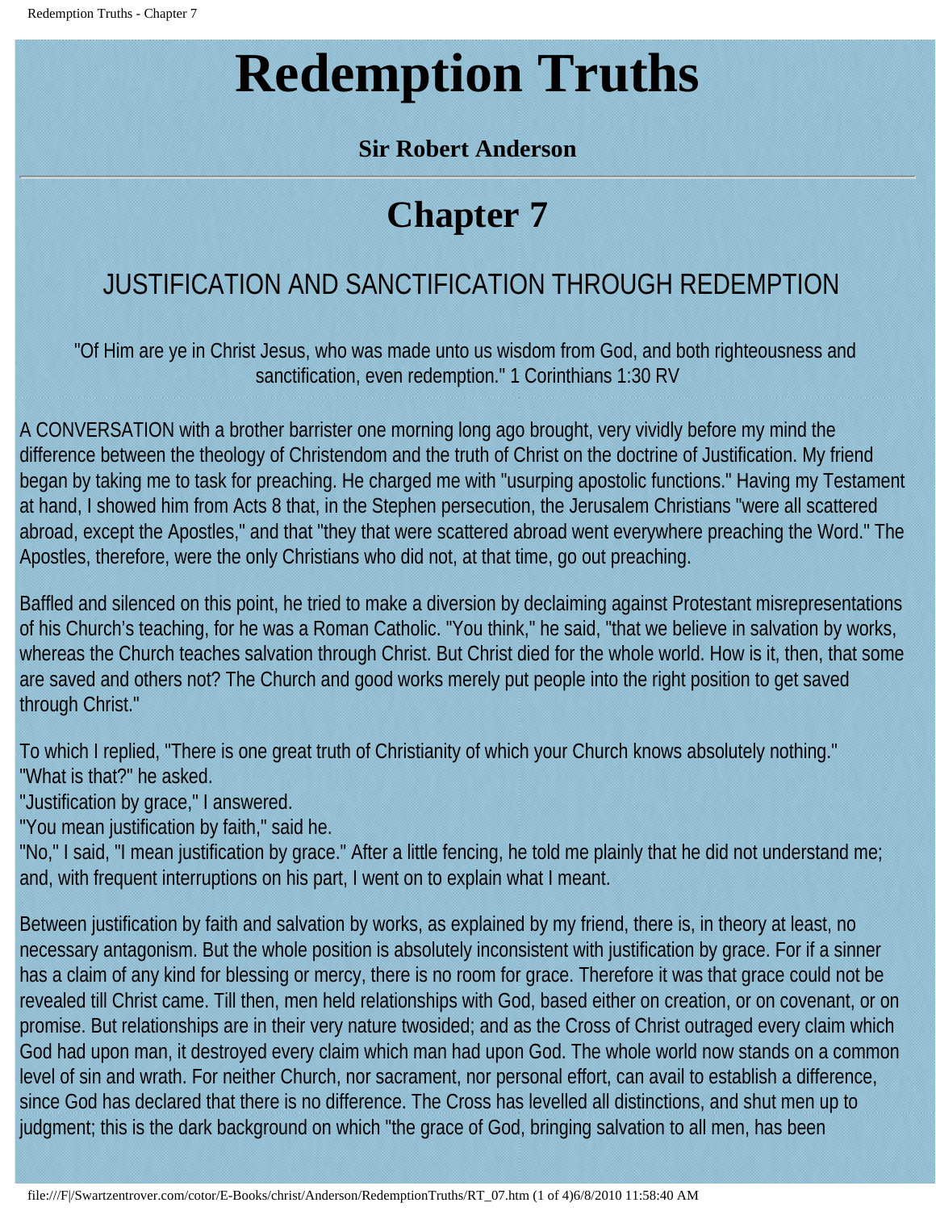# Redemption Truths

**Sir Robert Anderson**

---

# Chapter 7

## JUSTIFICATION AND SANCTIFICATION THROUGH REDEMPTION

"Of Him are ye in Christ Jesus, who was made unto us wisdom from God, and both righteousness and sanctification, even redemption." 1 Corinthians 1:30 RV

A CONVERSATION with a brother barrister one morning long ago brought, very vividly before my mind the difference between the theology of Christendom and the truth of Christ on the doctrine of Justification. My friend began by taking me to task for preaching. He charged me with "usurping apostolic functions." Having my Testament at hand, I showed him from Acts 8 that, in the Stephen persecution, the Jerusalem Christians "were all scattered abroad, except the Apostles," and that "they that were scattered abroad went everywhere preaching the Word." The Apostles, therefore, were the only Christians who did not, at that time, go out preaching.

Baffled and silenced on this point, he tried to make a diversion by declaiming against Protestant misrepresentations of his Church's teaching, for he was a Roman Catholic. "You think," he said, "that we believe in salvation by works, whereas the Church teaches salvation through Christ. But Christ died for the whole world. How is it, then, that some are saved and others not? The Church and good works merely put people into the right position to get saved through Christ."

To which I replied, "There is one great truth of Christianity of which your Church knows absolutely nothing."
"What is that?" he asked.
"Justification by grace," I answered.
"You mean justification by faith," said he.
"No," I said, "I mean justification by grace." After a little fencing, he told me plainly that he did not understand me; and, with frequent interruptions on his part, I went on to explain what I meant.

Between justification by faith and salvation by works, as explained by my friend, there is, in theory at least, no necessary antagonism. But the whole position is absolutely inconsistent with justification by grace. For if a sinner has a claim of any kind for blessing or mercy, there is no room for grace. Therefore it was that grace could not be revealed till Christ came. Till then, men held relationships with God, based either on creation, or on covenant, or on promise. But relationships are in their very nature twosided; and as the Cross of Christ outraged every claim which God had upon man, it destroyed every claim which man had upon God. The whole world now stands on a common level of sin and wrath. For neither Church, nor sacrament, nor personal effort, can avail to establish a difference, since God has declared that there is no difference. The Cross has levelled all distinctions, and shut men up to judgment; this is the dark background on which "the grace of God, bringing salvation to all men, has been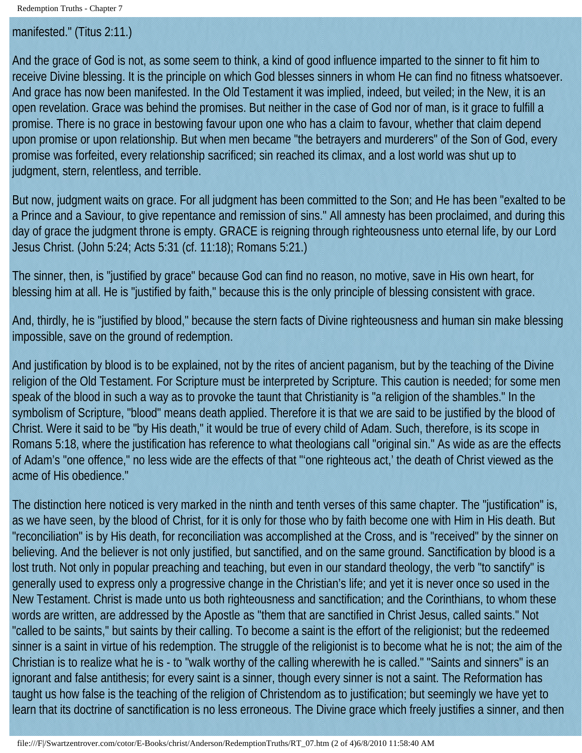manifested." (Titus 2:11.)

And the grace of God is not, as some seem to think, a kind of good influence imparted to the sinner to fit him to receive Divine blessing. It is the principle on which God blesses sinners in whom He can find no fitness whatsoever. And grace has now been manifested. In the Old Testament it was implied, indeed, but veiled; in the New, it is an open revelation. Grace was behind the promises. But neither in the case of God nor of man, is it grace to fulfill a promise. There is no grace in bestowing favour upon one who has a claim to favour, whether that claim depend upon promise or upon relationship. But when men became "the betrayers and murderers" of the Son of God, every promise was forfeited, every relationship sacrificed; sin reached its climax, and a lost world was shut up to judgment, stern, relentless, and terrible.

But now, judgment waits on grace. For all judgment has been committed to the Son; and He has been "exalted to be a Prince and a Saviour, to give repentance and remission of sins." All amnesty has been proclaimed, and during this day of grace the judgment throne is empty. GRACE is reigning through righteousness unto eternal life, by our Lord Jesus Christ. (John 5:24; Acts 5:31 (cf. 11:18); Romans 5:21.)

The sinner, then, is "justified by grace" because God can find no reason, no motive, save in His own heart, for blessing him at all. He is "justified by faith," because this is the only principle of blessing consistent with grace.

And, thirdly, he is "justified by blood," because the stern facts of Divine righteousness and human sin make blessing impossible, save on the ground of redemption.

And justification by blood is to be explained, not by the rites of ancient paganism, but by the teaching of the Divine religion of the Old Testament. For Scripture must be interpreted by Scripture. This caution is needed; for some men speak of the blood in such a way as to provoke the taunt that Christianity is "a religion of the shambles." In the symbolism of Scripture, "blood" means death applied. Therefore it is that we are said to be justified by the blood of Christ. Were it said to be "by His death," it would be true of every child of Adam. Such, therefore, is its scope in Romans 5:18, where the justification has reference to what theologians call "original sin." As wide as are the effects of Adam's "one offence," no less wide are the effects of that "'one righteous act,' the death of Christ viewed as the acme of His obedience."

The distinction here noticed is very marked in the ninth and tenth verses of this same chapter. The "justification" is, as we have seen, by the blood of Christ, for it is only for those who by faith become one with Him in His death. But "reconciliation" is by His death, for reconciliation was accomplished at the Cross, and is "received" by the sinner on believing. And the believer is not only justified, but sanctified, and on the same ground. Sanctification by blood is a lost truth. Not only in popular preaching and teaching, but even in our standard theology, the verb "to sanctify" is generally used to express only a progressive change in the Christian's life; and yet it is never once so used in the New Testament. Christ is made unto us both righteousness and sanctification; and the Corinthians, to whom these words are written, are addressed by the Apostle as "them that are sanctified in Christ Jesus, called saints." Not "called to be saints," but saints by their calling. To become a saint is the effort of the religionist; but the redeemed sinner is a saint in virtue of his redemption. The struggle of the religionist is to become what he is not; the aim of the Christian is to realize what he is - to "walk worthy of the calling wherewith he is called." "Saints and sinners" is an ignorant and false antithesis; for every saint is a sinner, though every sinner is not a saint. The Reformation has taught us how false is the teaching of the religion of Christendom as to justification; but seemingly we have yet to learn that its doctrine of sanctification is no less erroneous. The Divine grace which freely justifies a sinner, and then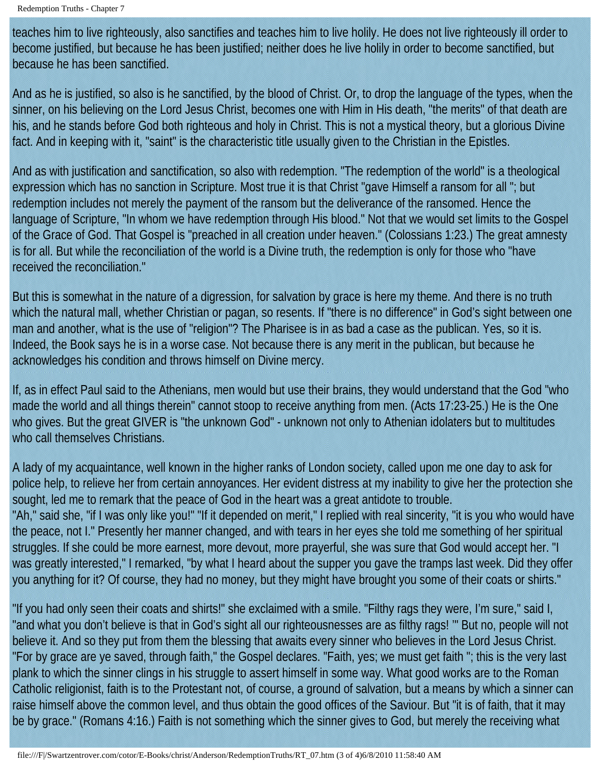teaches him to live righteously, also sanctifies and teaches him to live holily. He does not live righteously ill order to become justified, but because he has been justified; neither does he live holily in order to become sanctified, but because he has been sanctified.

And as he is justified, so also is he sanctified, by the blood of Christ. Or, to drop the language of the types, when the sinner, on his believing on the Lord Jesus Christ, becomes one with Him in His death, "the merits" of that death are his, and he stands before God both righteous and holy in Christ. This is not a mystical theory, but a glorious Divine fact. And in keeping with it, "saint" is the characteristic title usually given to the Christian in the Epistles.

And as with justification and sanctification, so also with redemption. "The redemption of the world" is a theological expression which has no sanction in Scripture. Most true it is that Christ "gave Himself a ransom for all "; but redemption includes not merely the payment of the ransom but the deliverance of the ransomed. Hence the language of Scripture, "In whom we have redemption through His blood." Not that we would set limits to the Gospel of the Grace of God. That Gospel is "preached in all creation under heaven." (Colossians 1:23.) The great amnesty is for all. But while the reconciliation of the world is a Divine truth, the redemption is only for those who "have received the reconciliation."

But this is somewhat in the nature of a digression, for salvation by grace is here my theme. And there is no truth which the natural mall, whether Christian or pagan, so resents. If "there is no difference" in God's sight between one man and another, what is the use of "religion"? The Pharisee is in as bad a case as the publican. Yes, so it is. Indeed, the Book says he is in a worse case. Not because there is any merit in the publican, but because he acknowledges his condition and throws himself on Divine mercy.

If, as in effect Paul said to the Athenians, men would but use their brains, they would understand that the God "who made the world and all things therein" cannot stoop to receive anything from men. (Acts 17:23-25.) He is the One who gives. But the great GIVER is "the unknown God" - unknown not only to Athenian idolaters but to multitudes who call themselves Christians.

A lady of my acquaintance, well known in the higher ranks of London society, called upon me one day to ask for police help, to relieve her from certain annoyances. Her evident distress at my inability to give her the protection she sought, led me to remark that the peace of God in the heart was a great antidote to trouble.
"Ah," said she, "if I was only like you!" "If it depended on merit," I replied with real sincerity, "it is you who would have the peace, not I." Presently her manner changed, and with tears in her eyes she told me something of her spiritual struggles. If she could be more earnest, more devout, more prayerful, she was sure that God would accept her. "I was greatly interested," I remarked, "by what I heard about the supper you gave the tramps last week. Did they offer you anything for it? Of course, they had no money, but they might have brought you some of their coats or shirts."

"If you had only seen their coats and shirts!" she exclaimed with a smile. "Filthy rags they were, I'm sure," said I, "and what you don't believe is that in God's sight all our righteousnesses are as filthy rags! '" But no, people will not believe it. And so they put from them the blessing that awaits every sinner who believes in the Lord Jesus Christ. "For by grace are ye saved, through faith," the Gospel declares. "Faith, yes; we must get faith "; this is the very last plank to which the sinner clings in his struggle to assert himself in some way. What good works are to the Roman Catholic religionist, faith is to the Protestant not, of course, a ground of salvation, but a means by which a sinner can raise himself above the common level, and thus obtain the good offices of the Saviour. But "it is of faith, that it may be by grace." (Romans 4:16.) Faith is not something which the sinner gives to God, but merely the receiving what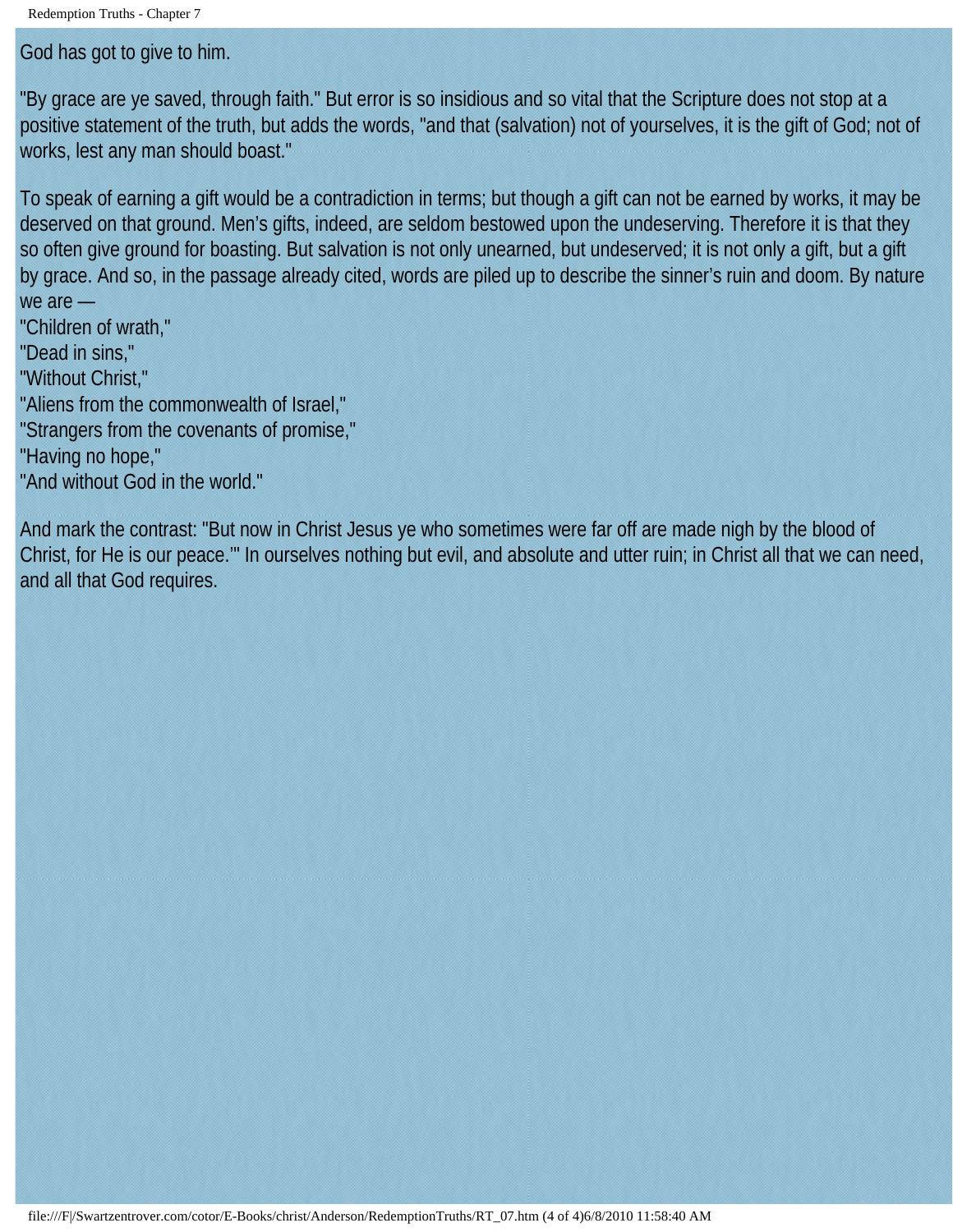God has got to give to him.

"By grace are ye saved, through faith." But error is so insidious and so vital that the Scripture does not stop at a positive statement of the truth, but adds the words, "and that (salvation) not of yourselves, it is the gift of God; not of works, lest any man should boast."

To speak of earning a gift would be a contradiction in terms; but though a gift can not be earned by works, it may be deserved on that ground. Men's gifts, indeed, are seldom bestowed upon the undeserving. Therefore it is that they so often give ground for boasting. But salvation is not only unearned, but undeserved; it is not only a gift, but a gift by grace. And so, in the passage already cited, words are piled up to describe the sinner's ruin and doom. By nature we are —
"Children of wrath,"
"Dead in sins,"
"Without Christ,"
"Aliens from the commonwealth of Israel,"
"Strangers from the covenants of promise,"
"Having no hope,"
"And without God in the world."

And mark the contrast: "But now in Christ Jesus ye who sometimes were far off are made nigh by the blood of Christ, for He is our peace.'" In ourselves nothing but evil, and absolute and utter ruin; in Christ all that we can need, and all that God requires.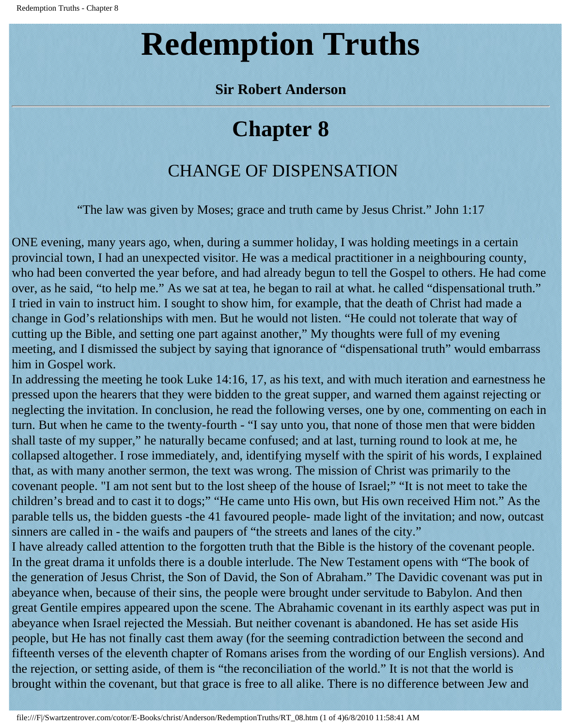# Redemption Truths

**Sir Robert Anderson**

# Chapter 8

## CHANGE OF DISPENSATION

"The law was given by Moses; grace and truth came by Jesus Christ." John 1:17

ONE evening, many years ago, when, during a summer holiday, I was holding meetings in a certain provincial town, I had an unexpected visitor. He was a medical practitioner in a neighbouring county, who had been converted the year before, and had already begun to tell the Gospel to others. He had come over, as he said, "to help me." As we sat at tea, he began to rail at what. he called "dispensational truth." I tried in vain to instruct him. I sought to show him, for example, that the death of Christ had made a change in God's relationships with men. But he would not listen. "He could not tolerate that way of cutting up the Bible, and setting one part against another," My thoughts were full of my evening meeting, and I dismissed the subject by saying that ignorance of "dispensational truth" would embarrass him in Gospel work.

In addressing the meeting he took Luke 14:16, 17, as his text, and with much iteration and earnestness he pressed upon the hearers that they were bidden to the great supper, and warned them against rejecting or neglecting the invitation. In conclusion, he read the following verses, one by one, commenting on each in turn. But when he came to the twenty-fourth - "I say unto you, that none of those men that were bidden shall taste of my supper," he naturally became confused; and at last, turning round to look at me, he collapsed altogether. I rose immediately, and, identifying myself with the spirit of his words, I explained that, as with many another sermon, the text was wrong. The mission of Christ was primarily to the covenant people. "I am not sent but to the lost sheep of the house of Israel;" "It is not meet to take the children's bread and to cast it to dogs;" "He came unto His own, but His own received Him not." As the parable tells us, the bidden guests -the 41 favoured people- made light of the invitation; and now, outcast sinners are called in - the waifs and paupers of "the streets and lanes of the city."

I have already called attention to the forgotten truth that the Bible is the history of the covenant people. In the great drama it unfolds there is a double interlude. The New Testament opens with "The book of the generation of Jesus Christ, the Son of David, the Son of Abraham." The Davidic covenant was put in abeyance when, because of their sins, the people were brought under servitude to Babylon. And then great Gentile empires appeared upon the scene. The Abrahamic covenant in its earthly aspect was put in abeyance when Israel rejected the Messiah. But neither covenant is abandoned. He has set aside His people, but He has not finally cast them away (for the seeming contradiction between the second and fifteenth verses of the eleventh chapter of Romans arises from the wording of our English versions). And the rejection, or setting aside, of them is "the reconciliation of the world." It is not that the world is brought within the covenant, but that grace is free to all alike. There is no difference between Jew and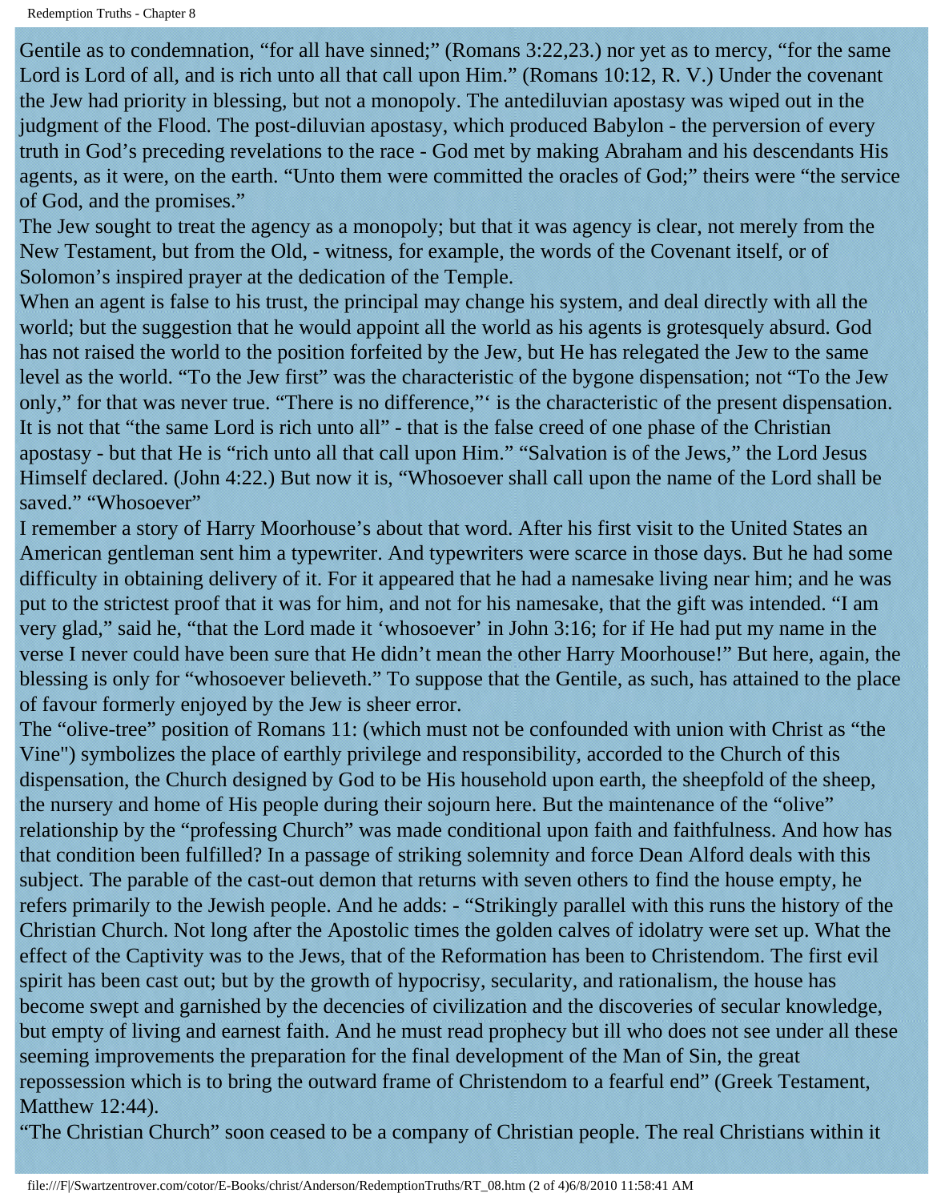Gentile as to condemnation, "for all have sinned;" (Romans 3:22,23.) nor yet as to mercy, "for the same Lord is Lord of all, and is rich unto all that call upon Him." (Romans 10:12, R. V.) Under the covenant the Jew had priority in blessing, but not a monopoly. The antediluvian apostasy was wiped out in the judgment of the Flood. The post-diluvian apostasy, which produced Babylon - the perversion of every truth in God's preceding revelations to the race - God met by making Abraham and his descendants His agents, as it were, on the earth. "Unto them were committed the oracles of God;" theirs were "the service of God, and the promises."

The Jew sought to treat the agency as a monopoly; but that it was agency is clear, not merely from the New Testament, but from the Old, - witness, for example, the words of the Covenant itself, or of Solomon's inspired prayer at the dedication of the Temple.

When an agent is false to his trust, the principal may change his system, and deal directly with all the world; but the suggestion that he would appoint all the world as his agents is grotesquely absurd. God has not raised the world to the position forfeited by the Jew, but He has relegated the Jew to the same level as the world. "To the Jew first" was the characteristic of the bygone dispensation; not "To the Jew only," for that was never true. "There is no difference,"' is the characteristic of the present dispensation. It is not that "the same Lord is rich unto all" - that is the false creed of one phase of the Christian apostasy - but that He is "rich unto all that call upon Him." "Salvation is of the Jews," the Lord Jesus Himself declared. (John 4:22.) But now it is, "Whosoever shall call upon the name of the Lord shall be saved." "Whosoever"

I remember a story of Harry Moorhouse's about that word. After his first visit to the United States an American gentleman sent him a typewriter. And typewriters were scarce in those days. But he had some difficulty in obtaining delivery of it. For it appeared that he had a namesake living near him; and he was put to the strictest proof that it was for him, and not for his namesake, that the gift was intended. "I am very glad," said he, "that the Lord made it 'whosoever' in John 3:16; for if He had put my name in the verse I never could have been sure that He didn't mean the other Harry Moorhouse!" But here, again, the blessing is only for "whosoever believeth." To suppose that the Gentile, as such, has attained to the place of favour formerly enjoyed by the Jew is sheer error.

The "olive-tree" position of Romans 11: (which must not be confounded with union with Christ as "the Vine") symbolizes the place of earthly privilege and responsibility, accorded to the Church of this dispensation, the Church designed by God to be His household upon earth, the sheepfold of the sheep, the nursery and home of His people during their sojourn here. But the maintenance of the "olive" relationship by the "professing Church" was made conditional upon faith and faithfulness. And how has that condition been fulfilled? In a passage of striking solemnity and force Dean Alford deals with this subject. The parable of the cast-out demon that returns with seven others to find the house empty, he refers primarily to the Jewish people. And he adds: - "Strikingly parallel with this runs the history of the Christian Church. Not long after the Apostolic times the golden calves of idolatry were set up. What the effect of the Captivity was to the Jews, that of the Reformation has been to Christendom. The first evil spirit has been cast out; but by the growth of hypocrisy, secularity, and rationalism, the house has become swept and garnished by the decencies of civilization and the discoveries of secular knowledge, but empty of living and earnest faith. And he must read prophecy but ill who does not see under all these seeming improvements the preparation for the final development of the Man of Sin, the great repossession which is to bring the outward frame of Christendom to a fearful end" (Greek Testament, Matthew 12:44).

"The Christian Church" soon ceased to be a company of Christian people. The real Christians within it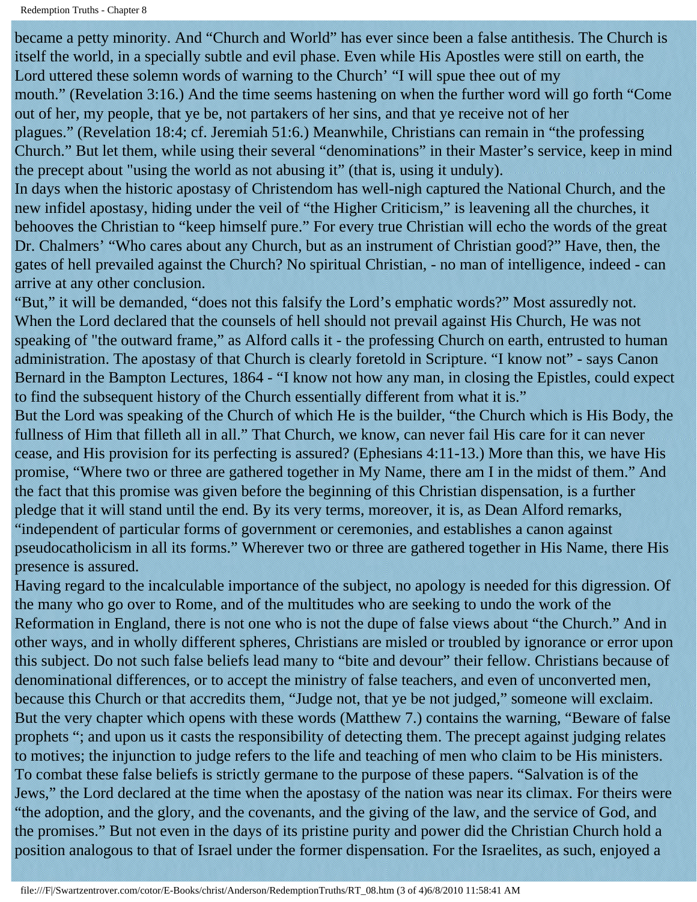became a petty minority. And "Church and World" has ever since been a false antithesis. The Church is itself the world, in a specially subtle and evil phase. Even while His Apostles were still on earth, the Lord uttered these solemn words of warning to the Church' "I will spue thee out of my mouth." (Revelation 3:16.) And the time seems hastening on when the further word will go forth "Come out of her, my people, that ye be, not partakers of her sins, and that ye receive not of her plagues." (Revelation 18:4; cf. Jeremiah 51:6.) Meanwhile, Christians can remain in "the professing Church." But let them, while using their several "denominations" in their Master's service, keep in mind the precept about "using the world as not abusing it" (that is, using it unduly).

In days when the historic apostasy of Christendom has well-nigh captured the National Church, and the new infidel apostasy, hiding under the veil of "the Higher Criticism," is leavening all the churches, it behooves the Christian to "keep himself pure." For every true Christian will echo the words of the great Dr. Chalmers' "Who cares about any Church, but as an instrument of Christian good?" Have, then, the gates of hell prevailed against the Church? No spiritual Christian, - no man of intelligence, indeed - can arrive at any other conclusion.

"But," it will be demanded, "does not this falsify the Lord's emphatic words?" Most assuredly not. When the Lord declared that the counsels of hell should not prevail against His Church, He was not speaking of "the outward frame," as Alford calls it - the professing Church on earth, entrusted to human administration. The apostasy of that Church is clearly foretold in Scripture. "I know not" - says Canon Bernard in the Bampton Lectures, 1864 - "I know not how any man, in closing the Epistles, could expect to find the subsequent history of the Church essentially different from what it is."

But the Lord was speaking of the Church of which He is the builder, "the Church which is His Body, the fullness of Him that filleth all in all." That Church, we know, can never fail His care for it can never cease, and His provision for its perfecting is assured? (Ephesians 4:11-13.) More than this, we have His promise, "Where two or three are gathered together in My Name, there am I in the midst of them." And the fact that this promise was given before the beginning of this Christian dispensation, is a further pledge that it will stand until the end. By its very terms, moreover, it is, as Dean Alford remarks, "independent of particular forms of government or ceremonies, and establishes a canon against pseudocatholicism in all its forms." Wherever two or three are gathered together in His Name, there His presence is assured.

Having regard to the incalculable importance of the subject, no apology is needed for this digression. Of the many who go over to Rome, and of the multitudes who are seeking to undo the work of the Reformation in England, there is not one who is not the dupe of false views about "the Church." And in other ways, and in wholly different spheres, Christians are misled or troubled by ignorance or error upon this subject. Do not such false beliefs lead many to "bite and devour" their fellow. Christians because of denominational differences, or to accept the ministry of false teachers, and even of unconverted men, because this Church or that accredits them, "Judge not, that ye be not judged," someone will exclaim. But the very chapter which opens with these words (Matthew 7.) contains the warning, "Beware of false prophets "; and upon us it casts the responsibility of detecting them. The precept against judging relates to motives; the injunction to judge refers to the life and teaching of men who claim to be His ministers. To combat these false beliefs is strictly germane to the purpose of these papers. "Salvation is of the Jews," the Lord declared at the time when the apostasy of the nation was near its climax. For theirs were "the adoption, and the glory, and the covenants, and the giving of the law, and the service of God, and the promises." But not even in the days of its pristine purity and power did the Christian Church hold a position analogous to that of Israel under the former dispensation. For the Israelites, as such, enjoyed a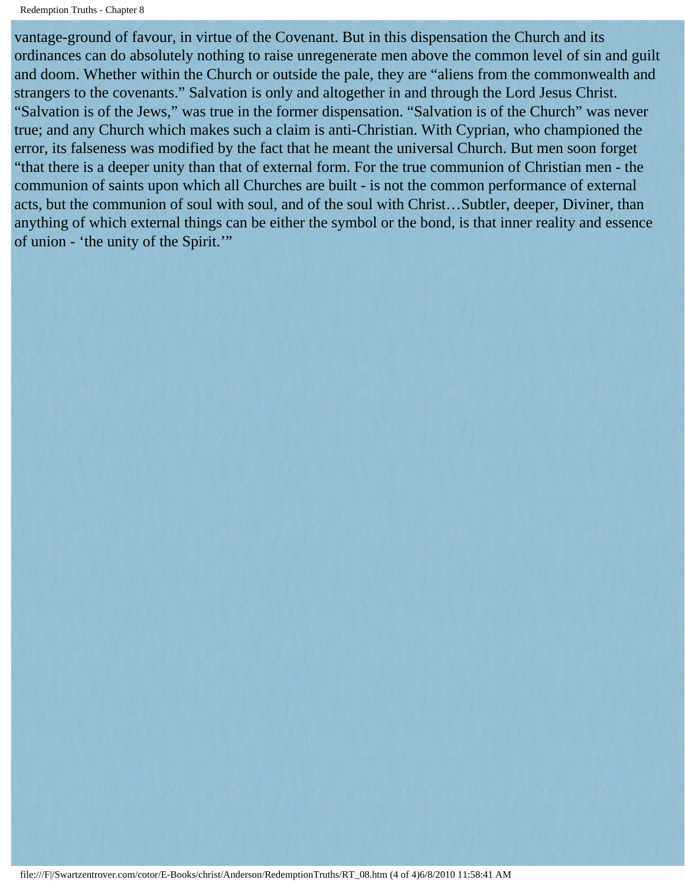vantage-ground of favour, in virtue of the Covenant. But in this dispensation the Church and its ordinances can do absolutely nothing to raise unregenerate men above the common level of sin and guilt and doom. Whether within the Church or outside the pale, they are “aliens from the commonwealth and strangers to the covenants.” Salvation is only and altogether in and through the Lord Jesus Christ. “Salvation is of the Jews,” was true in the former dispensation. “Salvation is of the Church” was never true; and any Church which makes such a claim is anti-Christian. With Cyprian, who championed the error, its falseness was modified by the fact that he meant the universal Church. But men soon forget “that there is a deeper unity than that of external form. For the true communion of Christian men - the communion of saints upon which all Churches are built - is not the common performance of external acts, but the communion of soul with soul, and of the soul with Christ…Subtler, deeper, Diviner, than anything of which external things can be either the symbol or the bond, is that inner reality and essence of union - ‘the unity of the Spirit.’”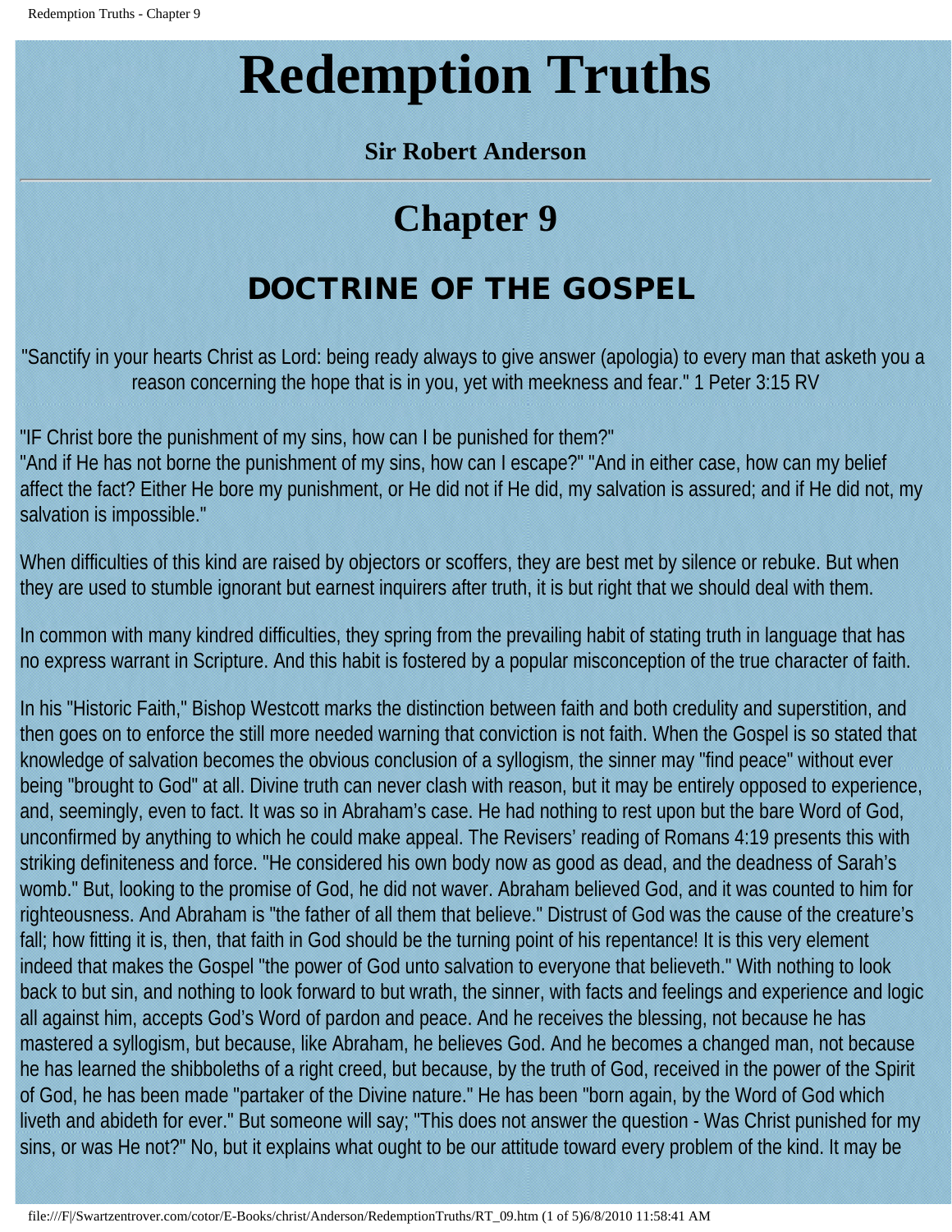# Redemption Truths

**Sir Robert Anderson**

# Chapter 9

## DOCTRINE OF THE GOSPEL

"Sanctify in your hearts Christ as Lord: being ready always to give answer (apologia) to every man that asketh you a reason concerning the hope that is in you, yet with meekness and fear." 1 Peter 3:15 RV

"IF Christ bore the punishment of my sins, how can I be punished for them?"
"And if He has not borne the punishment of my sins, how can I escape?" "And in either case, how can my belief affect the fact? Either He bore my punishment, or He did not if He did, my salvation is assured; and if He did not, my salvation is impossible."

When difficulties of this kind are raised by objectors or scoffers, they are best met by silence or rebuke. But when they are used to stumble ignorant but earnest inquirers after truth, it is but right that we should deal with them.

In common with many kindred difficulties, they spring from the prevailing habit of stating truth in language that has no express warrant in Scripture. And this habit is fostered by a popular misconception of the true character of faith.

In his "Historic Faith," Bishop Westcott marks the distinction between faith and both credulity and superstition, and then goes on to enforce the still more needed warning that conviction is not faith. When the Gospel is so stated that knowledge of salvation becomes the obvious conclusion of a syllogism, the sinner may "find peace" without ever being "brought to God" at all. Divine truth can never clash with reason, but it may be entirely opposed to experience, and, seemingly, even to fact. It was so in Abraham's case. He had nothing to rest upon but the bare Word of God, unconfirmed by anything to which he could make appeal. The Revisers' reading of Romans 4:19 presents this with striking definiteness and force. "He considered his own body now as good as dead, and the deadness of Sarah's womb." But, looking to the promise of God, he did not waver. Abraham believed God, and it was counted to him for righteousness. And Abraham is "the father of all them that believe." Distrust of God was the cause of the creature's fall; how fitting it is, then, that faith in God should be the turning point of his repentance! It is this very element indeed that makes the Gospel "the power of God unto salvation to everyone that believeth." With nothing to look back to but sin, and nothing to look forward to but wrath, the sinner, with facts and feelings and experience and logic all against him, accepts God's Word of pardon and peace. And he receives the blessing, not because he has mastered a syllogism, but because, like Abraham, he believes God. And he becomes a changed man, not because he has learned the shibboleths of a right creed, but because, by the truth of God, received in the power of the Spirit of God, he has been made "partaker of the Divine nature." He has been "born again, by the Word of God which liveth and abideth for ever." But someone will say; "This does not answer the question - Was Christ punished for my sins, or was He not?" No, but it explains what ought to be our attitude toward every problem of the kind. It may be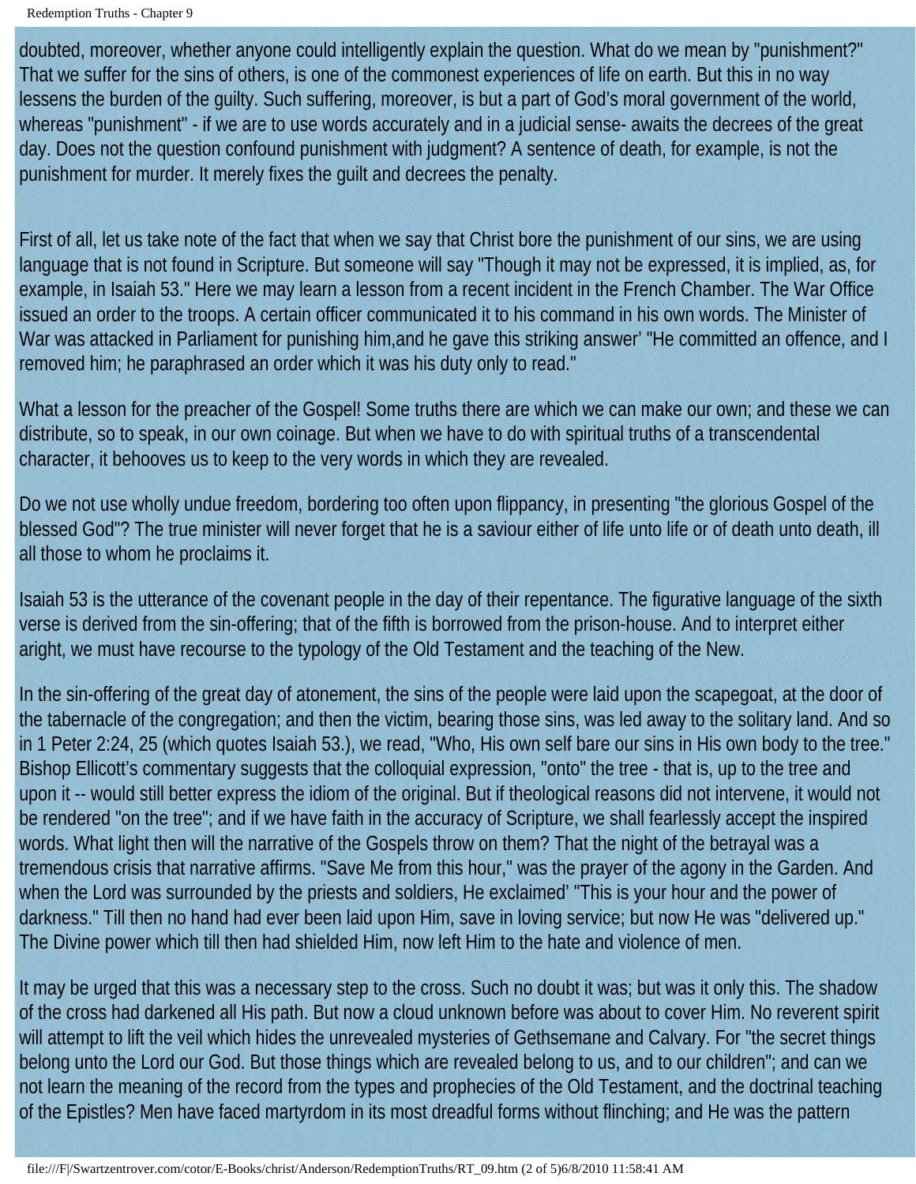doubted, moreover, whether anyone could intelligently explain the question. What do we mean by "punishment?" That we suffer for the sins of others, is one of the commonest experiences of life on earth. But this in no way lessens the burden of the guilty. Such suffering, moreover, is but a part of God's moral government of the world, whereas "punishment" - if we are to use words accurately and in a judicial sense- awaits the decrees of the great day. Does not the question confound punishment with judgment? A sentence of death, for example, is not the punishment for murder. It merely fixes the guilt and decrees the penalty.

First of all, let us take note of the fact that when we say that Christ bore the punishment of our sins, we are using language that is not found in Scripture. But someone will say "Though it may not be expressed, it is implied, as, for example, in Isaiah 53." Here we may learn a lesson from a recent incident in the French Chamber. The War Office issued an order to the troops. A certain officer communicated it to his command in his own words. The Minister of War was attacked in Parliament for punishing him,and he gave this striking answer' "He committed an offence, and I removed him; he paraphrased an order which it was his duty only to read."

What a lesson for the preacher of the Gospel! Some truths there are which we can make our own; and these we can distribute, so to speak, in our own coinage. But when we have to do with spiritual truths of a transcendental character, it behooves us to keep to the very words in which they are revealed.

Do we not use wholly undue freedom, bordering too often upon flippancy, in presenting "the glorious Gospel of the blessed God"? The true minister will never forget that he is a saviour either of life unto life or of death unto death, ill all those to whom he proclaims it.

Isaiah 53 is the utterance of the covenant people in the day of their repentance. The figurative language of the sixth verse is derived from the sin-offering; that of the fifth is borrowed from the prison-house. And to interpret either aright, we must have recourse to the typology of the Old Testament and the teaching of the New.

In the sin-offering of the great day of atonement, the sins of the people were laid upon the scapegoat, at the door of the tabernacle of the congregation; and then the victim, bearing those sins, was led away to the solitary land. And so in 1 Peter 2:24, 25 (which quotes Isaiah 53.), we read, "Who, His own self bare our sins in His own body to the tree." Bishop Ellicott's commentary suggests that the colloquial expression, "onto" the tree - that is, up to the tree and upon it -- would still better express the idiom of the original. But if theological reasons did not intervene, it would not be rendered "on the tree"; and if we have faith in the accuracy of Scripture, we shall fearlessly accept the inspired words. What light then will the narrative of the Gospels throw on them? That the night of the betrayal was a tremendous crisis that narrative affirms. "Save Me from this hour," was the prayer of the agony in the Garden. And when the Lord was surrounded by the priests and soldiers, He exclaimed' "This is your hour and the power of darkness." Till then no hand had ever been laid upon Him, save in loving service; but now He was "delivered up." The Divine power which till then had shielded Him, now left Him to the hate and violence of men.

It may be urged that this was a necessary step to the cross. Such no doubt it was; but was it only this. The shadow of the cross had darkened all His path. But now a cloud unknown before was about to cover Him. No reverent spirit will attempt to lift the veil which hides the unrevealed mysteries of Gethsemane and Calvary. For "the secret things belong unto the Lord our God. But those things which are revealed belong to us, and to our children"; and can we not learn the meaning of the record from the types and prophecies of the Old Testament, and the doctrinal teaching of the Epistles? Men have faced martyrdom in its most dreadful forms without flinching; and He was the pattern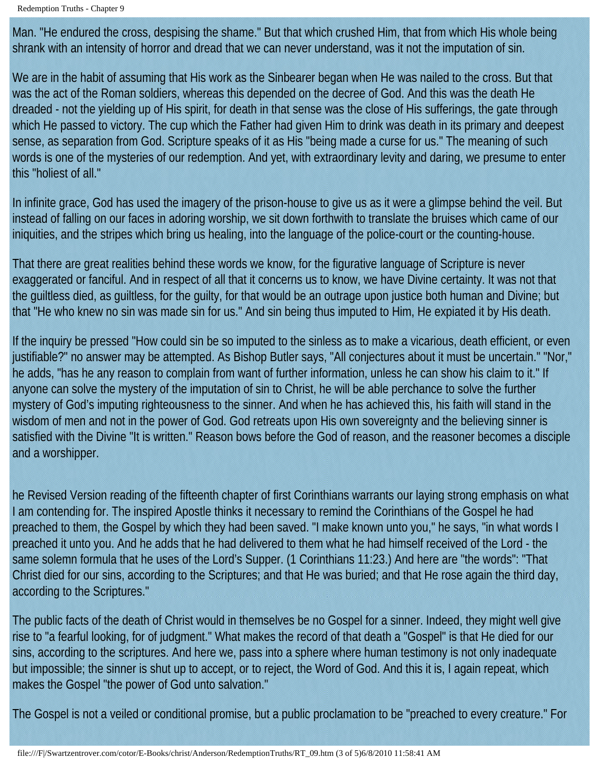Man. "He endured the cross, despising the shame." But that which crushed Him, that from which His whole being shrank with an intensity of horror and dread that we can never understand, was it not the imputation of sin.

We are in the habit of assuming that His work as the Sinbearer began when He was nailed to the cross. But that was the act of the Roman soldiers, whereas this depended on the decree of God. And this was the death He dreaded - not the yielding up of His spirit, for death in that sense was the close of His sufferings, the gate through which He passed to victory. The cup which the Father had given Him to drink was death in its primary and deepest sense, as separation from God. Scripture speaks of it as His "being made a curse for us." The meaning of such words is one of the mysteries of our redemption. And yet, with extraordinary levity and daring, we presume to enter this "holiest of all."

In infinite grace, God has used the imagery of the prison-house to give us as it were a glimpse behind the veil. But instead of falling on our faces in adoring worship, we sit down forthwith to translate the bruises which came of our iniquities, and the stripes which bring us healing, into the language of the police-court or the counting-house.

That there are great realities behind these words we know, for the figurative language of Scripture is never exaggerated or fanciful. And in respect of all that it concerns us to know, we have Divine certainty. It was not that the guiltless died, as guiltless, for the guilty, for that would be an outrage upon justice both human and Divine; but that "He who knew no sin was made sin for us." And sin being thus imputed to Him, He expiated it by His death.

If the inquiry be pressed "How could sin be so imputed to the sinless as to make a vicarious, death efficient, or even justifiable?" no answer may be attempted. As Bishop Butler says, "All conjectures about it must be uncertain." "Nor," he adds, "has he any reason to complain from want of further information, unless he can show his claim to it." If anyone can solve the mystery of the imputation of sin to Christ, he will be able perchance to solve the further mystery of God's imputing righteousness to the sinner. And when he has achieved this, his faith will stand in the wisdom of men and not in the power of God. God retreats upon His own sovereignty and the believing sinner is satisfied with the Divine "It is written." Reason bows before the God of reason, and the reasoner becomes a disciple and a worshipper.

he Revised Version reading of the fifteenth chapter of first Corinthians warrants our laying strong emphasis on what I am contending for. The inspired Apostle thinks it necessary to remind the Corinthians of the Gospel he had preached to them, the Gospel by which they had been saved. "I make known unto you," he says, "in what words I preached it unto you. And he adds that he had delivered to them what he had himself received of the Lord - the same solemn formula that he uses of the Lord's Supper. (1 Corinthians 11:23.) And here are "the words": "That Christ died for our sins, according to the Scriptures; and that He was buried; and that He rose again the third day, according to the Scriptures."

The public facts of the death of Christ would in themselves be no Gospel for a sinner. Indeed, they might well give rise to "a fearful looking, for of judgment." What makes the record of that death a "Gospel" is that He died for our sins, according to the scriptures. And here we, pass into a sphere where human testimony is not only inadequate but impossible; the sinner is shut up to accept, or to reject, the Word of God. And this it is, I again repeat, which makes the Gospel "the power of God unto salvation."

The Gospel is not a veiled or conditional promise, but a public proclamation to be "preached to every creature." For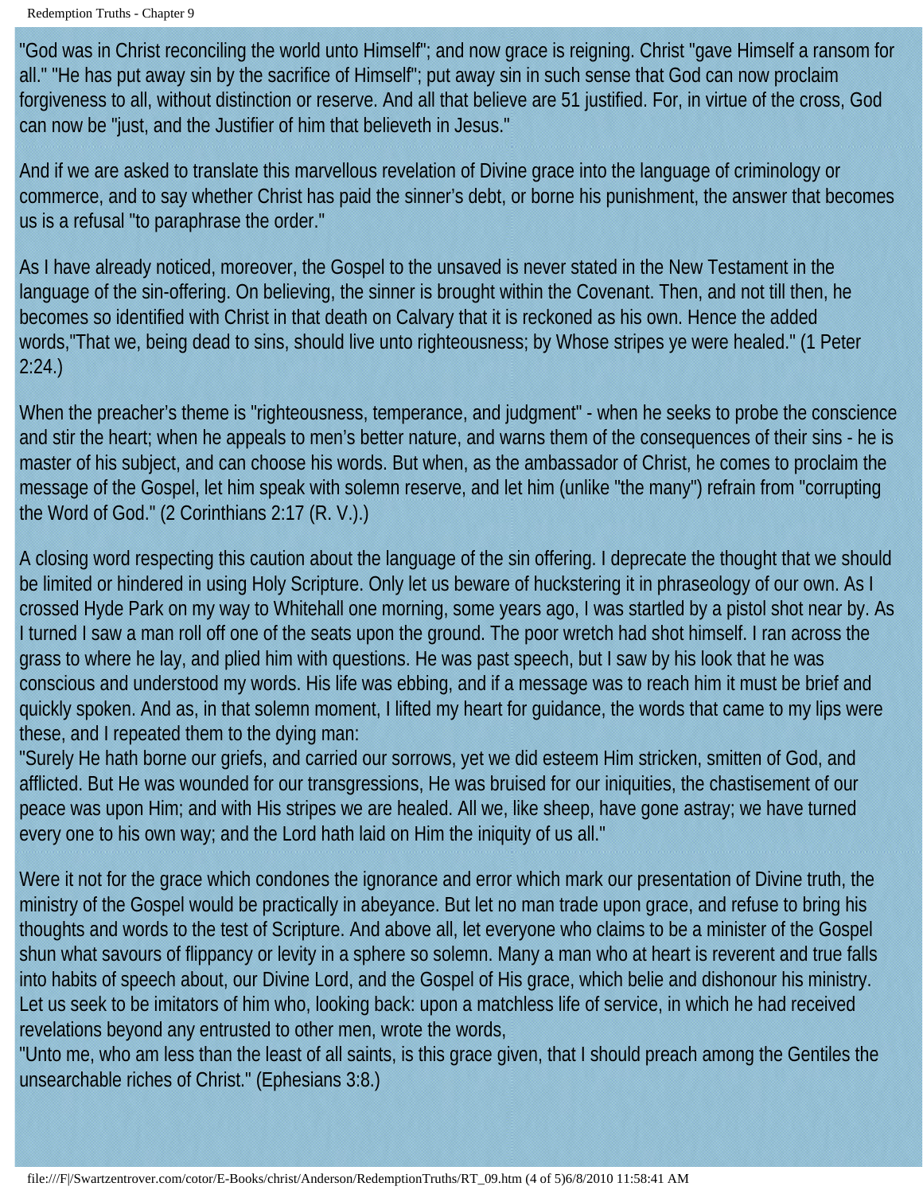"God was in Christ reconciling the world unto Himself"; and now grace is reigning. Christ "gave Himself a ransom for all." "He has put away sin by the sacrifice of Himself"; put away sin in such sense that God can now proclaim forgiveness to all, without distinction or reserve. And all that believe are 51 justified. For, in virtue of the cross, God can now be "just, and the Justifier of him that believeth in Jesus."

And if we are asked to translate this marvellous revelation of Divine grace into the language of criminology or commerce, and to say whether Christ has paid the sinner's debt, or borne his punishment, the answer that becomes us is a refusal "to paraphrase the order."

As I have already noticed, moreover, the Gospel to the unsaved is never stated in the New Testament in the language of the sin-offering. On believing, the sinner is brought within the Covenant. Then, and not till then, he becomes so identified with Christ in that death on Calvary that it is reckoned as his own. Hence the added words,"That we, being dead to sins, should live unto righteousness; by Whose stripes ye were healed." (1 Peter 2:24.)

When the preacher's theme is "righteousness, temperance, and judgment" - when he seeks to probe the conscience and stir the heart; when he appeals to men's better nature, and warns them of the consequences of their sins - he is master of his subject, and can choose his words. But when, as the ambassador of Christ, he comes to proclaim the message of the Gospel, let him speak with solemn reserve, and let him (unlike "the many") refrain from "corrupting the Word of God." (2 Corinthians 2:17 (R. V.).)

A closing word respecting this caution about the language of the sin offering. I deprecate the thought that we should be limited or hindered in using Holy Scripture. Only let us beware of huckstering it in phraseology of our own. As I crossed Hyde Park on my way to Whitehall one morning, some years ago, I was startled by a pistol shot near by. As I turned I saw a man roll off one of the seats upon the ground. The poor wretch had shot himself. I ran across the grass to where he lay, and plied him with questions. He was past speech, but I saw by his look that he was conscious and understood my words. His life was ebbing, and if a message was to reach him it must be brief and quickly spoken. And as, in that solemn moment, I lifted my heart for guidance, the words that came to my lips were these, and I repeated them to the dying man:
"Surely He hath borne our griefs, and carried our sorrows, yet we did esteem Him stricken, smitten of God, and afflicted. But He was wounded for our transgressions, He was bruised for our iniquities, the chastisement of our peace was upon Him; and with His stripes we are healed. All we, like sheep, have gone astray; we have turned every one to his own way; and the Lord hath laid on Him the iniquity of us all."

Were it not for the grace which condones the ignorance and error which mark our presentation of Divine truth, the ministry of the Gospel would be practically in abeyance. But let no man trade upon grace, and refuse to bring his thoughts and words to the test of Scripture. And above all, let everyone who claims to be a minister of the Gospel shun what savours of flippancy or levity in a sphere so solemn. Many a man who at heart is reverent and true falls into habits of speech about, our Divine Lord, and the Gospel of His grace, which belie and dishonour his ministry. Let us seek to be imitators of him who, looking back: upon a matchless life of service, in which he had received revelations beyond any entrusted to other men, wrote the words,
"Unto me, who am less than the least of all saints, is this grace given, that I should preach among the Gentiles the unsearchable riches of Christ." (Ephesians 3:8.)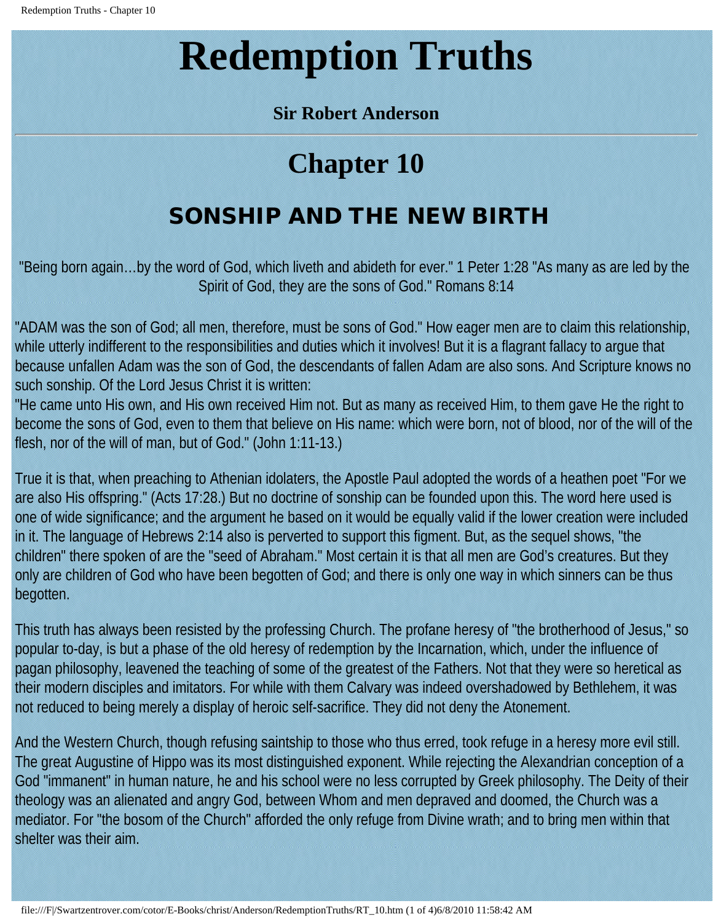# Redemption Truths

**Sir Robert Anderson**

## Chapter 10

### SONSHIP AND THE NEW BIRTH

"Being born again…by the word of God, which liveth and abideth for ever." 1 Peter 1:28 "As many as are led by the Spirit of God, they are the sons of God." Romans 8:14

"ADAM was the son of God; all men, therefore, must be sons of God." How eager men are to claim this relationship, while utterly indifferent to the responsibilities and duties which it involves! But it is a flagrant fallacy to argue that because unfallen Adam was the son of God, the descendants of fallen Adam are also sons. And Scripture knows no such sonship. Of the Lord Jesus Christ it is written:

"He came unto His own, and His own received Him not. But as many as received Him, to them gave He the right to become the sons of God, even to them that believe on His name: which were born, not of blood, nor of the will of the flesh, nor of the will of man, but of God." (John 1:11-13.)

True it is that, when preaching to Athenian idolaters, the Apostle Paul adopted the words of a heathen poet "For we are also His offspring." (Acts 17:28.) But no doctrine of sonship can be founded upon this. The word here used is one of wide significance; and the argument he based on it would be equally valid if the lower creation were included in it. The language of Hebrews 2:14 also is perverted to support this figment. But, as the sequel shows, "the children" there spoken of are the "seed of Abraham." Most certain it is that all men are God's creatures. But they only are children of God who have been begotten of God; and there is only one way in which sinners can be thus begotten.

This truth has always been resisted by the professing Church. The profane heresy of "the brotherhood of Jesus," so popular to-day, is but a phase of the old heresy of redemption by the Incarnation, which, under the influence of pagan philosophy, leavened the teaching of some of the greatest of the Fathers. Not that they were so heretical as their modern disciples and imitators. For while with them Calvary was indeed overshadowed by Bethlehem, it was not reduced to being merely a display of heroic self-sacrifice. They did not deny the Atonement.

And the Western Church, though refusing saintship to those who thus erred, took refuge in a heresy more evil still. The great Augustine of Hippo was its most distinguished exponent. While rejecting the Alexandrian conception of a God "immanent" in human nature, he and his school were no less corrupted by Greek philosophy. The Deity of their theology was an alienated and angry God, between Whom and men depraved and doomed, the Church was a mediator. For "the bosom of the Church" afforded the only refuge from Divine wrath; and to bring men within that shelter was their aim.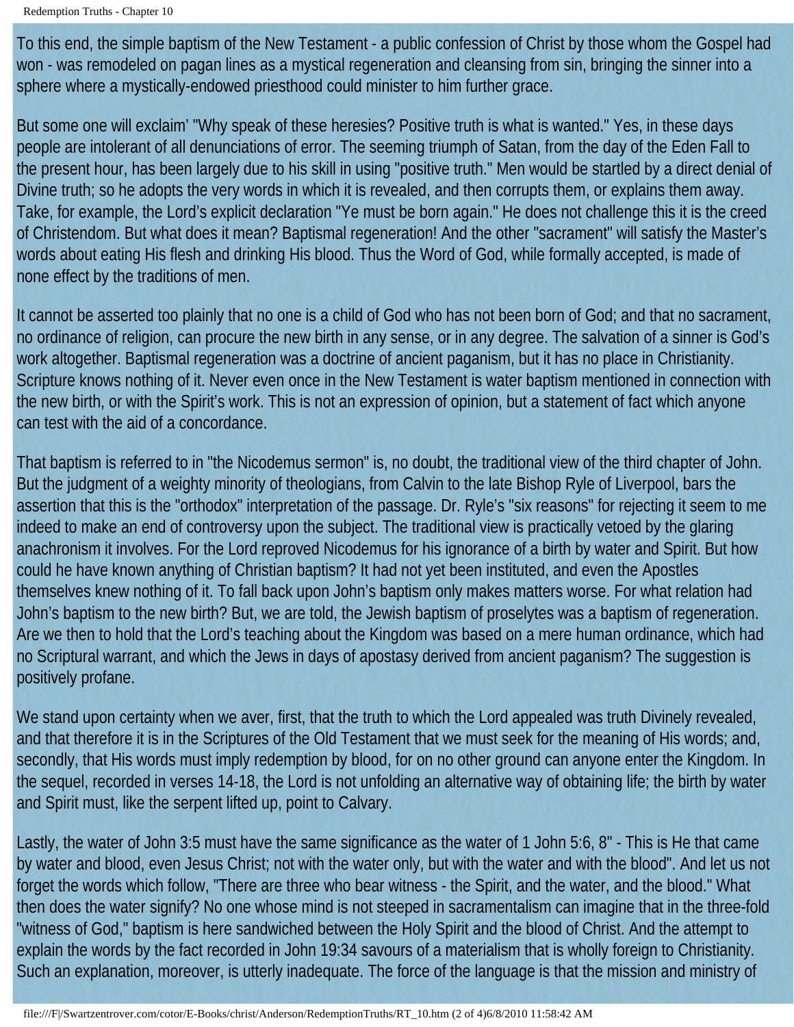To this end, the simple baptism of the New Testament - a public confession of Christ by those whom the Gospel had won - was remodeled on pagan lines as a mystical regeneration and cleansing from sin, bringing the sinner into a sphere where a mystically-endowed priesthood could minister to him further grace.

But some one will exclaim' "Why speak of these heresies? Positive truth is what is wanted." Yes, in these days people are intolerant of all denunciations of error. The seeming triumph of Satan, from the day of the Eden Fall to the present hour, has been largely due to his skill in using "positive truth." Men would be startled by a direct denial of Divine truth; so he adopts the very words in which it is revealed, and then corrupts them, or explains them away. Take, for example, the Lord's explicit declaration "Ye must be born again." He does not challenge this it is the creed of Christendom. But what does it mean? Baptismal regeneration! And the other "sacrament" will satisfy the Master's words about eating His flesh and drinking His blood. Thus the Word of God, while formally accepted, is made of none effect by the traditions of men.

It cannot be asserted too plainly that no one is a child of God who has not been born of God; and that no sacrament, no ordinance of religion, can procure the new birth in any sense, or in any degree. The salvation of a sinner is God's work altogether. Baptismal regeneration was a doctrine of ancient paganism, but it has no place in Christianity. Scripture knows nothing of it. Never even once in the New Testament is water baptism mentioned in connection with the new birth, or with the Spirit's work. This is not an expression of opinion, but a statement of fact which anyone can test with the aid of a concordance.

That baptism is referred to in "the Nicodemus sermon" is, no doubt, the traditional view of the third chapter of John. But the judgment of a weighty minority of theologians, from Calvin to the late Bishop Ryle of Liverpool, bars the assertion that this is the "orthodox" interpretation of the passage. Dr. Ryle's "six reasons" for rejecting it seem to me indeed to make an end of controversy upon the subject. The traditional view is practically vetoed by the glaring anachronism it involves. For the Lord reproved Nicodemus for his ignorance of a birth by water and Spirit. But how could he have known anything of Christian baptism? It had not yet been instituted, and even the Apostles themselves knew nothing of it. To fall back upon John's baptism only makes matters worse. For what relation had John's baptism to the new birth? But, we are told, the Jewish baptism of proselytes was a baptism of regeneration. Are we then to hold that the Lord's teaching about the Kingdom was based on a mere human ordinance, which had no Scriptural warrant, and which the Jews in days of apostasy derived from ancient paganism? The suggestion is positively profane.

We stand upon certainty when we aver, first, that the truth to which the Lord appealed was truth Divinely revealed, and that therefore it is in the Scriptures of the Old Testament that we must seek for the meaning of His words; and, secondly, that His words must imply redemption by blood, for on no other ground can anyone enter the Kingdom. In the sequel, recorded in verses 14-18, the Lord is not unfolding an alternative way of obtaining life; the birth by water and Spirit must, like the serpent lifted up, point to Calvary.

Lastly, the water of John 3:5 must have the same significance as the water of 1 John 5:6, 8" - This is He that came by water and blood, even Jesus Christ; not with the water only, but with the water and with the blood". And let us not forget the words which follow, "There are three who bear witness - the Spirit, and the water, and the blood." What then does the water signify? No one whose mind is not steeped in sacramentalism can imagine that in the three-fold "witness of God," baptism is here sandwiched between the Holy Spirit and the blood of Christ. And the attempt to explain the words by the fact recorded in John 19:34 savours of a materialism that is wholly foreign to Christianity. Such an explanation, moreover, is utterly inadequate. The force of the language is that the mission and ministry of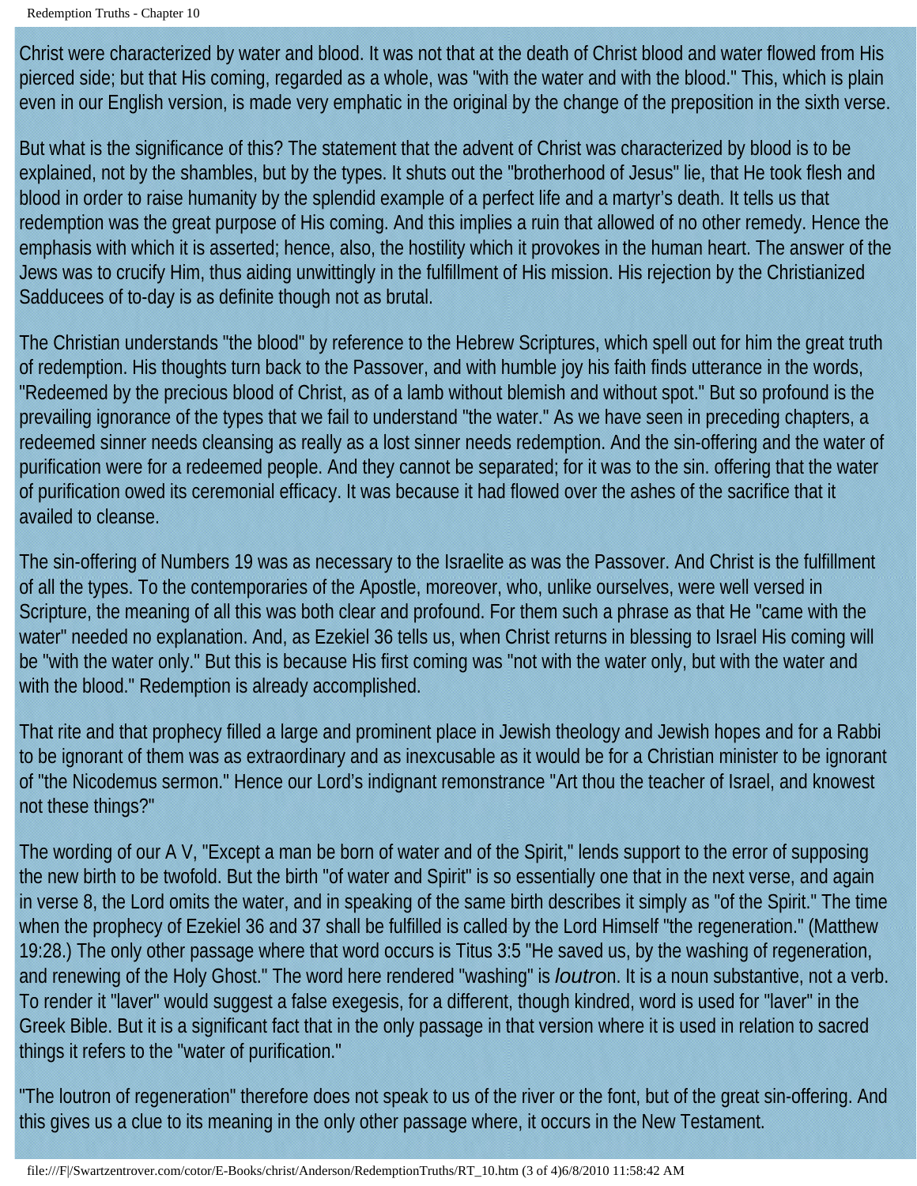Christ were characterized by water and blood. It was not that at the death of Christ blood and water flowed from His pierced side; but that His coming, regarded as a whole, was "with the water and with the blood." This, which is plain even in our English version, is made very emphatic in the original by the change of the preposition in the sixth verse.

But what is the significance of this? The statement that the advent of Christ was characterized by blood is to be explained, not by the shambles, but by the types. It shuts out the "brotherhood of Jesus" lie, that He took flesh and blood in order to raise humanity by the splendid example of a perfect life and a martyr's death. It tells us that redemption was the great purpose of His coming. And this implies a ruin that allowed of no other remedy. Hence the emphasis with which it is asserted; hence, also, the hostility which it provokes in the human heart. The answer of the Jews was to crucify Him, thus aiding unwittingly in the fulfillment of His mission. His rejection by the Christianized Sadducees of to-day is as definite though not as brutal.

The Christian understands "the blood" by reference to the Hebrew Scriptures, which spell out for him the great truth of redemption. His thoughts turn back to the Passover, and with humble joy his faith finds utterance in the words, "Redeemed by the precious blood of Christ, as of a lamb without blemish and without spot." But so profound is the prevailing ignorance of the types that we fail to understand "the water." As we have seen in preceding chapters, a redeemed sinner needs cleansing as really as a lost sinner needs redemption. And the sin-offering and the water of purification were for a redeemed people. And they cannot be separated; for it was to the sin. offering that the water of purification owed its ceremonial efficacy. It was because it had flowed over the ashes of the sacrifice that it availed to cleanse.

The sin-offering of Numbers 19 was as necessary to the Israelite as was the Passover. And Christ is the fulfillment of all the types. To the contemporaries of the Apostle, moreover, who, unlike ourselves, were well versed in Scripture, the meaning of all this was both clear and profound. For them such a phrase as that He "came with the water" needed no explanation. And, as Ezekiel 36 tells us, when Christ returns in blessing to Israel His coming will be "with the water only." But this is because His first coming was "not with the water only, but with the water and with the blood." Redemption is already accomplished.

That rite and that prophecy filled a large and prominent place in Jewish theology and Jewish hopes and for a Rabbi to be ignorant of them was as extraordinary and as inexcusable as it would be for a Christian minister to be ignorant of "the Nicodemus sermon." Hence our Lord's indignant remonstrance "Art thou the teacher of Israel, and knowest not these things?"

The wording of our A V, "Except a man be born of water and of the Spirit," lends support to the error of supposing the new birth to be twofold. But the birth "of water and Spirit" is so essentially one that in the next verse, and again in verse 8, the Lord omits the water, and in speaking of the same birth describes it simply as "of the Spirit." The time when the prophecy of Ezekiel 36 and 37 shall be fulfilled is called by the Lord Himself "the regeneration." (Matthew 19:28.) The only other passage where that word occurs is Titus 3:5 "He saved us, by the washing of regeneration, and renewing of the Holy Ghost." The word here rendered "washing" is *loutro*n. It is a noun substantive, not a verb. To render it "laver" would suggest a false exegesis, for a different, though kindred, word is used for "laver" in the Greek Bible. But it is a significant fact that in the only passage in that version where it is used in relation to sacred things it refers to the "water of purification."

"The loutron of regeneration" therefore does not speak to us of the river or the font, but of the great sin-offering. And this gives us a clue to its meaning in the only other passage where, it occurs in the New Testament.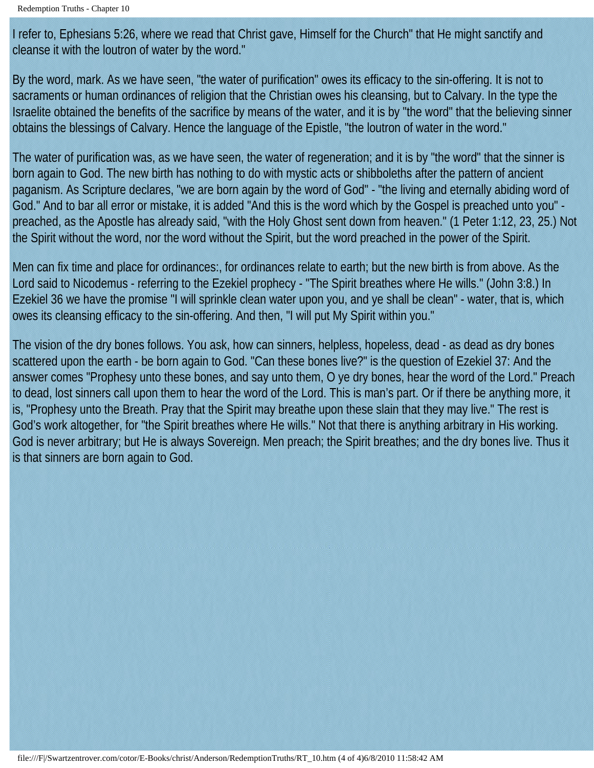I refer to, Ephesians 5:26, where we read that Christ gave, Himself for the Church" that He might sanctify and cleanse it with the loutron of water by the word."

By the word, mark. As we have seen, "the water of purification" owes its efficacy to the sin-offering. It is not to sacraments or human ordinances of religion that the Christian owes his cleansing, but to Calvary. In the type the Israelite obtained the benefits of the sacrifice by means of the water, and it is by "the word" that the believing sinner obtains the blessings of Calvary. Hence the language of the Epistle, "the loutron of water in the word."

The water of purification was, as we have seen, the water of regeneration; and it is by "the word" that the sinner is born again to God. The new birth has nothing to do with mystic acts or shibboleths after the pattern of ancient paganism. As Scripture declares, "we are born again by the word of God" - "the living and eternally abiding word of God." And to bar all error or mistake, it is added "And this is the word which by the Gospel is preached unto you" - preached, as the Apostle has already said, "with the Holy Ghost sent down from heaven." (1 Peter 1:12, 23, 25.) Not the Spirit without the word, nor the word without the Spirit, but the word preached in the power of the Spirit.

Men can fix time and place for ordinances:, for ordinances relate to earth; but the new birth is from above. As the Lord said to Nicodemus - referring to the Ezekiel prophecy - "The Spirit breathes where He wills." (John 3:8.) In Ezekiel 36 we have the promise "I will sprinkle clean water upon you, and ye shall be clean" - water, that is, which owes its cleansing efficacy to the sin-offering. And then, "I will put My Spirit within you."

The vision of the dry bones follows. You ask, how can sinners, helpless, hopeless, dead - as dead as dry bones scattered upon the earth - be born again to God. "Can these bones live?" is the question of Ezekiel 37: And the answer comes "Prophesy unto these bones, and say unto them, O ye dry bones, hear the word of the Lord." Preach to dead, lost sinners call upon them to hear the word of the Lord. This is man's part. Or if there be anything more, it is, "Prophesy unto the Breath. Pray that the Spirit may breathe upon these slain that they may live." The rest is God's work altogether, for "the Spirit breathes where He wills." Not that there is anything arbitrary in His working. God is never arbitrary; but He is always Sovereign. Men preach; the Spirit breathes; and the dry bones live. Thus it is that sinners are born again to God.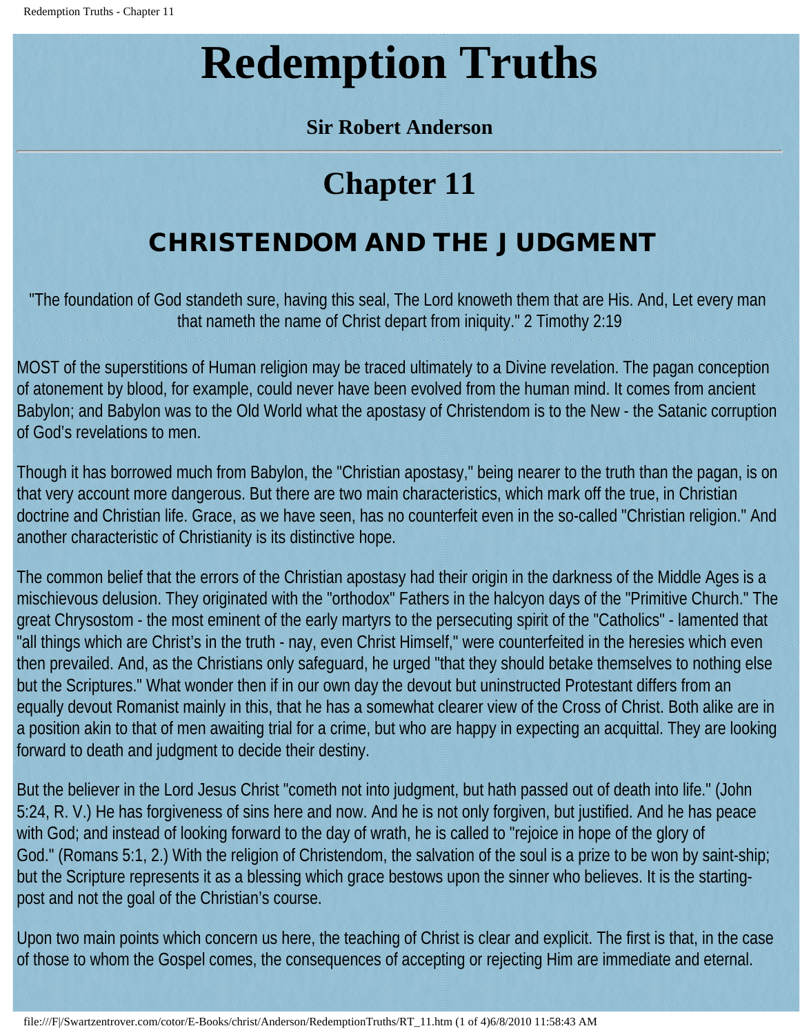# Redemption Truths

**Sir Robert Anderson**

---

# Chapter 11

## CHRISTENDOM AND THE JUDGMENT

"The foundation of God standeth sure, having this seal, The Lord knoweth them that are His. And, Let every man that nameth the name of Christ depart from iniquity." 2 Timothy 2:19

MOST of the superstitions of Human religion may be traced ultimately to a Divine revelation. The pagan conception of atonement by blood, for example, could never have been evolved from the human mind. It comes from ancient Babylon; and Babylon was to the Old World what the apostasy of Christendom is to the New - the Satanic corruption of God's revelations to men.

Though it has borrowed much from Babylon, the "Christian apostasy," being nearer to the truth than the pagan, is on that very account more dangerous. But there are two main characteristics, which mark off the true, in Christian doctrine and Christian life. Grace, as we have seen, has no counterfeit even in the so-called "Christian religion." And another characteristic of Christianity is its distinctive hope.

The common belief that the errors of the Christian apostasy had their origin in the darkness of the Middle Ages is a mischievous delusion. They originated with the "orthodox" Fathers in the halcyon days of the "Primitive Church." The great Chrysostom - the most eminent of the early martyrs to the persecuting spirit of the "Catholics" - lamented that "all things which are Christ's in the truth - nay, even Christ Himself," were counterfeited in the heresies which even then prevailed. And, as the Christians only safeguard, he urged "that they should betake themselves to nothing else but the Scriptures." What wonder then if in our own day the devout but uninstructed Protestant differs from an equally devout Romanist mainly in this, that he has a somewhat clearer view of the Cross of Christ. Both alike are in a position akin to that of men awaiting trial for a crime, but who are happy in expecting an acquittal. They are looking forward to death and judgment to decide their destiny.

But the believer in the Lord Jesus Christ "cometh not into judgment, but hath passed out of death into life." (John 5:24, R. V.) He has forgiveness of sins here and now. And he is not only forgiven, but justified. And he has peace with God; and instead of looking forward to the day of wrath, he is called to "rejoice in hope of the glory of God." (Romans 5:1, 2.) With the religion of Christendom, the salvation of the soul is a prize to be won by saint-ship; but the Scripture represents it as a blessing which grace bestows upon the sinner who believes. It is the starting-post and not the goal of the Christian's course.

Upon two main points which concern us here, the teaching of Christ is clear and explicit. The first is that, in the case of those to whom the Gospel comes, the consequences of accepting or rejecting Him are immediate and eternal.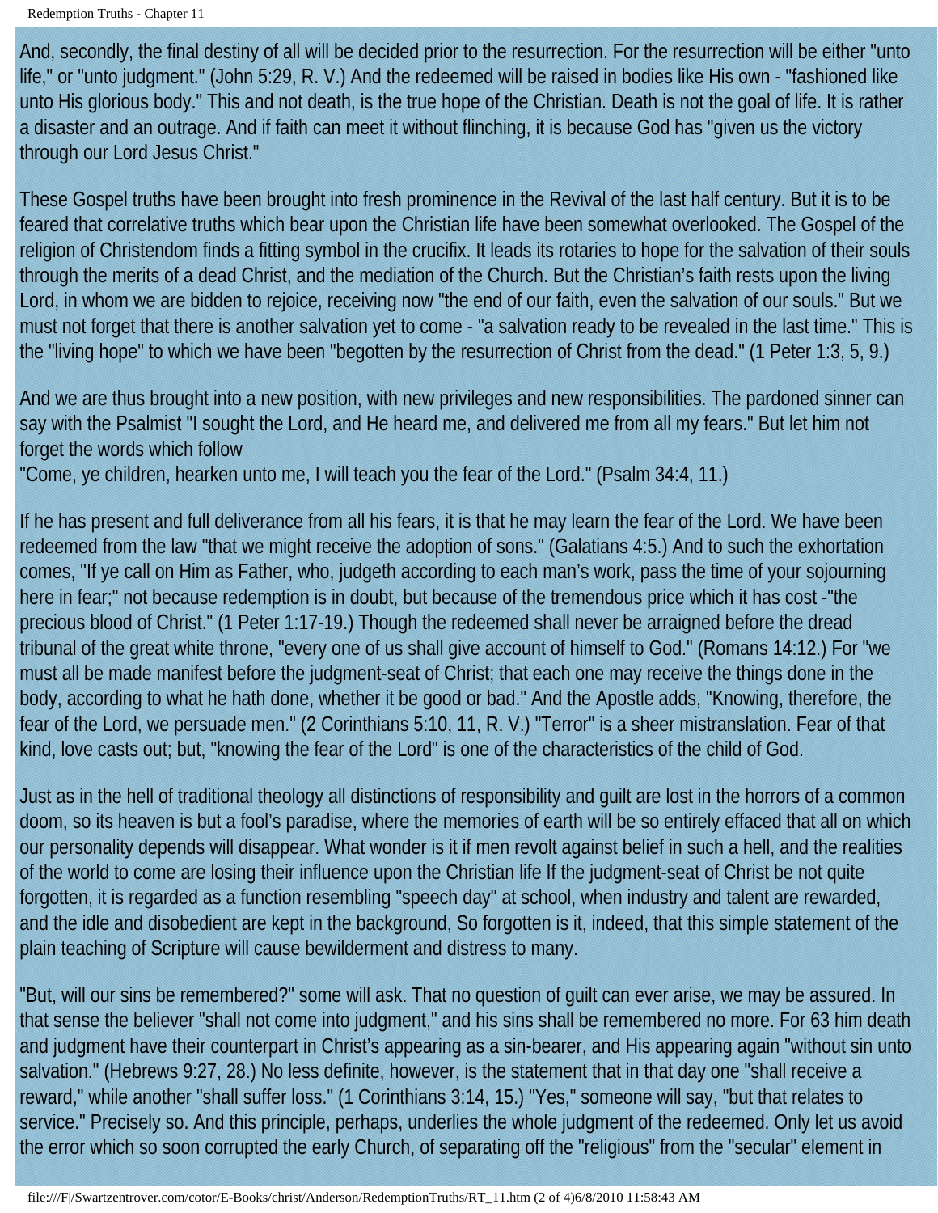And, secondly, the final destiny of all will be decided prior to the resurrection. For the resurrection will be either "unto life," or "unto judgment." (John 5:29, R. V.) And the redeemed will be raised in bodies like His own - "fashioned like unto His glorious body." This and not death, is the true hope of the Christian. Death is not the goal of life. It is rather a disaster and an outrage. And if faith can meet it without flinching, it is because God has "given us the victory through our Lord Jesus Christ."

These Gospel truths have been brought into fresh prominence in the Revival of the last half century. But it is to be feared that correlative truths which bear upon the Christian life have been somewhat overlooked. The Gospel of the religion of Christendom finds a fitting symbol in the crucifix. It leads its rotaries to hope for the salvation of their souls through the merits of a dead Christ, and the mediation of the Church. But the Christian's faith rests upon the living Lord, in whom we are bidden to rejoice, receiving now "the end of our faith, even the salvation of our souls." But we must not forget that there is another salvation yet to come - "a salvation ready to be revealed in the last time." This is the "living hope" to which we have been "begotten by the resurrection of Christ from the dead." (1 Peter 1:3, 5, 9.)

And we are thus brought into a new position, with new privileges and new responsibilities. The pardoned sinner can say with the Psalmist "I sought the Lord, and He heard me, and delivered me from all my fears." But let him not forget the words which follow
"Come, ye children, hearken unto me, I will teach you the fear of the Lord." (Psalm 34:4, 11.)

If he has present and full deliverance from all his fears, it is that he may learn the fear of the Lord. We have been redeemed from the law "that we might receive the adoption of sons." (Galatians 4:5.) And to such the exhortation comes, "If ye call on Him as Father, who, judgeth according to each man's work, pass the time of your sojourning here in fear;" not because redemption is in doubt, but because of the tremendous price which it has cost -"the precious blood of Christ." (1 Peter 1:17-19.) Though the redeemed shall never be arraigned before the dread tribunal of the great white throne, "every one of us shall give account of himself to God." (Romans 14:12.) For "we must all be made manifest before the judgment-seat of Christ; that each one may receive the things done in the body, according to what he hath done, whether it be good or bad." And the Apostle adds, "Knowing, therefore, the fear of the Lord, we persuade men." (2 Corinthians 5:10, 11, R. V.) "Terror" is a sheer mistranslation. Fear of that kind, love casts out; but, "knowing the fear of the Lord" is one of the characteristics of the child of God.

Just as in the hell of traditional theology all distinctions of responsibility and guilt are lost in the horrors of a common doom, so its heaven is but a fool's paradise, where the memories of earth will be so entirely effaced that all on which our personality depends will disappear. What wonder is it if men revolt against belief in such a hell, and the realities of the world to come are losing their influence upon the Christian life If the judgment-seat of Christ be not quite forgotten, it is regarded as a function resembling "speech day" at school, when industry and talent are rewarded, and the idle and disobedient are kept in the background, So forgotten is it, indeed, that this simple statement of the plain teaching of Scripture will cause bewilderment and distress to many.

"But, will our sins be remembered?" some will ask. That no question of guilt can ever arise, we may be assured. In that sense the believer "shall not come into judgment," and his sins shall be remembered no more. For 63 him death and judgment have their counterpart in Christ's appearing as a sin-bearer, and His appearing again "without sin unto salvation." (Hebrews 9:27, 28.) No less definite, however, is the statement that in that day one "shall receive a reward," while another "shall suffer loss." (1 Corinthians 3:14, 15.) "Yes," someone will say, "but that relates to service." Precisely so. And this principle, perhaps, underlies the whole judgment of the redeemed. Only let us avoid the error which so soon corrupted the early Church, of separating off the "religious" from the "secular" element in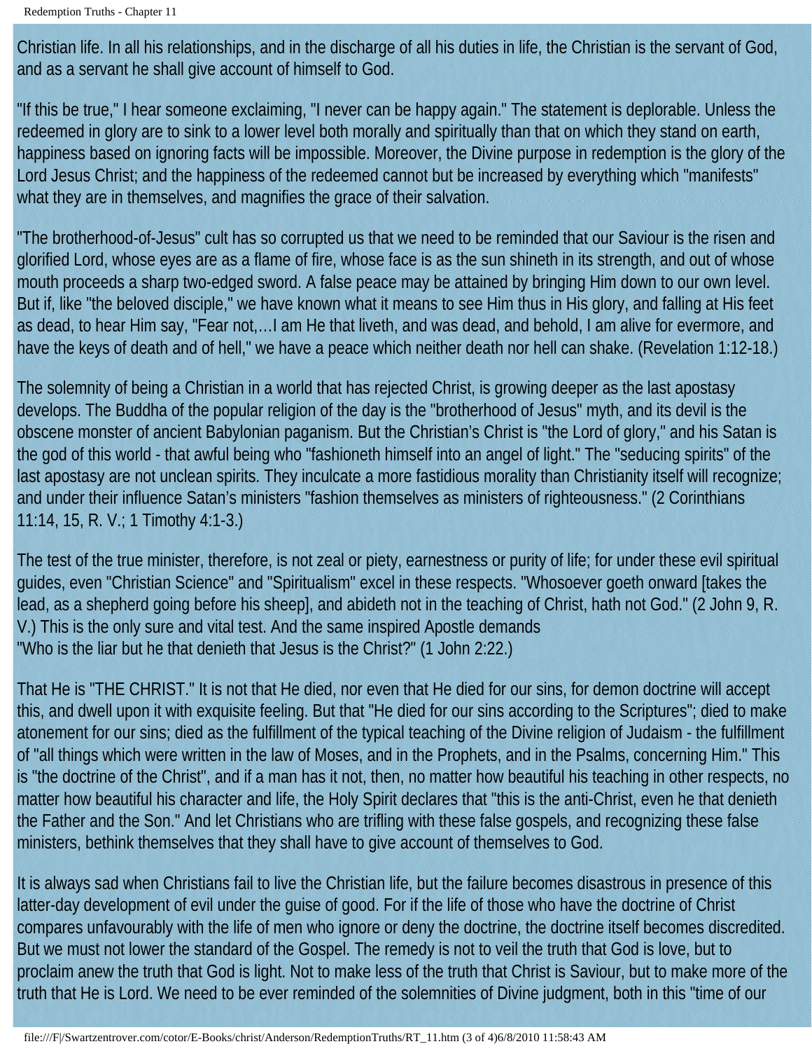Christian life. In all his relationships, and in the discharge of all his duties in life, the Christian is the servant of God, and as a servant he shall give account of himself to God.

"If this be true," I hear someone exclaiming, "I never can be happy again." The statement is deplorable. Unless the redeemed in glory are to sink to a lower level both morally and spiritually than that on which they stand on earth, happiness based on ignoring facts will be impossible. Moreover, the Divine purpose in redemption is the glory of the Lord Jesus Christ; and the happiness of the redeemed cannot but be increased by everything which "manifests" what they are in themselves, and magnifies the grace of their salvation.

"The brotherhood-of-Jesus" cult has so corrupted us that we need to be reminded that our Saviour is the risen and glorified Lord, whose eyes are as a flame of fire, whose face is as the sun shineth in its strength, and out of whose mouth proceeds a sharp two-edged sword. A false peace may be attained by bringing Him down to our own level. But if, like "the beloved disciple," we have known what it means to see Him thus in His glory, and falling at His feet as dead, to hear Him say, "Fear not,…I am He that liveth, and was dead, and behold, I am alive for evermore, and have the keys of death and of hell," we have a peace which neither death nor hell can shake. (Revelation 1:12-18.)

The solemnity of being a Christian in a world that has rejected Christ, is growing deeper as the last apostasy develops. The Buddha of the popular religion of the day is the "brotherhood of Jesus" myth, and its devil is the obscene monster of ancient Babylonian paganism. But the Christian's Christ is "the Lord of glory," and his Satan is the god of this world - that awful being who "fashioneth himself into an angel of light." The "seducing spirits" of the last apostasy are not unclean spirits. They inculcate a more fastidious morality than Christianity itself will recognize; and under their influence Satan's ministers "fashion themselves as ministers of righteousness." (2 Corinthians 11:14, 15, R. V.; 1 Timothy 4:1-3.)

The test of the true minister, therefore, is not zeal or piety, earnestness or purity of life; for under these evil spiritual guides, even "Christian Science" and "Spiritualism" excel in these respects. "Whosoever goeth onward [takes the lead, as a shepherd going before his sheep], and abideth not in the teaching of Christ, hath not God." (2 John 9, R. V.) This is the only sure and vital test. And the same inspired Apostle demands
"Who is the liar but he that denieth that Jesus is the Christ?" (1 John 2:22.)

That He is "THE CHRIST." It is not that He died, nor even that He died for our sins, for demon doctrine will accept this, and dwell upon it with exquisite feeling. But that "He died for our sins according to the Scriptures"; died to make atonement for our sins; died as the fulfillment of the typical teaching of the Divine religion of Judaism - the fulfillment of "all things which were written in the law of Moses, and in the Prophets, and in the Psalms, concerning Him." This is "the doctrine of the Christ", and if a man has it not, then, no matter how beautiful his teaching in other respects, no matter how beautiful his character and life, the Holy Spirit declares that "this is the anti-Christ, even he that denieth the Father and the Son." And let Christians who are trifling with these false gospels, and recognizing these false ministers, bethink themselves that they shall have to give account of themselves to God.

It is always sad when Christians fail to live the Christian life, but the failure becomes disastrous in presence of this latter-day development of evil under the guise of good. For if the life of those who have the doctrine of Christ compares unfavourably with the life of men who ignore or deny the doctrine, the doctrine itself becomes discredited. But we must not lower the standard of the Gospel. The remedy is not to veil the truth that God is love, but to proclaim anew the truth that God is light. Not to make less of the truth that Christ is Saviour, but to make more of the truth that He is Lord. We need to be ever reminded of the solemnities of Divine judgment, both in this "time of our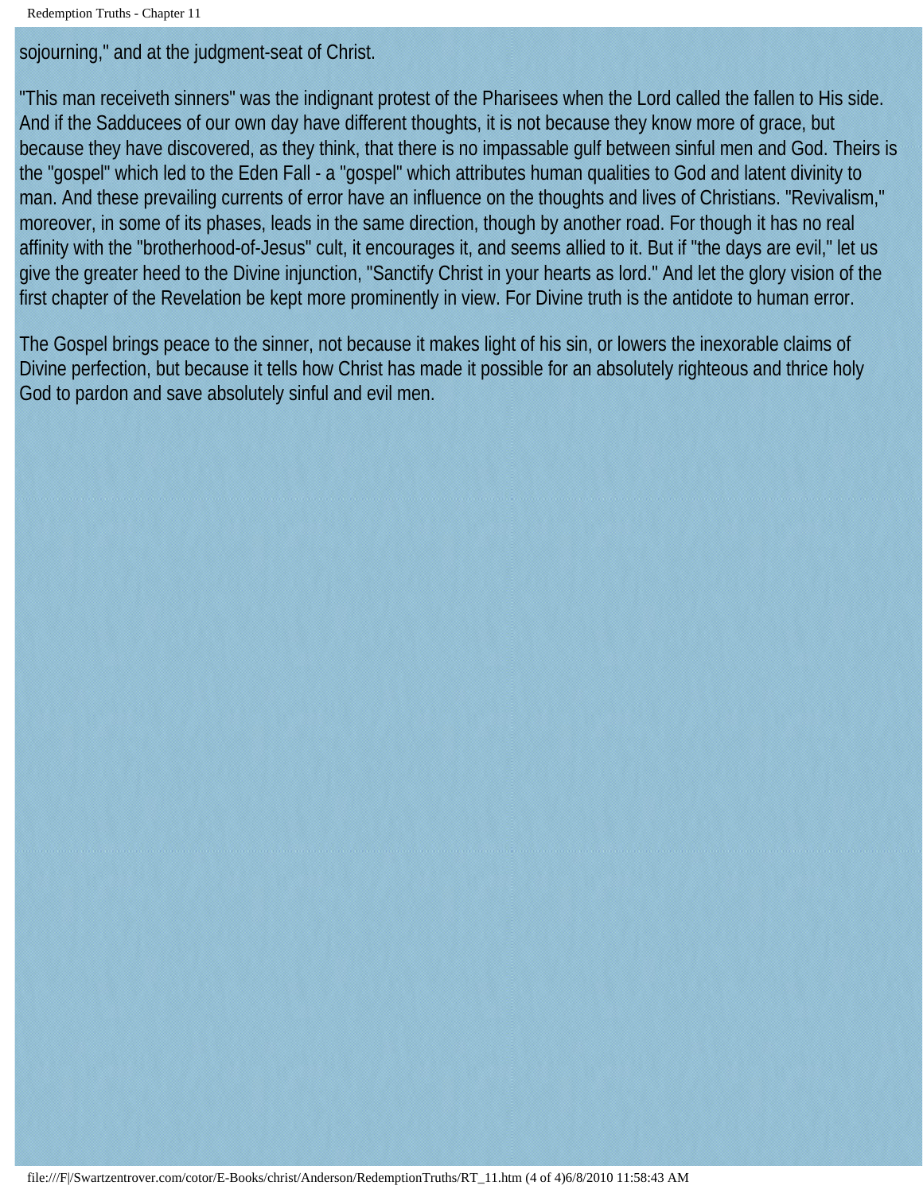sojourning," and at the judgment-seat of Christ.

"This man receiveth sinners" was the indignant protest of the Pharisees when the Lord called the fallen to His side. And if the Sadducees of our own day have different thoughts, it is not because they know more of grace, but because they have discovered, as they think, that there is no impassable gulf between sinful men and God. Theirs is the "gospel" which led to the Eden Fall - a "gospel" which attributes human qualities to God and latent divinity to man. And these prevailing currents of error have an influence on the thoughts and lives of Christians. "Revivalism," moreover, in some of its phases, leads in the same direction, though by another road. For though it has no real affinity with the "brotherhood-of-Jesus" cult, it encourages it, and seems allied to it. But if "the days are evil," let us give the greater heed to the Divine injunction, "Sanctify Christ in your hearts as lord." And let the glory vision of the first chapter of the Revelation be kept more prominently in view. For Divine truth is the antidote to human error.

The Gospel brings peace to the sinner, not because it makes light of his sin, or lowers the inexorable claims of Divine perfection, but because it tells how Christ has made it possible for an absolutely righteous and thrice holy God to pardon and save absolutely sinful and evil men.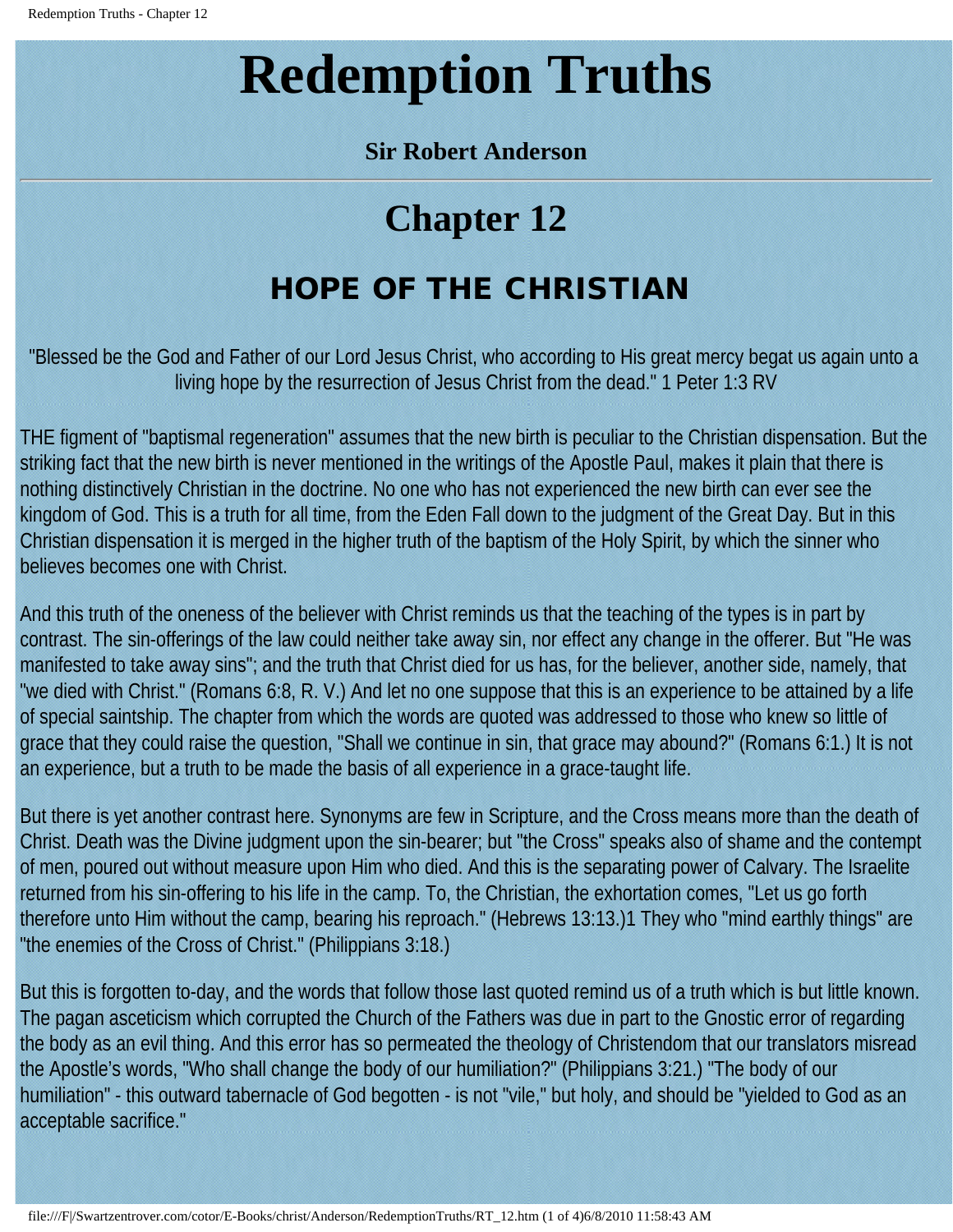# Redemption Truths

**Sir Robert Anderson**

---

## Chapter 12

### HOPE OF THE CHRISTIAN

"Blessed be the God and Father of our Lord Jesus Christ, who according to His great mercy begat us again unto a living hope by the resurrection of Jesus Christ from the dead." 1 Peter 1:3 RV

THE figment of "baptismal regeneration" assumes that the new birth is peculiar to the Christian dispensation. But the striking fact that the new birth is never mentioned in the writings of the Apostle Paul, makes it plain that there is nothing distinctively Christian in the doctrine. No one who has not experienced the new birth can ever see the kingdom of God. This is a truth for all time, from the Eden Fall down to the judgment of the Great Day. But in this Christian dispensation it is merged in the higher truth of the baptism of the Holy Spirit, by which the sinner who believes becomes one with Christ.

And this truth of the oneness of the believer with Christ reminds us that the teaching of the types is in part by contrast. The sin-offerings of the law could neither take away sin, nor effect any change in the offerer. But "He was manifested to take away sins"; and the truth that Christ died for us has, for the believer, another side, namely, that "we died with Christ." (Romans 6:8, R. V.) And let no one suppose that this is an experience to be attained by a life of special saintship. The chapter from which the words are quoted was addressed to those who knew so little of grace that they could raise the question, "Shall we continue in sin, that grace may abound?" (Romans 6:1.) It is not an experience, but a truth to be made the basis of all experience in a grace-taught life.

But there is yet another contrast here. Synonyms are few in Scripture, and the Cross means more than the death of Christ. Death was the Divine judgment upon the sin-bearer; but "the Cross" speaks also of shame and the contempt of men, poured out without measure upon Him who died. And this is the separating power of Calvary. The Israelite returned from his sin-offering to his life in the camp. To, the Christian, the exhortation comes, "Let us go forth therefore unto Him without the camp, bearing his reproach." (Hebrews 13:13.)1 They who "mind earthly things" are "the enemies of the Cross of Christ." (Philippians 3:18.)

But this is forgotten to-day, and the words that follow those last quoted remind us of a truth which is but little known. The pagan asceticism which corrupted the Church of the Fathers was due in part to the Gnostic error of regarding the body as an evil thing. And this error has so permeated the theology of Christendom that our translators misread the Apostle's words, "Who shall change the body of our humiliation?" (Philippians 3:21.) "The body of our humiliation" - this outward tabernacle of God begotten - is not "vile," but holy, and should be "yielded to God as an acceptable sacrifice."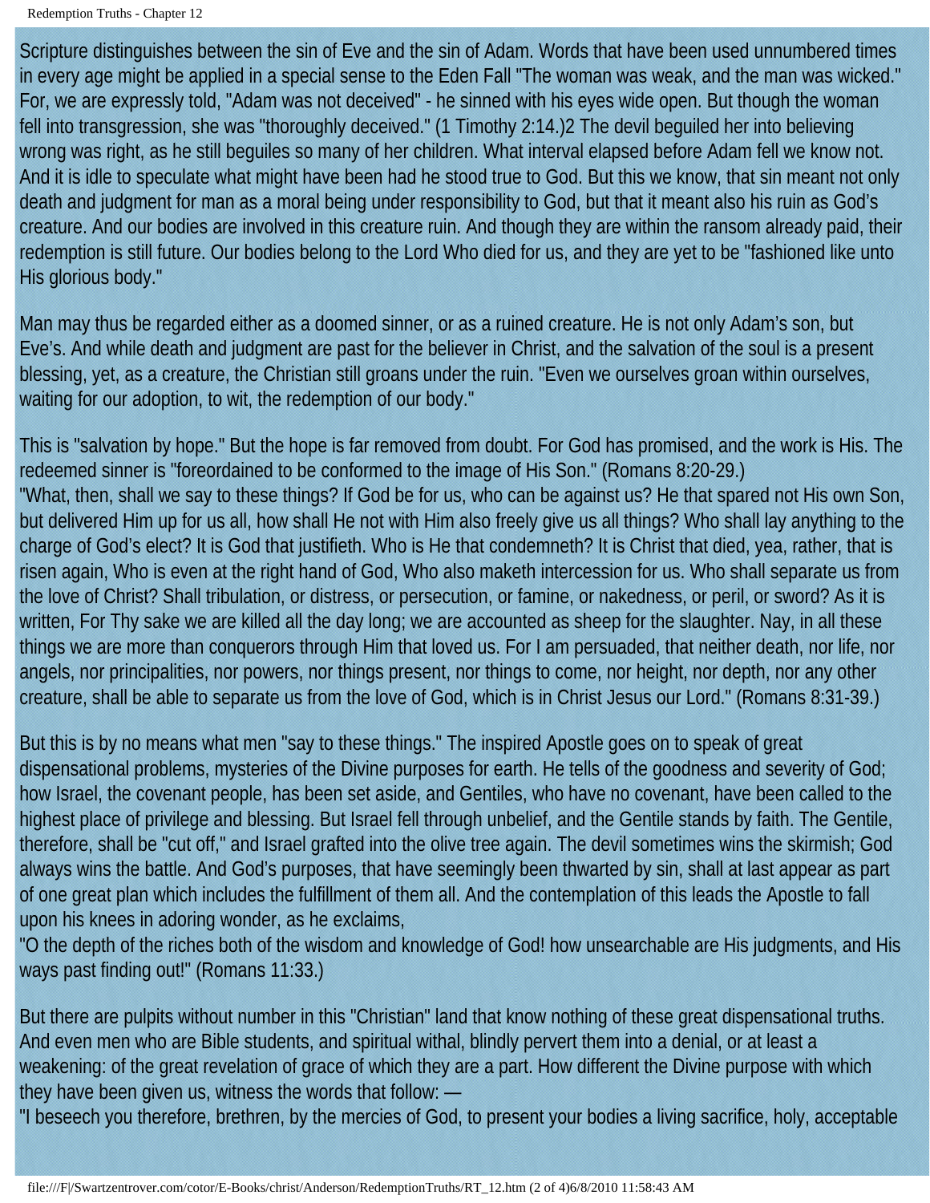Scripture distinguishes between the sin of Eve and the sin of Adam. Words that have been used unnumbered times in every age might be applied in a special sense to the Eden Fall "The woman was weak, and the man was wicked." For, we are expressly told, "Adam was not deceived" - he sinned with his eyes wide open. But though the woman fell into transgression, she was "thoroughly deceived." (1 Timothy 2:14.)2 The devil beguiled her into believing wrong was right, as he still beguiles so many of her children. What interval elapsed before Adam fell we know not. And it is idle to speculate what might have been had he stood true to God. But this we know, that sin meant not only death and judgment for man as a moral being under responsibility to God, but that it meant also his ruin as God's creature. And our bodies are involved in this creature ruin. And though they are within the ransom already paid, their redemption is still future. Our bodies belong to the Lord Who died for us, and they are yet to be "fashioned like unto His glorious body."

Man may thus be regarded either as a doomed sinner, or as a ruined creature. He is not only Adam's son, but Eve's. And while death and judgment are past for the believer in Christ, and the salvation of the soul is a present blessing, yet, as a creature, the Christian still groans under the ruin. "Even we ourselves groan within ourselves, waiting for our adoption, to wit, the redemption of our body."

This is "salvation by hope." But the hope is far removed from doubt. For God has promised, and the work is His. The redeemed sinner is "foreordained to be conformed to the image of His Son." (Romans 8:20-29.)
"What, then, shall we say to these things? If God be for us, who can be against us? He that spared not His own Son, but delivered Him up for us all, how shall He not with Him also freely give us all things? Who shall lay anything to the charge of God's elect? It is God that justifieth. Who is He that condemneth? It is Christ that died, yea, rather, that is risen again, Who is even at the right hand of God, Who also maketh intercession for us. Who shall separate us from the love of Christ? Shall tribulation, or distress, or persecution, or famine, or nakedness, or peril, or sword? As it is written, For Thy sake we are killed all the day long; we are accounted as sheep for the slaughter. Nay, in all these things we are more than conquerors through Him that loved us. For I am persuaded, that neither death, nor life, nor angels, nor principalities, nor powers, nor things present, nor things to come, nor height, nor depth, nor any other creature, shall be able to separate us from the love of God, which is in Christ Jesus our Lord." (Romans 8:31-39.)

But this is by no means what men "say to these things." The inspired Apostle goes on to speak of great dispensational problems, mysteries of the Divine purposes for earth. He tells of the goodness and severity of God; how Israel, the covenant people, has been set aside, and Gentiles, who have no covenant, have been called to the highest place of privilege and blessing. But Israel fell through unbelief, and the Gentile stands by faith. The Gentile, therefore, shall be "cut off," and Israel grafted into the olive tree again. The devil sometimes wins the skirmish; God always wins the battle. And God's purposes, that have seemingly been thwarted by sin, shall at last appear as part of one great plan which includes the fulfillment of them all. And the contemplation of this leads the Apostle to fall upon his knees in adoring wonder, as he exclaims,
"O the depth of the riches both of the wisdom and knowledge of God! how unsearchable are His judgments, and His ways past finding out!" (Romans 11:33.)

But there are pulpits without number in this "Christian" land that know nothing of these great dispensational truths. And even men who are Bible students, and spiritual withal, blindly pervert them into a denial, or at least a weakening: of the great revelation of grace of which they are a part. How different the Divine purpose with which they have been given us, witness the words that follow: —
"I beseech you therefore, brethren, by the mercies of God, to present your bodies a living sacrifice, holy, acceptable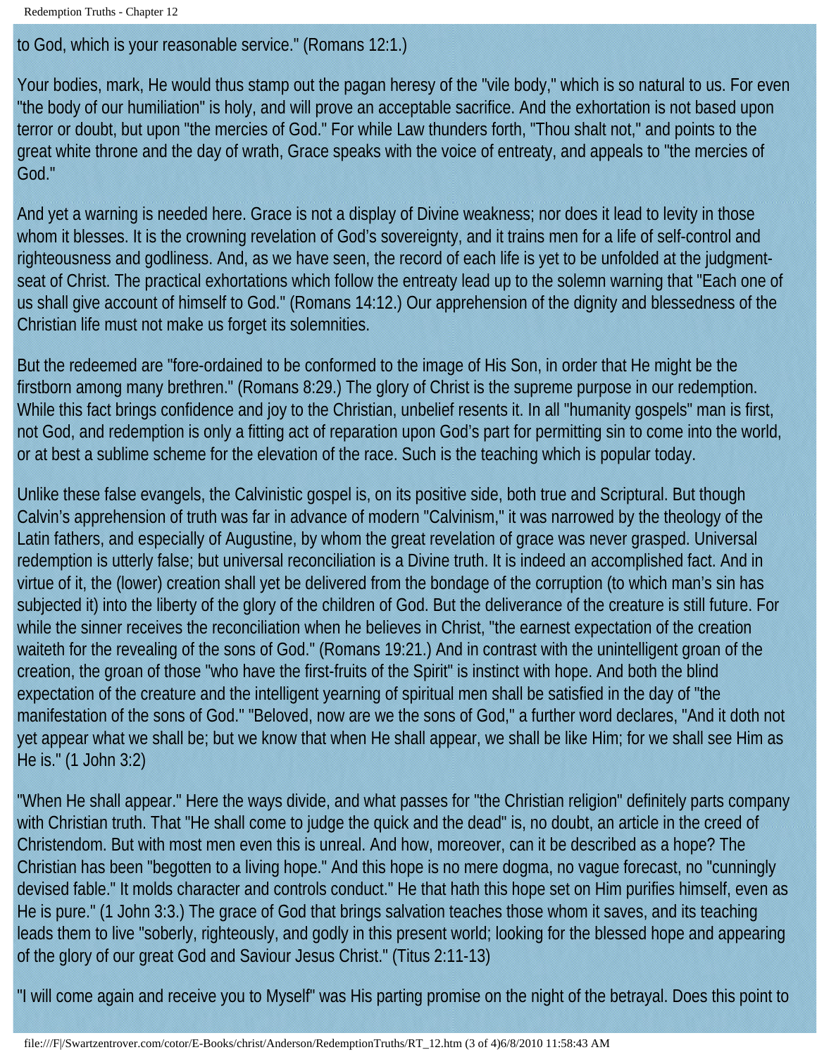to God, which is your reasonable service." (Romans 12:1.)

Your bodies, mark, He would thus stamp out the pagan heresy of the "vile body," which is so natural to us. For even "the body of our humiliation" is holy, and will prove an acceptable sacrifice. And the exhortation is not based upon terror or doubt, but upon "the mercies of God." For while Law thunders forth, "Thou shalt not," and points to the great white throne and the day of wrath, Grace speaks with the voice of entreaty, and appeals to "the mercies of God."

And yet a warning is needed here. Grace is not a display of Divine weakness; nor does it lead to levity in those whom it blesses. It is the crowning revelation of God's sovereignty, and it trains men for a life of self-control and righteousness and godliness. And, as we have seen, the record of each life is yet to be unfolded at the judgment-seat of Christ. The practical exhortations which follow the entreaty lead up to the solemn warning that "Each one of us shall give account of himself to God." (Romans 14:12.) Our apprehension of the dignity and blessedness of the Christian life must not make us forget its solemnities.

But the redeemed are "fore-ordained to be conformed to the image of His Son, in order that He might be the firstborn among many brethren." (Romans 8:29.) The glory of Christ is the supreme purpose in our redemption. While this fact brings confidence and joy to the Christian, unbelief resents it. In all "humanity gospels" man is first, not God, and redemption is only a fitting act of reparation upon God's part for permitting sin to come into the world, or at best a sublime scheme for the elevation of the race. Such is the teaching which is popular today.

Unlike these false evangels, the Calvinistic gospel is, on its positive side, both true and Scriptural. But though Calvin's apprehension of truth was far in advance of modern "Calvinism," it was narrowed by the theology of the Latin fathers, and especially of Augustine, by whom the great revelation of grace was never grasped. Universal redemption is utterly false; but universal reconciliation is a Divine truth. It is indeed an accomplished fact. And in virtue of it, the (lower) creation shall yet be delivered from the bondage of the corruption (to which man's sin has subjected it) into the liberty of the glory of the children of God. But the deliverance of the creature is still future. For while the sinner receives the reconciliation when he believes in Christ, "the earnest expectation of the creation waiteth for the revealing of the sons of God." (Romans 19:21.) And in contrast with the unintelligent groan of the creation, the groan of those "who have the first-fruits of the Spirit" is instinct with hope. And both the blind expectation of the creature and the intelligent yearning of spiritual men shall be satisfied in the day of "the manifestation of the sons of God." "Beloved, now are we the sons of God," a further word declares, "And it doth not yet appear what we shall be; but we know that when He shall appear, we shall be like Him; for we shall see Him as He is." (1 John 3:2)

"When He shall appear." Here the ways divide, and what passes for "the Christian religion" definitely parts company with Christian truth. That "He shall come to judge the quick and the dead" is, no doubt, an article in the creed of Christendom. But with most men even this is unreal. And how, moreover, can it be described as a hope? The Christian has been "begotten to a living hope." And this hope is no mere dogma, no vague forecast, no "cunningly devised fable." It molds character and controls conduct." He that hath this hope set on Him purifies himself, even as He is pure." (1 John 3:3.) The grace of God that brings salvation teaches those whom it saves, and its teaching leads them to live "soberly, righteously, and godly in this present world; looking for the blessed hope and appearing of the glory of our great God and Saviour Jesus Christ." (Titus 2:11-13)

"I will come again and receive you to Myself" was His parting promise on the night of the betrayal. Does this point to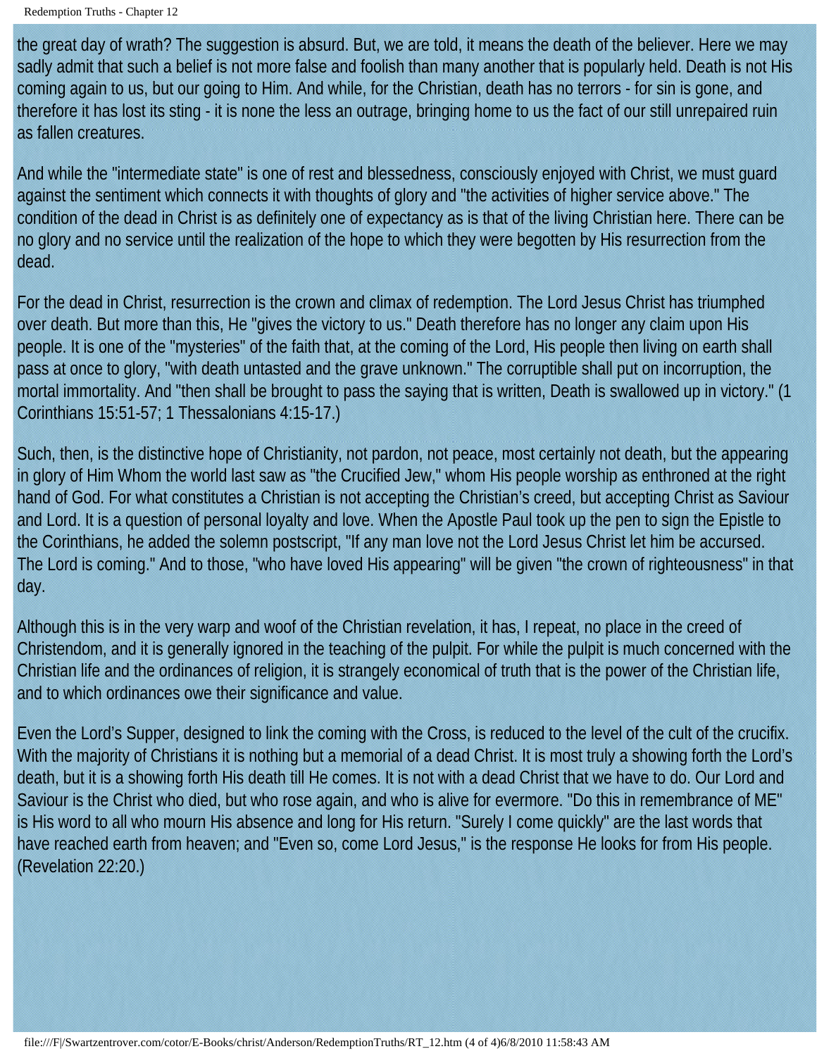the great day of wrath? The suggestion is absurd. But, we are told, it means the death of the believer. Here we may sadly admit that such a belief is not more false and foolish than many another that is popularly held. Death is not His coming again to us, but our going to Him. And while, for the Christian, death has no terrors - for sin is gone, and therefore it has lost its sting - it is none the less an outrage, bringing home to us the fact of our still unrepaired ruin as fallen creatures.

And while the "intermediate state" is one of rest and blessedness, consciously enjoyed with Christ, we must guard against the sentiment which connects it with thoughts of glory and "the activities of higher service above." The condition of the dead in Christ is as definitely one of expectancy as is that of the living Christian here. There can be no glory and no service until the realization of the hope to which they were begotten by His resurrection from the dead.

For the dead in Christ, resurrection is the crown and climax of redemption. The Lord Jesus Christ has triumphed over death. But more than this, He "gives the victory to us." Death therefore has no longer any claim upon His people. It is one of the "mysteries" of the faith that, at the coming of the Lord, His people then living on earth shall pass at once to glory, "with death untasted and the grave unknown." The corruptible shall put on incorruption, the mortal immortality. And "then shall be brought to pass the saying that is written, Death is swallowed up in victory." (1 Corinthians 15:51-57; 1 Thessalonians 4:15-17.)

Such, then, is the distinctive hope of Christianity, not pardon, not peace, most certainly not death, but the appearing in glory of Him Whom the world last saw as "the Crucified Jew," whom His people worship as enthroned at the right hand of God. For what constitutes a Christian is not accepting the Christian's creed, but accepting Christ as Saviour and Lord. It is a question of personal loyalty and love. When the Apostle Paul took up the pen to sign the Epistle to the Corinthians, he added the solemn postscript, "If any man love not the Lord Jesus Christ let him be accursed. The Lord is coming." And to those, "who have loved His appearing" will be given "the crown of righteousness" in that day.

Although this is in the very warp and woof of the Christian revelation, it has, I repeat, no place in the creed of Christendom, and it is generally ignored in the teaching of the pulpit. For while the pulpit is much concerned with the Christian life and the ordinances of religion, it is strangely economical of truth that is the power of the Christian life, and to which ordinances owe their significance and value.

Even the Lord's Supper, designed to link the coming with the Cross, is reduced to the level of the cult of the crucifix. With the majority of Christians it is nothing but a memorial of a dead Christ. It is most truly a showing forth the Lord's death, but it is a showing forth His death till He comes. It is not with a dead Christ that we have to do. Our Lord and Saviour is the Christ who died, but who rose again, and who is alive for evermore. "Do this in remembrance of ME" is His word to all who mourn His absence and long for His return. "Surely I come quickly" are the last words that have reached earth from heaven; and "Even so, come Lord Jesus," is the response He looks for from His people. (Revelation 22:20.)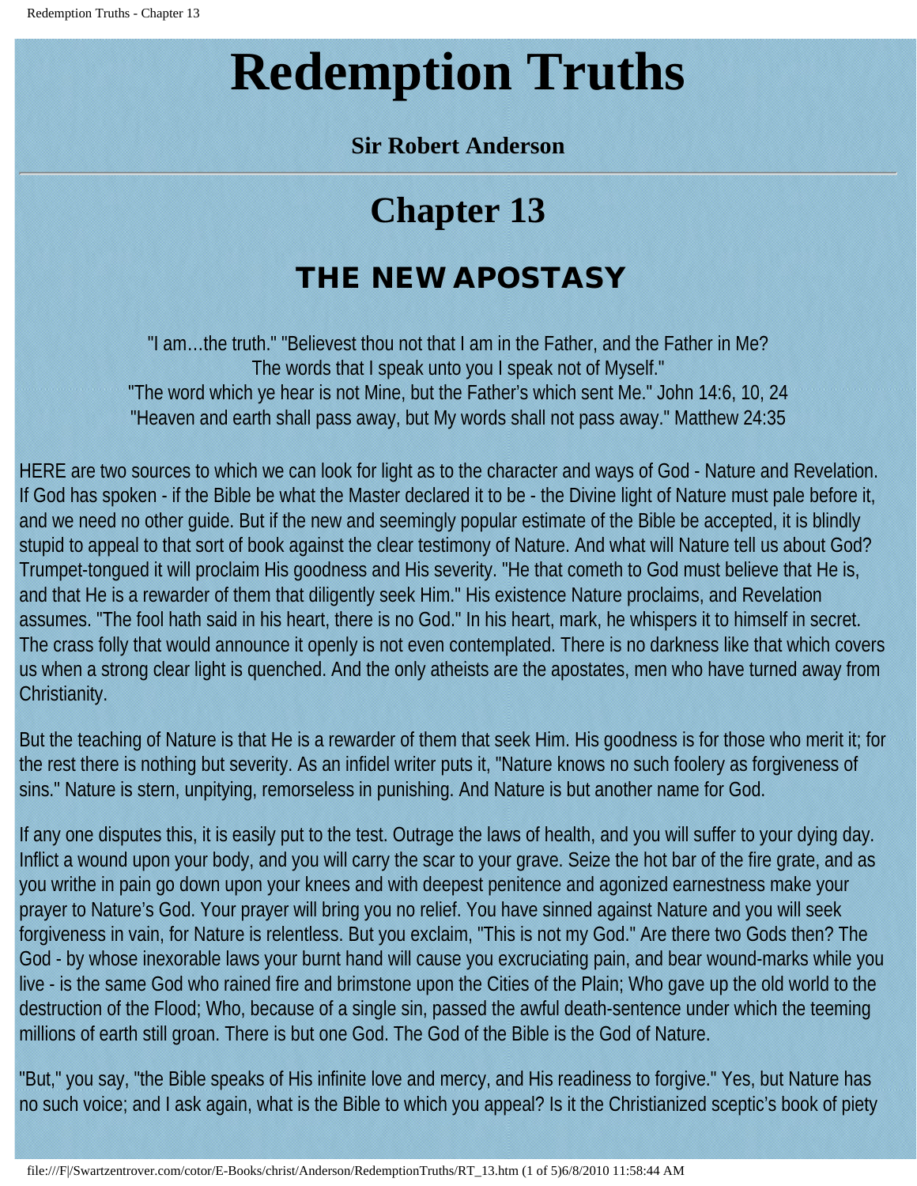# Redemption Truths

**Sir Robert Anderson**

---

## Chapter 13

### THE NEW APOSTASY

"I am…the truth." "Believest thou not that I am in the Father, and the Father in Me? The words that I speak unto you I speak not of Myself."
"The word which ye hear is not Mine, but the Father's which sent Me." John 14:6, 10, 24
"Heaven and earth shall pass away, but My words shall not pass away." Matthew 24:35

HERE are two sources to which we can look for light as to the character and ways of God - Nature and Revelation. If God has spoken - if the Bible be what the Master declared it to be - the Divine light of Nature must pale before it, and we need no other guide. But if the new and seemingly popular estimate of the Bible be accepted, it is blindly stupid to appeal to that sort of book against the clear testimony of Nature. And what will Nature tell us about God? Trumpet-tongued it will proclaim His goodness and His severity. "He that cometh to God must believe that He is, and that He is a rewarder of them that diligently seek Him." His existence Nature proclaims, and Revelation assumes. "The fool hath said in his heart, there is no God." In his heart, mark, he whispers it to himself in secret. The crass folly that would announce it openly is not even contemplated. There is no darkness like that which covers us when a strong clear light is quenched. And the only atheists are the apostates, men who have turned away from Christianity.

But the teaching of Nature is that He is a rewarder of them that seek Him. His goodness is for those who merit it; for the rest there is nothing but severity. As an infidel writer puts it, "Nature knows no such foolery as forgiveness of sins." Nature is stern, unpitying, remorseless in punishing. And Nature is but another name for God.

If any one disputes this, it is easily put to the test. Outrage the laws of health, and you will suffer to your dying day. Inflict a wound upon your body, and you will carry the scar to your grave. Seize the hot bar of the fire grate, and as you writhe in pain go down upon your knees and with deepest penitence and agonized earnestness make your prayer to Nature's God. Your prayer will bring you no relief. You have sinned against Nature and you will seek forgiveness in vain, for Nature is relentless. But you exclaim, "This is not my God." Are there two Gods then? The God - by whose inexorable laws your burnt hand will cause you excruciating pain, and bear wound-marks while you live - is the same God who rained fire and brimstone upon the Cities of the Plain; Who gave up the old world to the destruction of the Flood; Who, because of a single sin, passed the awful death-sentence under which the teeming millions of earth still groan. There is but one God. The God of the Bible is the God of Nature.

"But," you say, "the Bible speaks of His infinite love and mercy, and His readiness to forgive." Yes, but Nature has no such voice; and I ask again, what is the Bible to which you appeal? Is it the Christianized sceptic's book of piety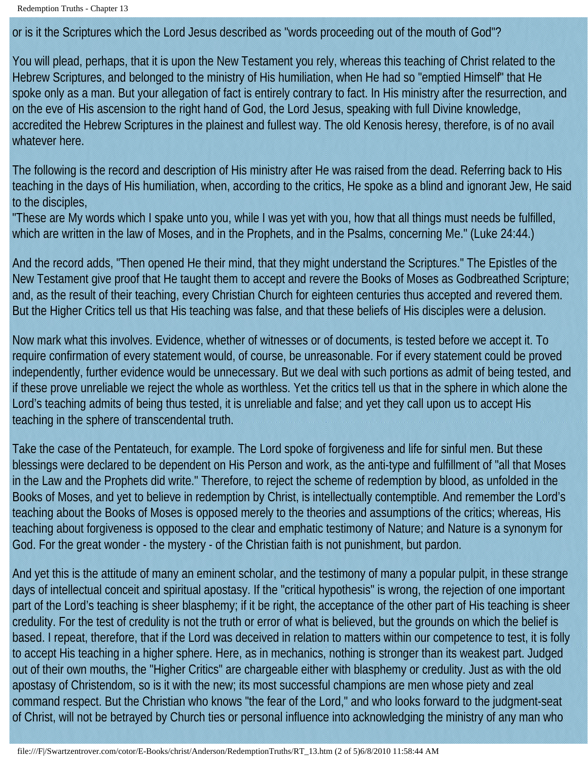or is it the Scriptures which the Lord Jesus described as "words proceeding out of the mouth of God"?

You will plead, perhaps, that it is upon the New Testament you rely, whereas this teaching of Christ related to the Hebrew Scriptures, and belonged to the ministry of His humiliation, when He had so "emptied Himself" that He spoke only as a man. But your allegation of fact is entirely contrary to fact. In His ministry after the resurrection, and on the eve of His ascension to the right hand of God, the Lord Jesus, speaking with full Divine knowledge, accredited the Hebrew Scriptures in the plainest and fullest way. The old Kenosis heresy, therefore, is of no avail whatever here.

The following is the record and description of His ministry after He was raised from the dead. Referring back to His teaching in the days of His humiliation, when, according to the critics, He spoke as a blind and ignorant Jew, He said to the disciples,
"These are My words which I spake unto you, while I was yet with you, how that all things must needs be fulfilled, which are written in the law of Moses, and in the Prophets, and in the Psalms, concerning Me." (Luke 24:44.)

And the record adds, "Then opened He their mind, that they might understand the Scriptures." The Epistles of the New Testament give proof that He taught them to accept and revere the Books of Moses as Godbreathed Scripture; and, as the result of their teaching, every Christian Church for eighteen centuries thus accepted and revered them. But the Higher Critics tell us that His teaching was false, and that these beliefs of His disciples were a delusion.

Now mark what this involves. Evidence, whether of witnesses or of documents, is tested before we accept it. To require confirmation of every statement would, of course, be unreasonable. For if every statement could be proved independently, further evidence would be unnecessary. But we deal with such portions as admit of being tested, and if these prove unreliable we reject the whole as worthless. Yet the critics tell us that in the sphere in which alone the Lord's teaching admits of being thus tested, it is unreliable and false; and yet they call upon us to accept His teaching in the sphere of transcendental truth.

Take the case of the Pentateuch, for example. The Lord spoke of forgiveness and life for sinful men. But these blessings were declared to be dependent on His Person and work, as the anti-type and fulfillment of "all that Moses in the Law and the Prophets did write." Therefore, to reject the scheme of redemption by blood, as unfolded in the Books of Moses, and yet to believe in redemption by Christ, is intellectually contemptible. And remember the Lord's teaching about the Books of Moses is opposed merely to the theories and assumptions of the critics; whereas, His teaching about forgiveness is opposed to the clear and emphatic testimony of Nature; and Nature is a synonym for God. For the great wonder - the mystery - of the Christian faith is not punishment, but pardon.

And yet this is the attitude of many an eminent scholar, and the testimony of many a popular pulpit, in these strange days of intellectual conceit and spiritual apostasy. If the "critical hypothesis" is wrong, the rejection of one important part of the Lord's teaching is sheer blasphemy; if it be right, the acceptance of the other part of His teaching is sheer credulity. For the test of credulity is not the truth or error of what is believed, but the grounds on which the belief is based. I repeat, therefore, that if the Lord was deceived in relation to matters within our competence to test, it is folly to accept His teaching in a higher sphere. Here, as in mechanics, nothing is stronger than its weakest part. Judged out of their own mouths, the "Higher Critics" are chargeable either with blasphemy or credulity. Just as with the old apostasy of Christendom, so is it with the new; its most successful champions are men whose piety and zeal command respect. But the Christian who knows "the fear of the Lord," and who looks forward to the judgment-seat of Christ, will not be betrayed by Church ties or personal influence into acknowledging the ministry of any man who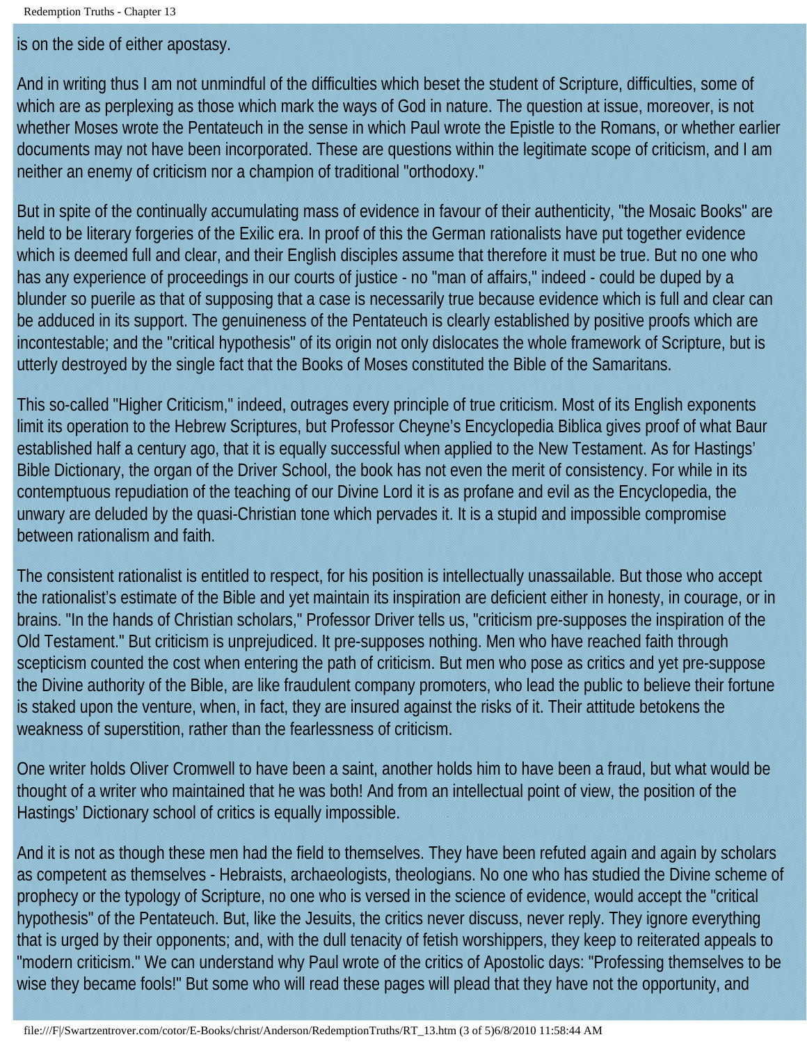is on the side of either apostasy.

And in writing thus I am not unmindful of the difficulties which beset the student of Scripture, difficulties, some of which are as perplexing as those which mark the ways of God in nature. The question at issue, moreover, is not whether Moses wrote the Pentateuch in the sense in which Paul wrote the Epistle to the Romans, or whether earlier documents may not have been incorporated. These are questions within the legitimate scope of criticism, and I am neither an enemy of criticism nor a champion of traditional "orthodoxy."

But in spite of the continually accumulating mass of evidence in favour of their authenticity, "the Mosaic Books" are held to be literary forgeries of the Exilic era. In proof of this the German rationalists have put together evidence which is deemed full and clear, and their English disciples assume that therefore it must be true. But no one who has any experience of proceedings in our courts of justice - no "man of affairs," indeed - could be duped by a blunder so puerile as that of supposing that a case is necessarily true because evidence which is full and clear can be adduced in its support. The genuineness of the Pentateuch is clearly established by positive proofs which are incontestable; and the "critical hypothesis" of its origin not only dislocates the whole framework of Scripture, but is utterly destroyed by the single fact that the Books of Moses constituted the Bible of the Samaritans.

This so-called "Higher Criticism," indeed, outrages every principle of true criticism. Most of its English exponents limit its operation to the Hebrew Scriptures, but Professor Cheyne's Encyclopedia Biblica gives proof of what Baur established half a century ago, that it is equally successful when applied to the New Testament. As for Hastings' Bible Dictionary, the organ of the Driver School, the book has not even the merit of consistency. For while in its contemptuous repudiation of the teaching of our Divine Lord it is as profane and evil as the Encyclopedia, the unwary are deluded by the quasi-Christian tone which pervades it. It is a stupid and impossible compromise between rationalism and faith.

The consistent rationalist is entitled to respect, for his position is intellectually unassailable. But those who accept the rationalist's estimate of the Bible and yet maintain its inspiration are deficient either in honesty, in courage, or in brains. "In the hands of Christian scholars," Professor Driver tells us, "criticism pre-supposes the inspiration of the Old Testament." But criticism is unprejudiced. It pre-supposes nothing. Men who have reached faith through scepticism counted the cost when entering the path of criticism. But men who pose as critics and yet pre-suppose the Divine authority of the Bible, are like fraudulent company promoters, who lead the public to believe their fortune is staked upon the venture, when, in fact, they are insured against the risks of it. Their attitude betokens the weakness of superstition, rather than the fearlessness of criticism.

One writer holds Oliver Cromwell to have been a saint, another holds him to have been a fraud, but what would be thought of a writer who maintained that he was both! And from an intellectual point of view, the position of the Hastings' Dictionary school of critics is equally impossible.

And it is not as though these men had the field to themselves. They have been refuted again and again by scholars as competent as themselves - Hebraists, archaeologists, theologians. No one who has studied the Divine scheme of prophecy or the typology of Scripture, no one who is versed in the science of evidence, would accept the "critical hypothesis" of the Pentateuch. But, like the Jesuits, the critics never discuss, never reply. They ignore everything that is urged by their opponents; and, with the dull tenacity of fetish worshippers, they keep to reiterated appeals to "modern criticism." We can understand why Paul wrote of the critics of Apostolic days: "Professing themselves to be wise they became fools!" But some who will read these pages will plead that they have not the opportunity, and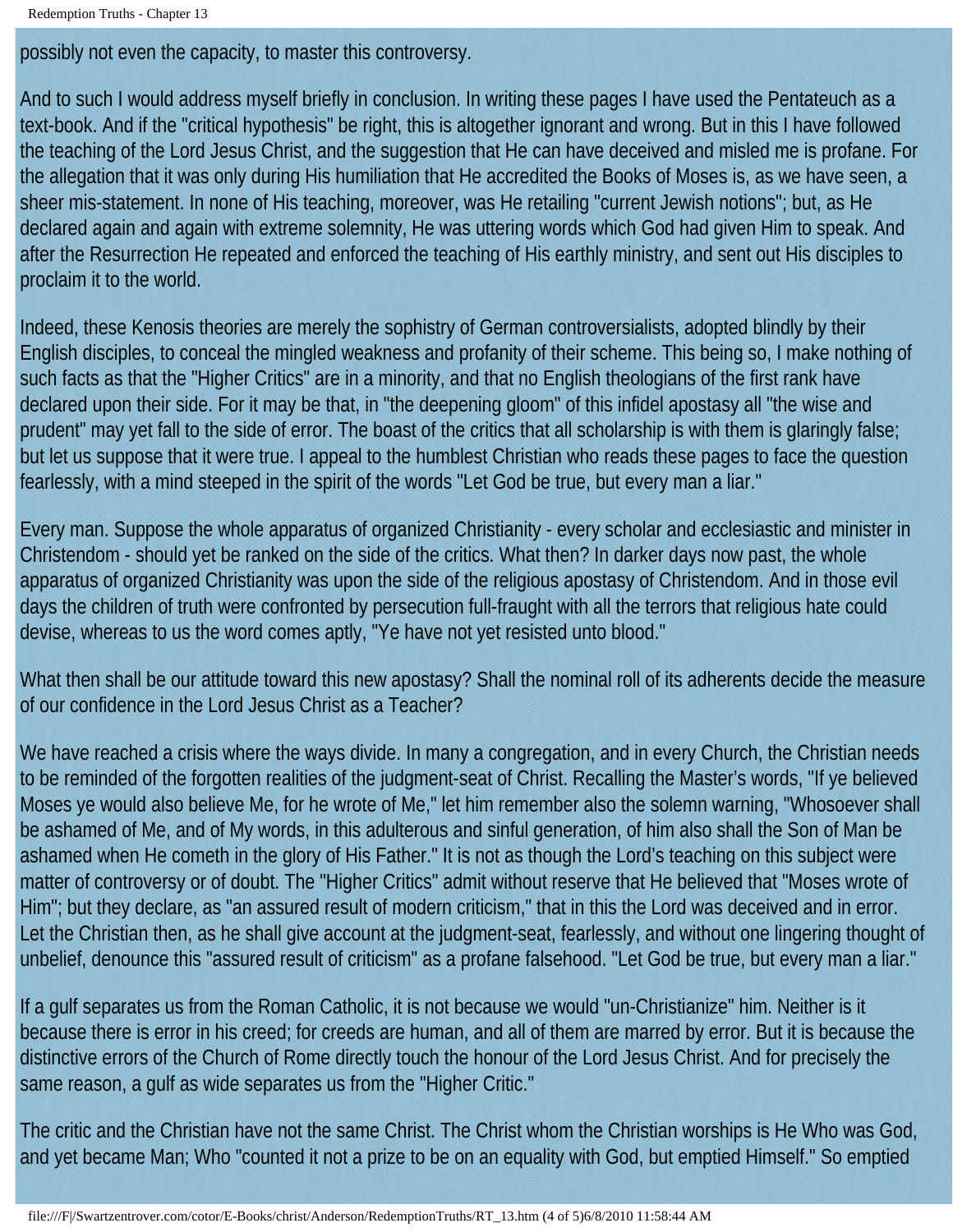possibly not even the capacity, to master this controversy.

And to such I would address myself briefly in conclusion. In writing these pages I have used the Pentateuch as a text-book. And if the "critical hypothesis" be right, this is altogether ignorant and wrong. But in this I have followed the teaching of the Lord Jesus Christ, and the suggestion that He can have deceived and misled me is profane. For the allegation that it was only during His humiliation that He accredited the Books of Moses is, as we have seen, a sheer mis-statement. In none of His teaching, moreover, was He retailing "current Jewish notions"; but, as He declared again and again with extreme solemnity, He was uttering words which God had given Him to speak. And after the Resurrection He repeated and enforced the teaching of His earthly ministry, and sent out His disciples to proclaim it to the world.

Indeed, these Kenosis theories are merely the sophistry of German controversialists, adopted blindly by their English disciples, to conceal the mingled weakness and profanity of their scheme. This being so, I make nothing of such facts as that the "Higher Critics" are in a minority, and that no English theologians of the first rank have declared upon their side. For it may be that, in "the deepening gloom" of this infidel apostasy all "the wise and prudent" may yet fall to the side of error. The boast of the critics that all scholarship is with them is glaringly false; but let us suppose that it were true. I appeal to the humblest Christian who reads these pages to face the question fearlessly, with a mind steeped in the spirit of the words "Let God be true, but every man a liar."

Every man. Suppose the whole apparatus of organized Christianity - every scholar and ecclesiastic and minister in Christendom - should yet be ranked on the side of the critics. What then? In darker days now past, the whole apparatus of organized Christianity was upon the side of the religious apostasy of Christendom. And in those evil days the children of truth were confronted by persecution full-fraught with all the terrors that religious hate could devise, whereas to us the word comes aptly, "Ye have not yet resisted unto blood."

What then shall be our attitude toward this new apostasy? Shall the nominal roll of its adherents decide the measure of our confidence in the Lord Jesus Christ as a Teacher?

We have reached a crisis where the ways divide. In many a congregation, and in every Church, the Christian needs to be reminded of the forgotten realities of the judgment-seat of Christ. Recalling the Master's words, "If ye believed Moses ye would also believe Me, for he wrote of Me," let him remember also the solemn warning, "Whosoever shall be ashamed of Me, and of My words, in this adulterous and sinful generation, of him also shall the Son of Man be ashamed when He cometh in the glory of His Father." It is not as though the Lord's teaching on this subject were matter of controversy or of doubt. The "Higher Critics" admit without reserve that He believed that "Moses wrote of Him"; but they declare, as "an assured result of modern criticism," that in this the Lord was deceived and in error. Let the Christian then, as he shall give account at the judgment-seat, fearlessly, and without one lingering thought of unbelief, denounce this "assured result of criticism" as a profane falsehood. "Let God be true, but every man a liar."

If a gulf separates us from the Roman Catholic, it is not because we would "un-Christianize" him. Neither is it because there is error in his creed; for creeds are human, and all of them are marred by error. But it is because the distinctive errors of the Church of Rome directly touch the honour of the Lord Jesus Christ. And for precisely the same reason, a gulf as wide separates us from the "Higher Critic."

The critic and the Christian have not the same Christ. The Christ whom the Christian worships is He Who was God, and yet became Man; Who "counted it not a prize to be on an equality with God, but emptied Himself." So emptied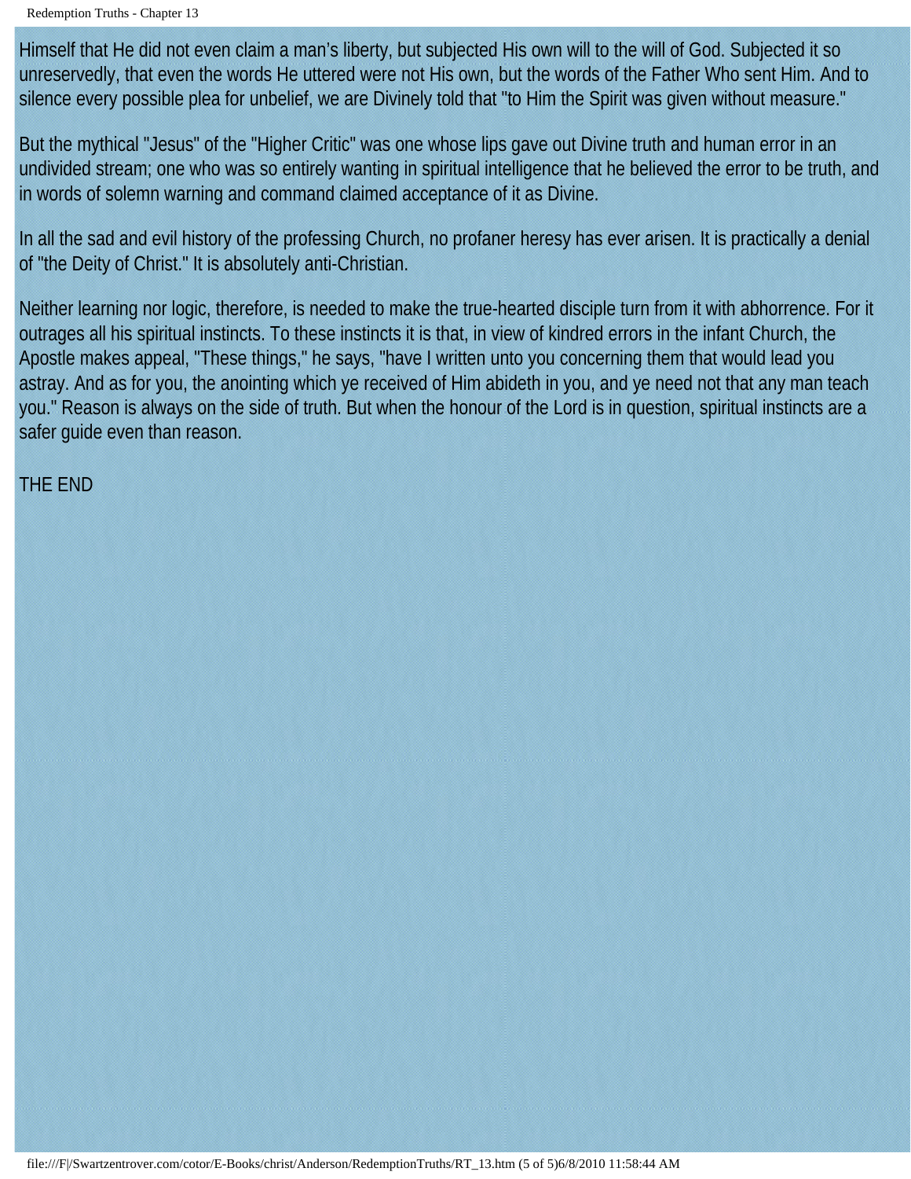Himself that He did not even claim a man's liberty, but subjected His own will to the will of God. Subjected it so unreservedly, that even the words He uttered were not His own, but the words of the Father Who sent Him. And to silence every possible plea for unbelief, we are Divinely told that "to Him the Spirit was given without measure."

But the mythical "Jesus" of the "Higher Critic" was one whose lips gave out Divine truth and human error in an undivided stream; one who was so entirely wanting in spiritual intelligence that he believed the error to be truth, and in words of solemn warning and command claimed acceptance of it as Divine.

In all the sad and evil history of the professing Church, no profaner heresy has ever arisen. It is practically a denial of "the Deity of Christ." It is absolutely anti-Christian.

Neither learning nor logic, therefore, is needed to make the true-hearted disciple turn from it with abhorrence. For it outrages all his spiritual instincts. To these instincts it is that, in view of kindred errors in the infant Church, the Apostle makes appeal, "These things," he says, "have I written unto you concerning them that would lead you astray. And as for you, the anointing which ye received of Him abideth in you, and ye need not that any man teach you." Reason is always on the side of truth. But when the honour of the Lord is in question, spiritual instincts are a safer guide even than reason.

THE END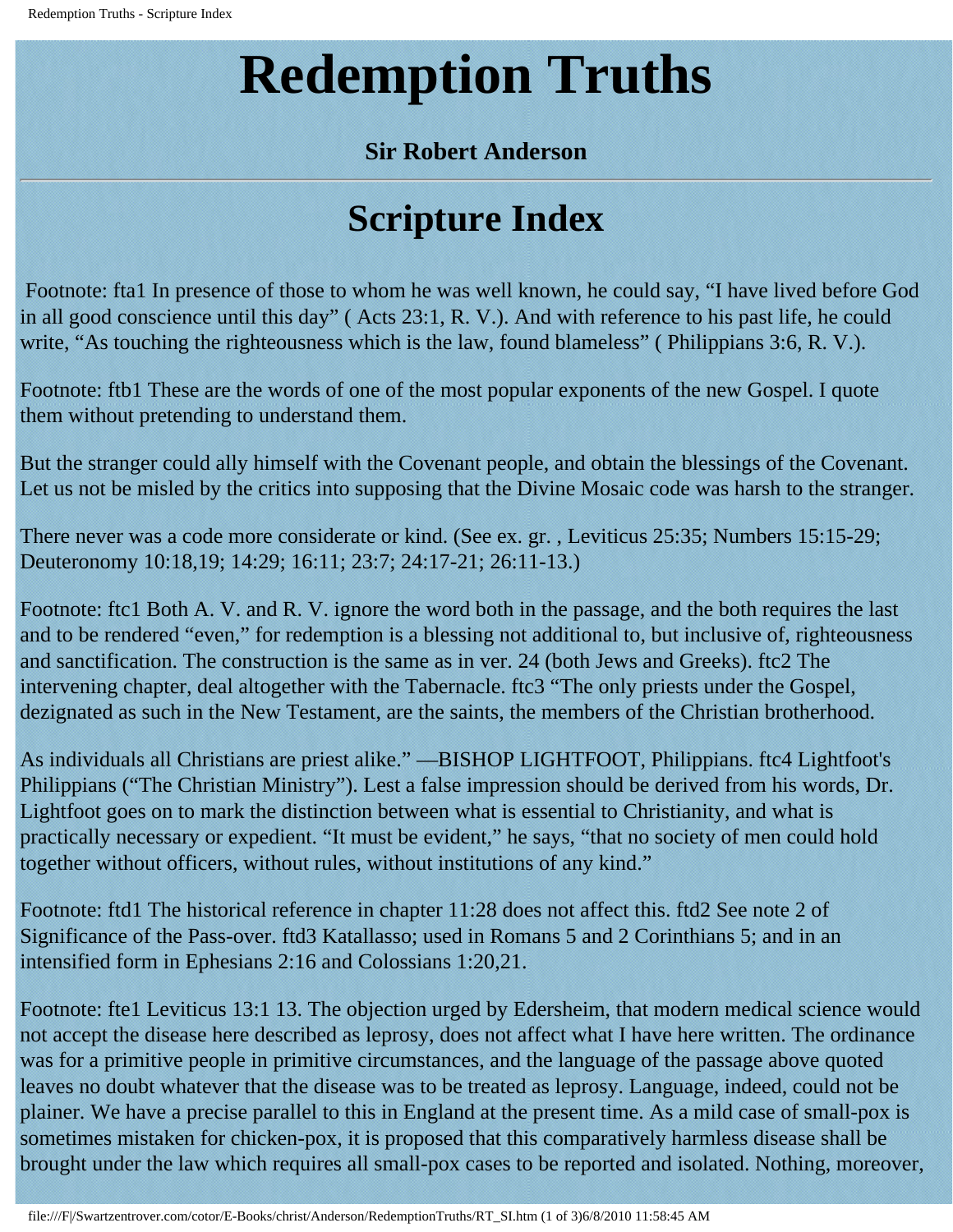# Redemption Truths

**Sir Robert Anderson**

---

## Scripture Index

Footnote: fta1 In presence of those to whom he was well known, he could say, "I have lived before God in all good conscience until this day" ( Acts 23:1, R. V.). And with reference to his past life, he could write, "As touching the righteousness which is the law, found blameless" ( Philippians 3:6, R. V.).

Footnote: ftb1 These are the words of one of the most popular exponents of the new Gospel. I quote them without pretending to understand them.

But the stranger could ally himself with the Covenant people, and obtain the blessings of the Covenant. Let us not be misled by the critics into supposing that the Divine Mosaic code was harsh to the stranger.

There never was a code more considerate or kind. (See ex. gr. , Leviticus 25:35; Numbers 15:15-29; Deuteronomy 10:18,19; 14:29; 16:11; 23:7; 24:17-21; 26:11-13.)

Footnote: ftc1 Both A. V. and R. V. ignore the word both in the passage, and the both requires the last and to be rendered "even," for redemption is a blessing not additional to, but inclusive of, righteousness and sanctification. The construction is the same as in ver. 24 (both Jews and Greeks). ftc2 The intervening chapter, deal altogether with the Tabernacle. ftc3 "The only priests under the Gospel, dezignated as such in the New Testament, are the saints, the members of the Christian brotherhood.

As individuals all Christians are priest alike." —BISHOP LIGHTFOOT, Philippians. ftc4 Lightfoot's Philippians ("The Christian Ministry"). Lest a false impression should be derived from his words, Dr. Lightfoot goes on to mark the distinction between what is essential to Christianity, and what is practically necessary or expedient. "It must be evident," he says, "that no society of men could hold together without officers, without rules, without institutions of any kind."

Footnote: ftd1 The historical reference in chapter 11:28 does not affect this. ftd2 See note 2 of Significance of the Pass-over. ftd3 Katallasso; used in Romans 5 and 2 Corinthians 5; and in an intensified form in Ephesians 2:16 and Colossians 1:20,21.

Footnote: fte1 Leviticus 13:1 13. The objection urged by Edersheim, that modern medical science would not accept the disease here described as leprosy, does not affect what I have here written. The ordinance was for a primitive people in primitive circumstances, and the language of the passage above quoted leaves no doubt whatever that the disease was to be treated as leprosy. Language, indeed, could not be plainer. We have a precise parallel to this in England at the present time. As a mild case of small-pox is sometimes mistaken for chicken-pox, it is proposed that this comparatively harmless disease shall be brought under the law which requires all small-pox cases to be reported and isolated. Nothing, moreover,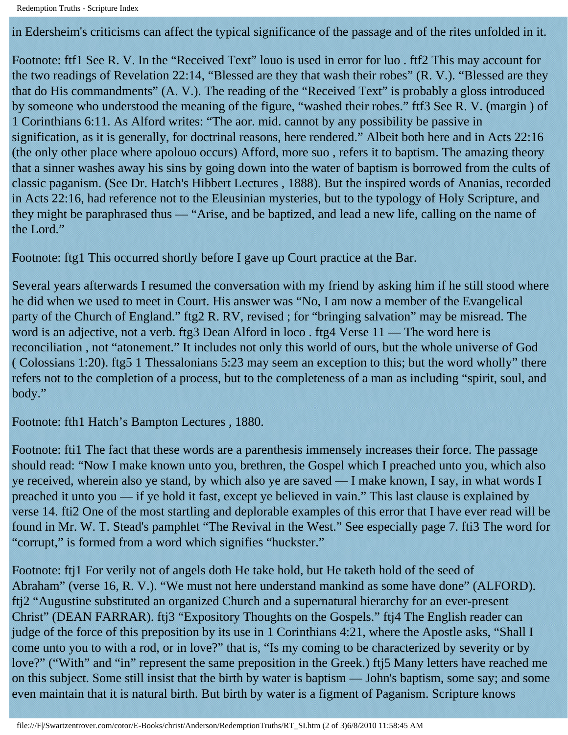in Edersheim's criticisms can affect the typical significance of the passage and of the rites unfolded in it.

Footnote: ftf1 See R. V. In the "Received Text" louo is used in error for luo . ftf2 This may account for the two readings of Revelation 22:14, "Blessed are they that wash their robes" (R. V.). "Blessed are they that do His commandments" (A. V.). The reading of the "Received Text" is probably a gloss introduced by someone who understood the meaning of the figure, "washed their robes." ftf3 See R. V. (margin ) of 1 Corinthians 6:11. As Alford writes: "The aor. mid. cannot by any possibility be passive in signification, as it is generally, for doctrinal reasons, here rendered." Albeit both here and in Acts 22:16 (the only other place where apolouo occurs) Afford, more suo , refers it to baptism. The amazing theory that a sinner washes away his sins by going down into the water of baptism is borrowed from the cults of classic paganism. (See Dr. Hatch's Hibbert Lectures , 1888). But the inspired words of Ananias, recorded in Acts 22:16, had reference not to the Eleusinian mysteries, but to the typology of Holy Scripture, and they might be paraphrased thus — "Arise, and be baptized, and lead a new life, calling on the name of the Lord."

Footnote: ftg1 This occurred shortly before I gave up Court practice at the Bar.

Several years afterwards I resumed the conversation with my friend by asking him if he still stood where he did when we used to meet in Court. His answer was "No, I am now a member of the Evangelical party of the Church of England." ftg2 R. RV, revised ; for "bringing salvation" may be misread. The word is an adjective, not a verb. ftg3 Dean Alford in loco . ftg4 Verse 11 — The word here is reconciliation , not "atonement." It includes not only this world of ours, but the whole universe of God ( Colossians 1:20). ftg5 1 Thessalonians 5:23 may seem an exception to this; but the word wholly" there refers not to the completion of a process, but to the completeness of a man as including "spirit, soul, and body."

Footnote: fth1 Hatch's Bampton Lectures , 1880.

Footnote: fti1 The fact that these words are a parenthesis immensely increases their force. The passage should read: "Now I make known unto you, brethren, the Gospel which I preached unto you, which also ye received, wherein also ye stand, by which also ye are saved — I make known, I say, in what words I preached it unto you — if ye hold it fast, except ye believed in vain." This last clause is explained by verse 14. fti2 One of the most startling and deplorable examples of this error that I have ever read will be found in Mr. W. T. Stead's pamphlet "The Revival in the West." See especially page 7. fti3 The word for "corrupt," is formed from a word which signifies "huckster."

Footnote: ftj1 For verily not of angels doth He take hold, but He taketh hold of the seed of Abraham" (verse 16, R. V.). "We must not here understand mankind as some have done" (ALFORD). ftj2 "Augustine substituted an organized Church and a supernatural hierarchy for an ever-present Christ" (DEAN FARRAR). ftj3 "Expository Thoughts on the Gospels." ftj4 The English reader can judge of the force of this preposition by its use in 1 Corinthians 4:21, where the Apostle asks, "Shall I come unto you to with a rod, or in love?" that is, "Is my coming to be characterized by severity or by love?" ("With" and "in" represent the same preposition in the Greek.) ftj5 Many letters have reached me on this subject. Some still insist that the birth by water is baptism — John's baptism, some say; and some even maintain that it is natural birth. But birth by water is a figment of Paganism. Scripture knows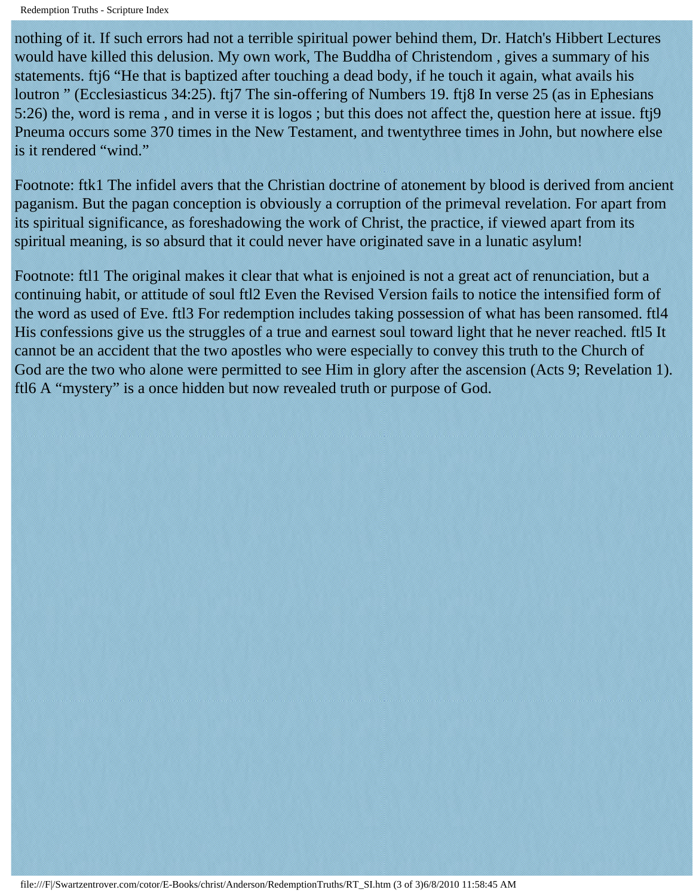nothing of it. If such errors had not a terrible spiritual power behind them, Dr. Hatch's Hibbert Lectures would have killed this delusion. My own work, The Buddha of Christendom , gives a summary of his statements. ftj6 “He that is baptized after touching a dead body, if he touch it again, what avails his loutron ” (Ecclesiasticus 34:25). ftj7 The sin-offering of Numbers 19. ftj8 In verse 25 (as in Ephesians 5:26) the, word is rema , and in verse it is logos ; but this does not affect the, question here at issue. ftj9 Pneuma occurs some 370 times in the New Testament, and twentythree times in John, but nowhere else is it rendered “wind.”

Footnote: ftk1 The infidel avers that the Christian doctrine of atonement by blood is derived from ancient paganism. But the pagan conception is obviously a corruption of the primeval revelation. For apart from its spiritual significance, as foreshadowing the work of Christ, the practice, if viewed apart from its spiritual meaning, is so absurd that it could never have originated save in a lunatic asylum!

Footnote: ftl1 The original makes it clear that what is enjoined is not a great act of renunciation, but a continuing habit, or attitude of soul ftl2 Even the Revised Version fails to notice the intensified form of the word as used of Eve. ftl3 For redemption includes taking possession of what has been ransomed. ftl4 His confessions give us the struggles of a true and earnest soul toward light that he never reached. ftl5 It cannot be an accident that the two apostles who were especially to convey this truth to the Church of God are the two who alone were permitted to see Him in glory after the ascension (Acts 9; Revelation 1). ftl6 A “mystery” is a once hidden but now revealed truth or purpose of God.